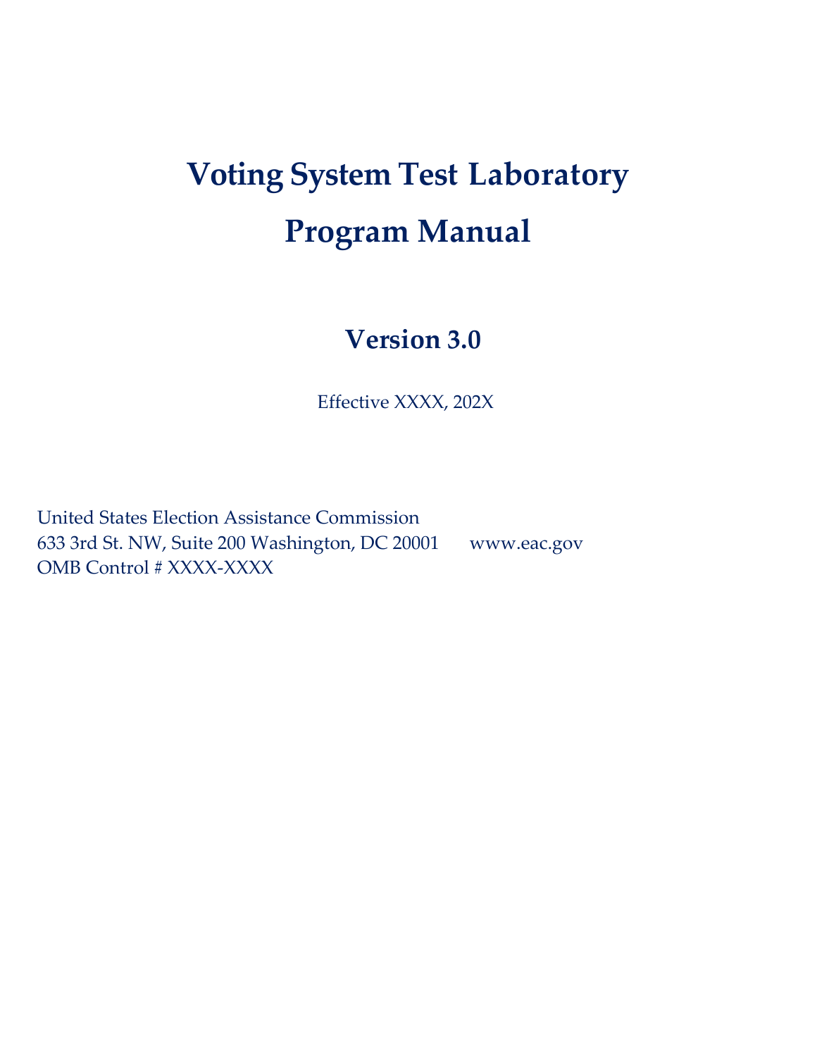# Voting System Test Laboratory Program Manual

## Version 3.0

Effective XXXX, 202X

United States Election Assistance Commission
633 3rd St. NW, Suite 200 Washington, DC 20001 www.eac.gov
OMB Control # XXXX-XXXX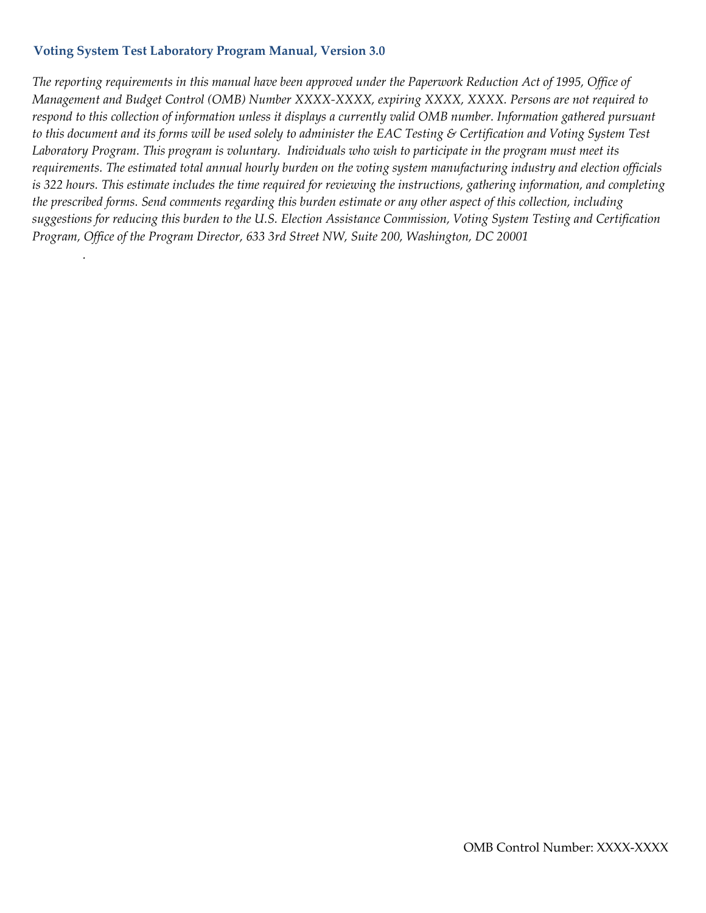**Voting System Test Laboratory Program Manual, Version 3.0**

*The reporting requirements in this manual have been approved under the Paperwork Reduction Act of 1995, Office of Management and Budget Control (OMB) Number XXXX-XXXX, expiring XXXX, XXXX. Persons are not required to respond to this collection of information unless it displays a currently valid OMB number. Information gathered pursuant to this document and its forms will be used solely to administer the EAC Testing & Certification and Voting System Test Laboratory Program. This program is voluntary. Individuals who wish to participate in the program must meet its requirements. The estimated total annual hourly burden on the voting system manufacturing industry and election officials is 322 hours. This estimate includes the time required for reviewing the instructions, gathering information, and completing the prescribed forms. Send comments regarding this burden estimate or any other aspect of this collection, including suggestions for reducing this burden to the U.S. Election Assistance Commission, Voting System Testing and Certification Program, Office of the Program Director, 633 3rd Street NW, Suite 200, Washington, DC 20001*

OMB Control Number: XXXX-XXXX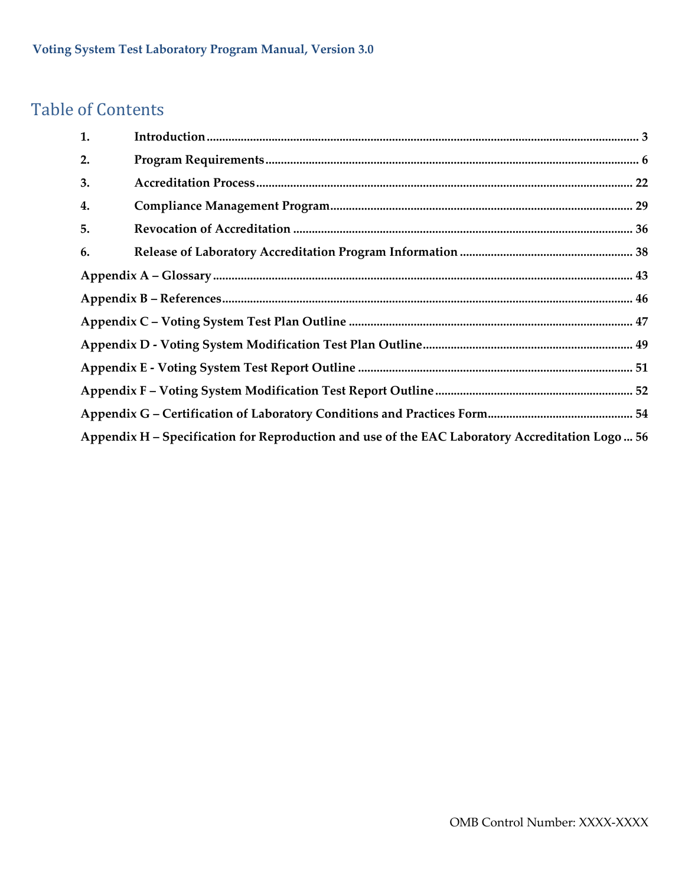# Table of Contents

1. **Introduction** ... 3
2. **Program Requirements** ... 6
3. **Accreditation Process** ... 22
4. **Compliance Management Program** ... 29
5. **Revocation of Accreditation** ... 36
6. **Release of Laboratory Accreditation Program Information** ... 38

**Appendix A – Glossary** ... 43

**Appendix B – References** ... 46

**Appendix C – Voting System Test Plan Outline** ... 47

**Appendix D - Voting System Modification Test Plan Outline** ... 49

**Appendix E - Voting System Test Report Outline** ... 51

**Appendix F – Voting System Modification Test Report Outline** ... 52

**Appendix G – Certification of Laboratory Conditions and Practices Form** ... 54

**Appendix H – Specification for Reproduction and use of the EAC Laboratory Accreditation Logo** ... 56

OMB Control Number: XXXX-XXXX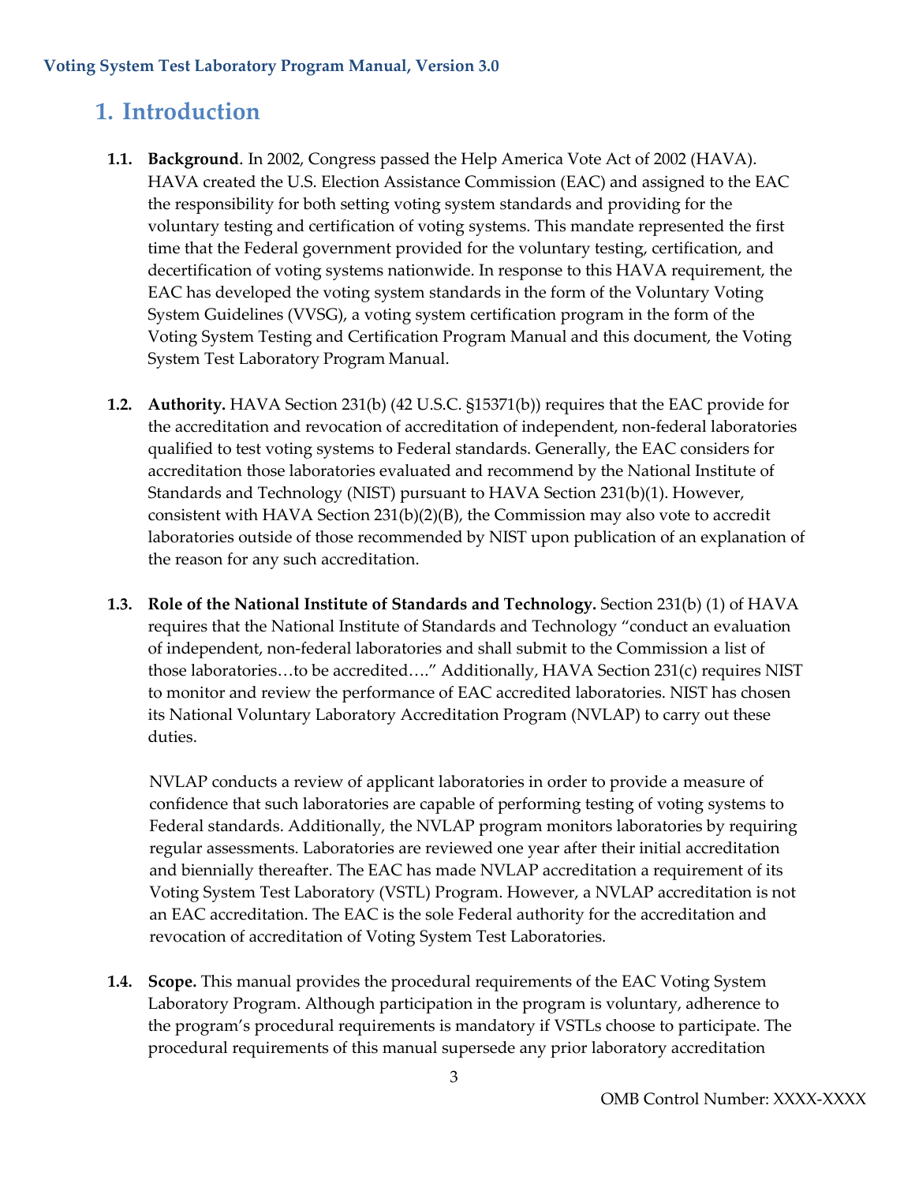# 1. Introduction

**1.1. Background**. In 2002, Congress passed the Help America Vote Act of 2002 (HAVA). HAVA created the U.S. Election Assistance Commission (EAC) and assigned to the EAC the responsibility for both setting voting system standards and providing for the voluntary testing and certification of voting systems. This mandate represented the first time that the Federal government provided for the voluntary testing, certification, and decertification of voting systems nationwide. In response to this HAVA requirement, the EAC has developed the voting system standards in the form of the Voluntary Voting System Guidelines (VVSG), a voting system certification program in the form of the Voting System Testing and Certification Program Manual and this document, the Voting System Test Laboratory Program Manual.

**1.2. Authority.** HAVA Section 231(b) (42 U.S.C. §15371(b)) requires that the EAC provide for the accreditation and revocation of accreditation of independent, non-federal laboratories qualified to test voting systems to Federal standards. Generally, the EAC considers for accreditation those laboratories evaluated and recommend by the National Institute of Standards and Technology (NIST) pursuant to HAVA Section 231(b)(1). However, consistent with HAVA Section 231(b)(2)(B), the Commission may also vote to accredit laboratories outside of those recommended by NIST upon publication of an explanation of the reason for any such accreditation.

**1.3. Role of the National Institute of Standards and Technology.** Section 231(b) (1) of HAVA requires that the National Institute of Standards and Technology "conduct an evaluation of independent, non-federal laboratories and shall submit to the Commission a list of those laboratories…to be accredited…." Additionally, HAVA Section 231(c) requires NIST to monitor and review the performance of EAC accredited laboratories. NIST has chosen its National Voluntary Laboratory Accreditation Program (NVLAP) to carry out these duties.

NVLAP conducts a review of applicant laboratories in order to provide a measure of confidence that such laboratories are capable of performing testing of voting systems to Federal standards. Additionally, the NVLAP program monitors laboratories by requiring regular assessments. Laboratories are reviewed one year after their initial accreditation and biennially thereafter. The EAC has made NVLAP accreditation a requirement of its Voting System Test Laboratory (VSTL) Program. However, a NVLAP accreditation is not an EAC accreditation. The EAC is the sole Federal authority for the accreditation and revocation of accreditation of Voting System Test Laboratories.

**1.4. Scope.** This manual provides the procedural requirements of the EAC Voting System Laboratory Program. Although participation in the program is voluntary, adherence to the program's procedural requirements is mandatory if VSTLs choose to participate. The procedural requirements of this manual supersede any prior laboratory accreditation

OMB Control Number: XXXX-XXXX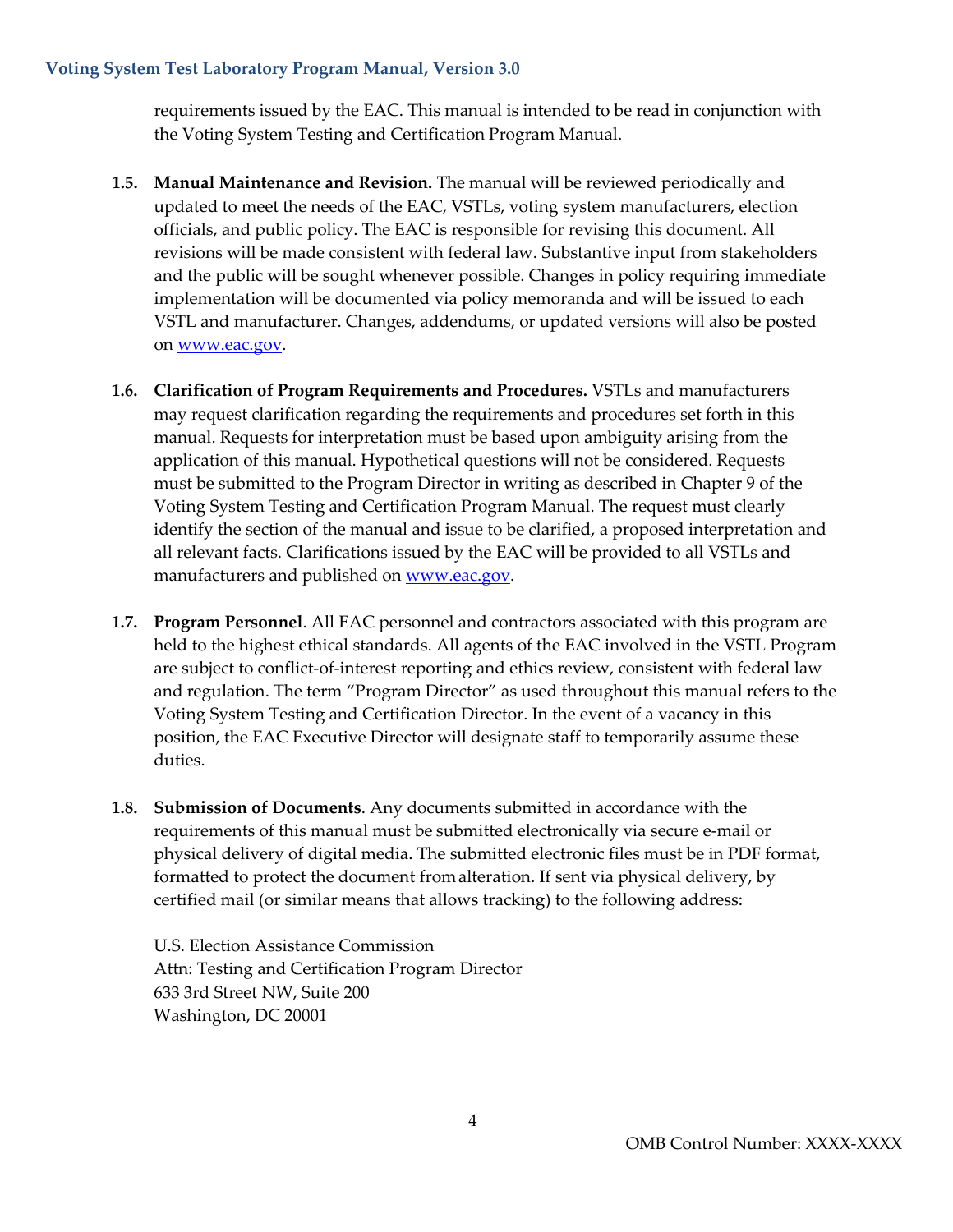requirements issued by the EAC. This manual is intended to be read in conjunction with the Voting System Testing and Certification Program Manual.

**1.5. Manual Maintenance and Revision.** The manual will be reviewed periodically and updated to meet the needs of the EAC, VSTLs, voting system manufacturers, election officials, and public policy. The EAC is responsible for revising this document. All revisions will be made consistent with federal law. Substantive input from stakeholders and the public will be sought whenever possible. Changes in policy requiring immediate implementation will be documented via policy memoranda and will be issued to each VSTL and manufacturer. Changes, addendums, or updated versions will also be posted on www.eac.gov.

**1.6. Clarification of Program Requirements and Procedures.** VSTLs and manufacturers may request clarification regarding the requirements and procedures set forth in this manual. Requests for interpretation must be based upon ambiguity arising from the application of this manual. Hypothetical questions will not be considered. Requests must be submitted to the Program Director in writing as described in Chapter 9 of the Voting System Testing and Certification Program Manual. The request must clearly identify the section of the manual and issue to be clarified, a proposed interpretation and all relevant facts. Clarifications issued by the EAC will be provided to all VSTLs and manufacturers and published on www.eac.gov.

**1.7. Program Personnel**. All EAC personnel and contractors associated with this program are held to the highest ethical standards. All agents of the EAC involved in the VSTL Program are subject to conflict-of-interest reporting and ethics review, consistent with federal law and regulation. The term "Program Director" as used throughout this manual refers to the Voting System Testing and Certification Director. In the event of a vacancy in this position, the EAC Executive Director will designate staff to temporarily assume these duties.

**1.8. Submission of Documents**. Any documents submitted in accordance with the requirements of this manual must be submitted electronically via secure e-mail or physical delivery of digital media. The submitted electronic files must be in PDF format, formatted to protect the document from alteration. If sent via physical delivery, by certified mail (or similar means that allows tracking) to the following address:

U.S. Election Assistance Commission
Attn: Testing and Certification Program Director
633 3rd Street NW, Suite 200
Washington, DC 20001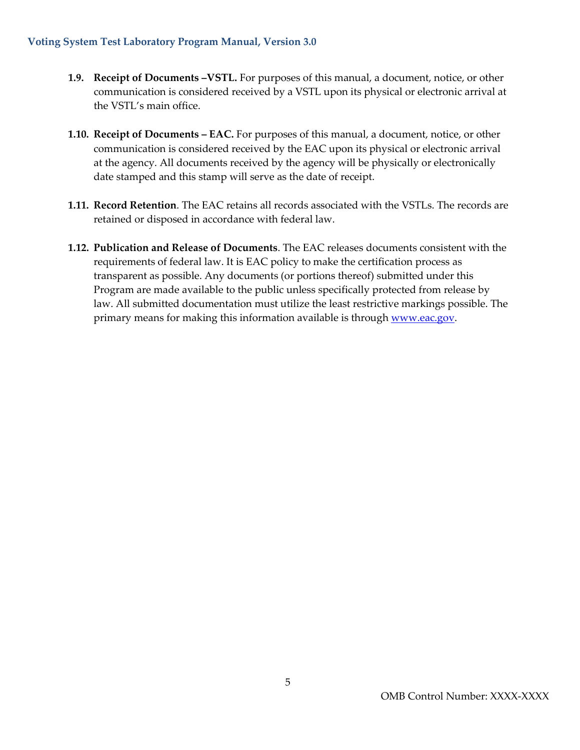**1.9. Receipt of Documents –VSTL.** For purposes of this manual, a document, notice, or other communication is considered received by a VSTL upon its physical or electronic arrival at the VSTL's main office.

**1.10. Receipt of Documents – EAC.** For purposes of this manual, a document, notice, or other communication is considered received by the EAC upon its physical or electronic arrival at the agency. All documents received by the agency will be physically or electronically date stamped and this stamp will serve as the date of receipt.

**1.11. Record Retention**. The EAC retains all records associated with the VSTLs. The records are retained or disposed in accordance with federal law.

**1.12. Publication and Release of Documents**. The EAC releases documents consistent with the requirements of federal law. It is EAC policy to make the certification process as transparent as possible. Any documents (or portions thereof) submitted under this Program are made available to the public unless specifically protected from release by law. All submitted documentation must utilize the least restrictive markings possible. The primary means for making this information available is through [www.eac.gov](http://www.eac.gov).

OMB Control Number: XXXX-XXXX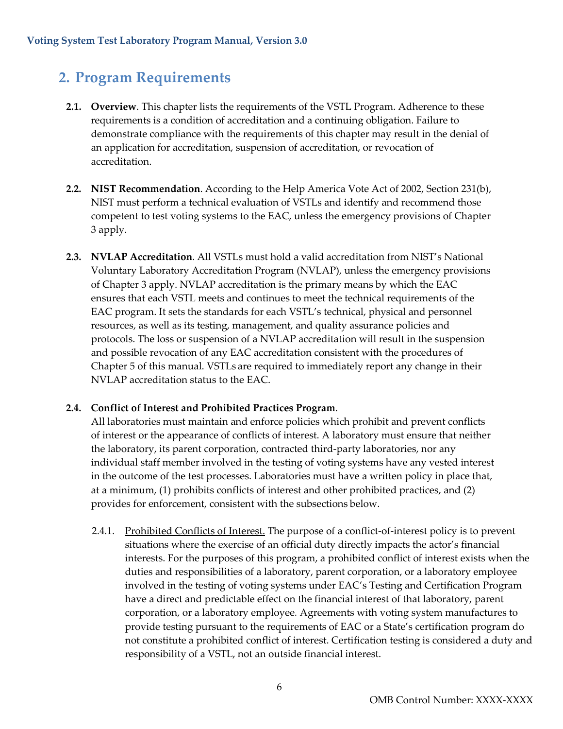# 2. Program Requirements

**2.1. Overview**. This chapter lists the requirements of the VSTL Program. Adherence to these requirements is a condition of accreditation and a continuing obligation. Failure to demonstrate compliance with the requirements of this chapter may result in the denial of an application for accreditation, suspension of accreditation, or revocation of accreditation.

**2.2. NIST Recommendation**. According to the Help America Vote Act of 2002, Section 231(b), NIST must perform a technical evaluation of VSTLs and identify and recommend those competent to test voting systems to the EAC, unless the emergency provisions of Chapter 3 apply.

**2.3. NVLAP Accreditation**. All VSTLs must hold a valid accreditation from NIST's National Voluntary Laboratory Accreditation Program (NVLAP), unless the emergency provisions of Chapter 3 apply. NVLAP accreditation is the primary means by which the EAC ensures that each VSTL meets and continues to meet the technical requirements of the EAC program. It sets the standards for each VSTL's technical, physical and personnel resources, as well as its testing, management, and quality assurance policies and protocols. The loss or suspension of a NVLAP accreditation will result in the suspension and possible revocation of any EAC accreditation consistent with the procedures of Chapter 5 of this manual. VSTLs are required to immediately report any change in their NVLAP accreditation status to the EAC.

**2.4. Conflict of Interest and Prohibited Practices Program**.
All laboratories must maintain and enforce policies which prohibit and prevent conflicts of interest or the appearance of conflicts of interest. A laboratory must ensure that neither the laboratory, its parent corporation, contracted third-party laboratories, nor any individual staff member involved in the testing of voting systems have any vested interest in the outcome of the test processes. Laboratories must have a written policy in place that, at a minimum, (1) prohibits conflicts of interest and other prohibited practices, and (2) provides for enforcement, consistent with the subsections below.

2.4.1. Prohibited Conflicts of Interest. The purpose of a conflict-of-interest policy is to prevent situations where the exercise of an official duty directly impacts the actor's financial interests. For the purposes of this program, a prohibited conflict of interest exists when the duties and responsibilities of a laboratory, parent corporation, or a laboratory employee involved in the testing of voting systems under EAC's Testing and Certification Program have a direct and predictable effect on the financial interest of that laboratory, parent corporation, or a laboratory employee. Agreements with voting system manufactures to provide testing pursuant to the requirements of EAC or a State's certification program do not constitute a prohibited conflict of interest. Certification testing is considered a duty and responsibility of a VSTL, not an outside financial interest.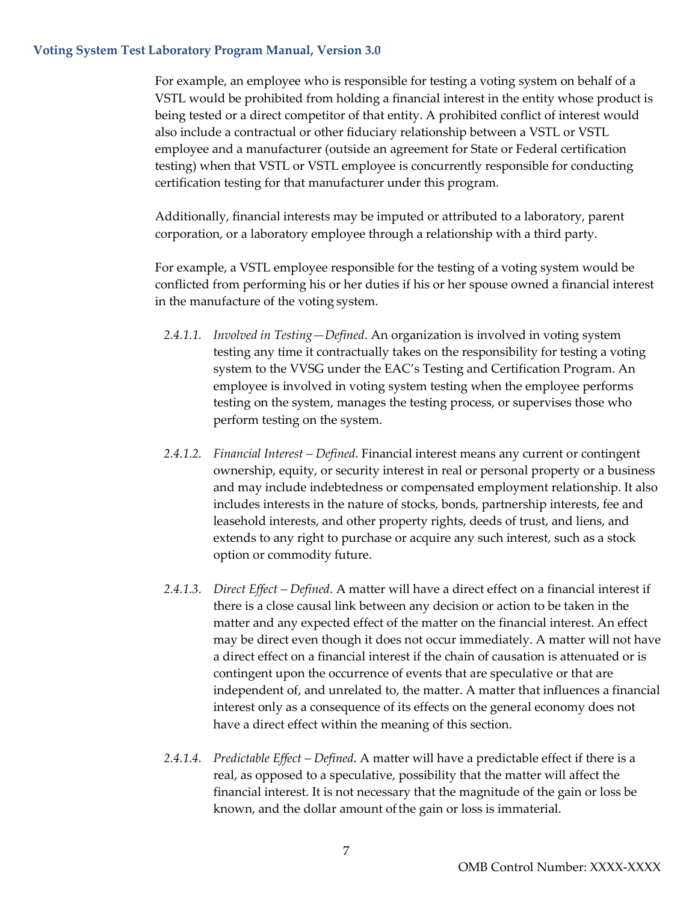For example, an employee who is responsible for testing a voting system on behalf of a VSTL would be prohibited from holding a financial interest in the entity whose product is being tested or a direct competitor of that entity. A prohibited conflict of interest would also include a contractual or other fiduciary relationship between a VSTL or VSTL employee and a manufacturer (outside an agreement for State or Federal certification testing) when that VSTL or VSTL employee is concurrently responsible for conducting certification testing for that manufacturer under this program.

Additionally, financial interests may be imputed or attributed to a laboratory, parent corporation, or a laboratory employee through a relationship with a third party.

For example, a VSTL employee responsible for the testing of a voting system would be conflicted from performing his or her duties if his or her spouse owned a financial interest in the manufacture of the voting system.

*2.4.1.1.* *Involved in Testing—Defined*. An organization is involved in voting system testing any time it contractually takes on the responsibility for testing a voting system to the VVSG under the EAC's Testing and Certification Program. An employee is involved in voting system testing when the employee performs testing on the system, manages the testing process, or supervises those who perform testing on the system.

*2.4.1.2.* *Financial Interest – Defined*. Financial interest means any current or contingent ownership, equity, or security interest in real or personal property or a business and may include indebtedness or compensated employment relationship. It also includes interests in the nature of stocks, bonds, partnership interests, fee and leasehold interests, and other property rights, deeds of trust, and liens, and extends to any right to purchase or acquire any such interest, such as a stock option or commodity future.

*2.4.1.3.* *Direct Effect – Defined*. A matter will have a direct effect on a financial interest if there is a close causal link between any decision or action to be taken in the matter and any expected effect of the matter on the financial interest. An effect may be direct even though it does not occur immediately. A matter will not have a direct effect on a financial interest if the chain of causation is attenuated or is contingent upon the occurrence of events that are speculative or that are independent of, and unrelated to, the matter. A matter that influences a financial interest only as a consequence of its effects on the general economy does not have a direct effect within the meaning of this section.

*2.4.1.4.* *Predictable Effect – Defined*. A matter will have a predictable effect if there is a real, as opposed to a speculative, possibility that the matter will affect the financial interest. It is not necessary that the magnitude of the gain or loss be known, and the dollar amount of the gain or loss is immaterial.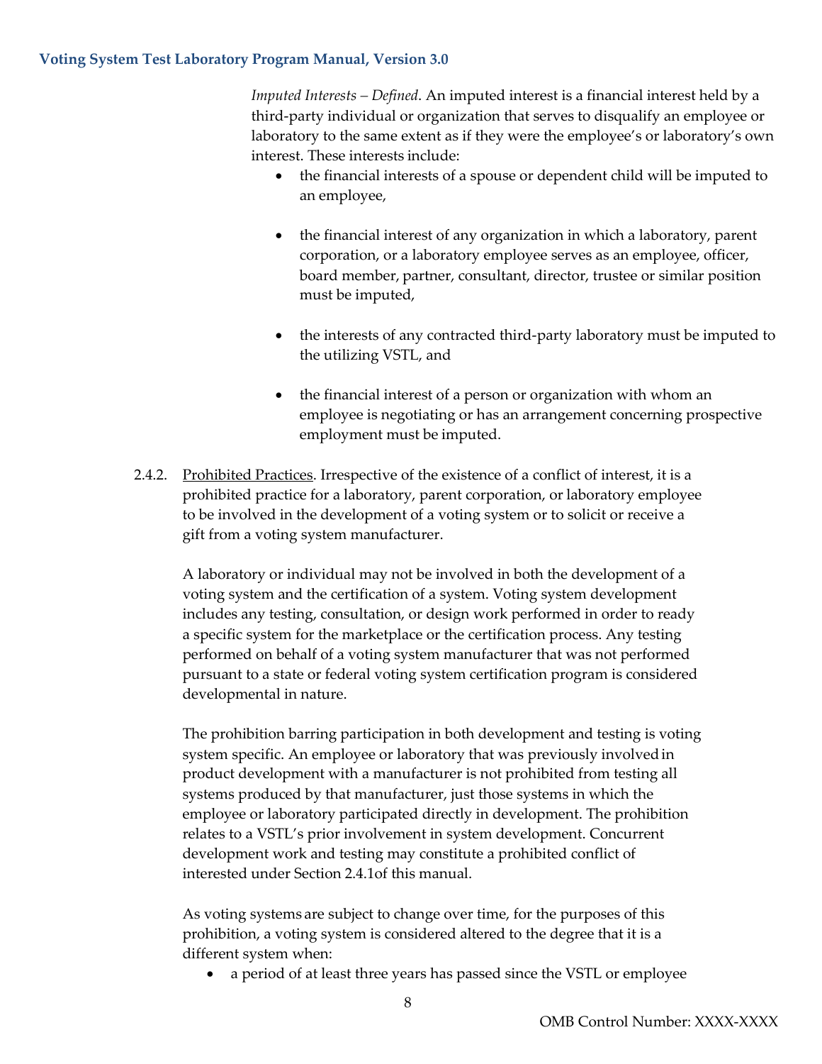*Imputed Interests – Defined*. An imputed interest is a financial interest held by a third-party individual or organization that serves to disqualify an employee or laboratory to the same extent as if they were the employee's or laboratory's own interest. These interests include:

- the financial interests of a spouse or dependent child will be imputed to an employee,
- the financial interest of any organization in which a laboratory, parent corporation, or a laboratory employee serves as an employee, officer, board member, partner, consultant, director, trustee or similar position must be imputed,
- the interests of any contracted third-party laboratory must be imputed to the utilizing VSTL, and
- the financial interest of a person or organization with whom an employee is negotiating or has an arrangement concerning prospective employment must be imputed.

2.4.2. <u>Prohibited Practices</u>. Irrespective of the existence of a conflict of interest, it is a prohibited practice for a laboratory, parent corporation, or laboratory employee to be involved in the development of a voting system or to solicit or receive a gift from a voting system manufacturer.

A laboratory or individual may not be involved in both the development of a voting system and the certification of a system. Voting system development includes any testing, consultation, or design work performed in order to ready a specific system for the marketplace or the certification process. Any testing performed on behalf of a voting system manufacturer that was not performed pursuant to a state or federal voting system certification program is considered developmental in nature.

The prohibition barring participation in both development and testing is voting system specific. An employee or laboratory that was previously involved in product development with a manufacturer is not prohibited from testing all systems produced by that manufacturer, just those systems in which the employee or laboratory participated directly in development. The prohibition relates to a VSTL's prior involvement in system development. Concurrent development work and testing may constitute a prohibited conflict of interested under Section 2.4.1of this manual.

As voting systems are subject to change over time, for the purposes of this prohibition, a voting system is considered altered to the degree that it is a different system when:

- a period of at least three years has passed since the VSTL or employee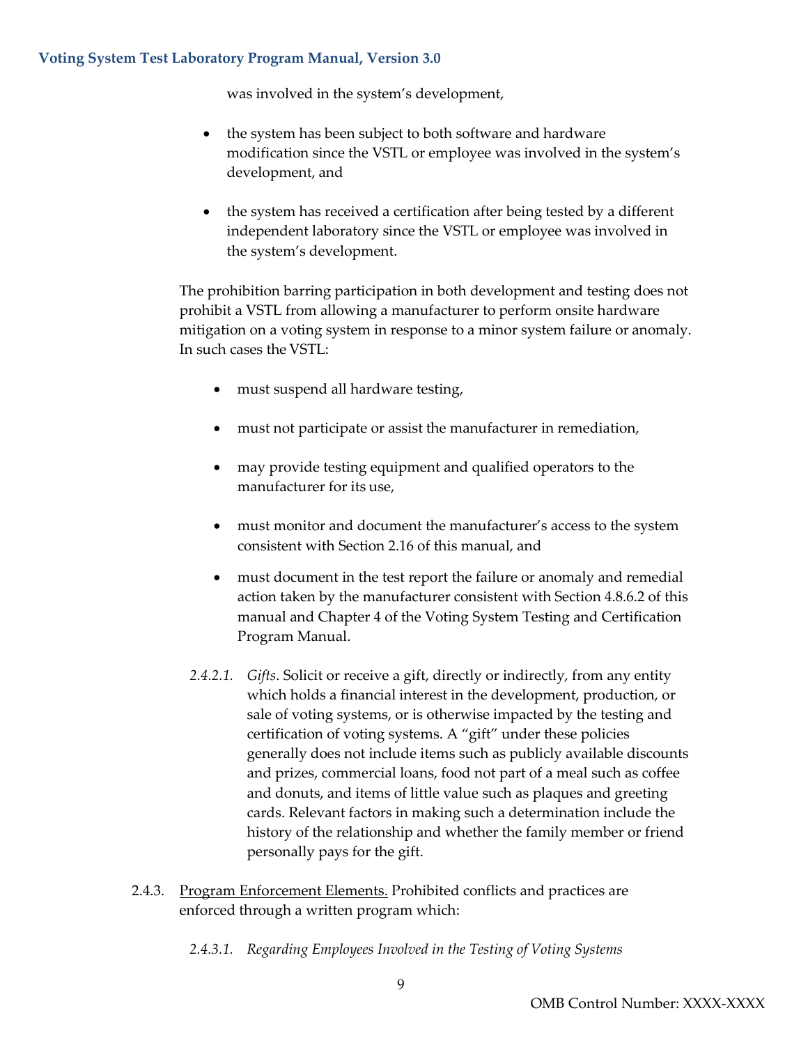was involved in the system's development,

- the system has been subject to both software and hardware modification since the VSTL or employee was involved in the system's development, and
- the system has received a certification after being tested by a different independent laboratory since the VSTL or employee was involved in the system's development.

The prohibition barring participation in both development and testing does not prohibit a VSTL from allowing a manufacturer to perform onsite hardware mitigation on a voting system in response to a minor system failure or anomaly. In such cases the VSTL:

- must suspend all hardware testing,
- must not participate or assist the manufacturer in remediation,
- may provide testing equipment and qualified operators to the manufacturer for its use,
- must monitor and document the manufacturer's access to the system consistent with Section 2.16 of this manual, and
- must document in the test report the failure or anomaly and remedial action taken by the manufacturer consistent with Section 4.8.6.2 of this manual and Chapter 4 of the Voting System Testing and Certification Program Manual.

*2.4.2.1. Gifts*. Solicit or receive a gift, directly or indirectly, from any entity which holds a financial interest in the development, production, or sale of voting systems, or is otherwise impacted by the testing and certification of voting systems. A "gift" under these policies generally does not include items such as publicly available discounts and prizes, commercial loans, food not part of a meal such as coffee and donuts, and items of little value such as plaques and greeting cards. Relevant factors in making such a determination include the history of the relationship and whether the family member or friend personally pays for the gift.

2.4.3. Program Enforcement Elements. Prohibited conflicts and practices are enforced through a written program which:

*2.4.3.1. Regarding Employees Involved in the Testing of Voting Systems*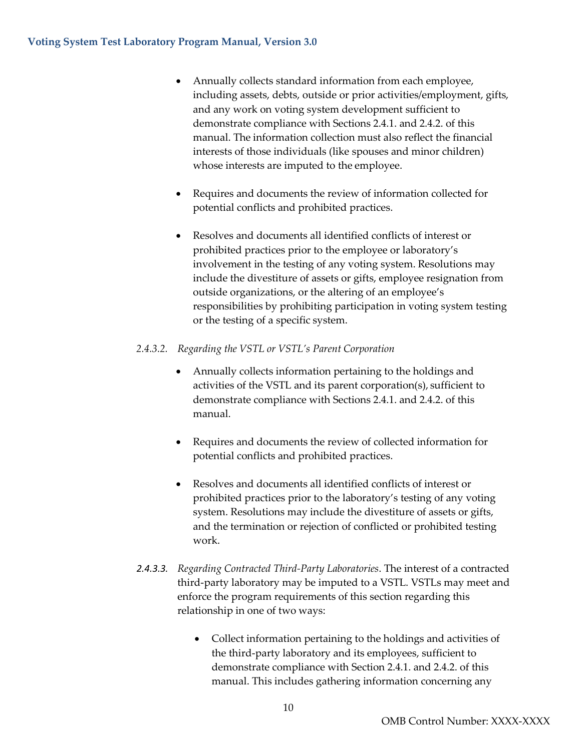- Annually collects standard information from each employee, including assets, debts, outside or prior activities/employment, gifts, and any work on voting system development sufficient to demonstrate compliance with Sections 2.4.1. and 2.4.2. of this manual. The information collection must also reflect the financial interests of those individuals (like spouses and minor children) whose interests are imputed to the employee.

- Requires and documents the review of information collected for potential conflicts and prohibited practices.

- Resolves and documents all identified conflicts of interest or prohibited practices prior to the employee or laboratory's involvement in the testing of any voting system. Resolutions may include the divestiture of assets or gifts, employee resignation from outside organizations, or the altering of an employee's responsibilities by prohibiting participation in voting system testing or the testing of a specific system.

*2.4.3.2. Regarding the VSTL or VSTL's Parent Corporation*

- Annually collects information pertaining to the holdings and activities of the VSTL and its parent corporation(s), sufficient to demonstrate compliance with Sections 2.4.1. and 2.4.2. of this manual.

- Requires and documents the review of collected information for potential conflicts and prohibited practices.

- Resolves and documents all identified conflicts of interest or prohibited practices prior to the laboratory's testing of any voting system. Resolutions may include the divestiture of assets or gifts, and the termination or rejection of conflicted or prohibited testing work.

*2.4.3.3. Regarding Contracted Third-Party Laboratories*. The interest of a contracted third-party laboratory may be imputed to a VSTL. VSTLs may meet and enforce the program requirements of this section regarding this relationship in one of two ways:

- Collect information pertaining to the holdings and activities of the third-party laboratory and its employees, sufficient to demonstrate compliance with Section 2.4.1. and 2.4.2. of this manual. This includes gathering information concerning any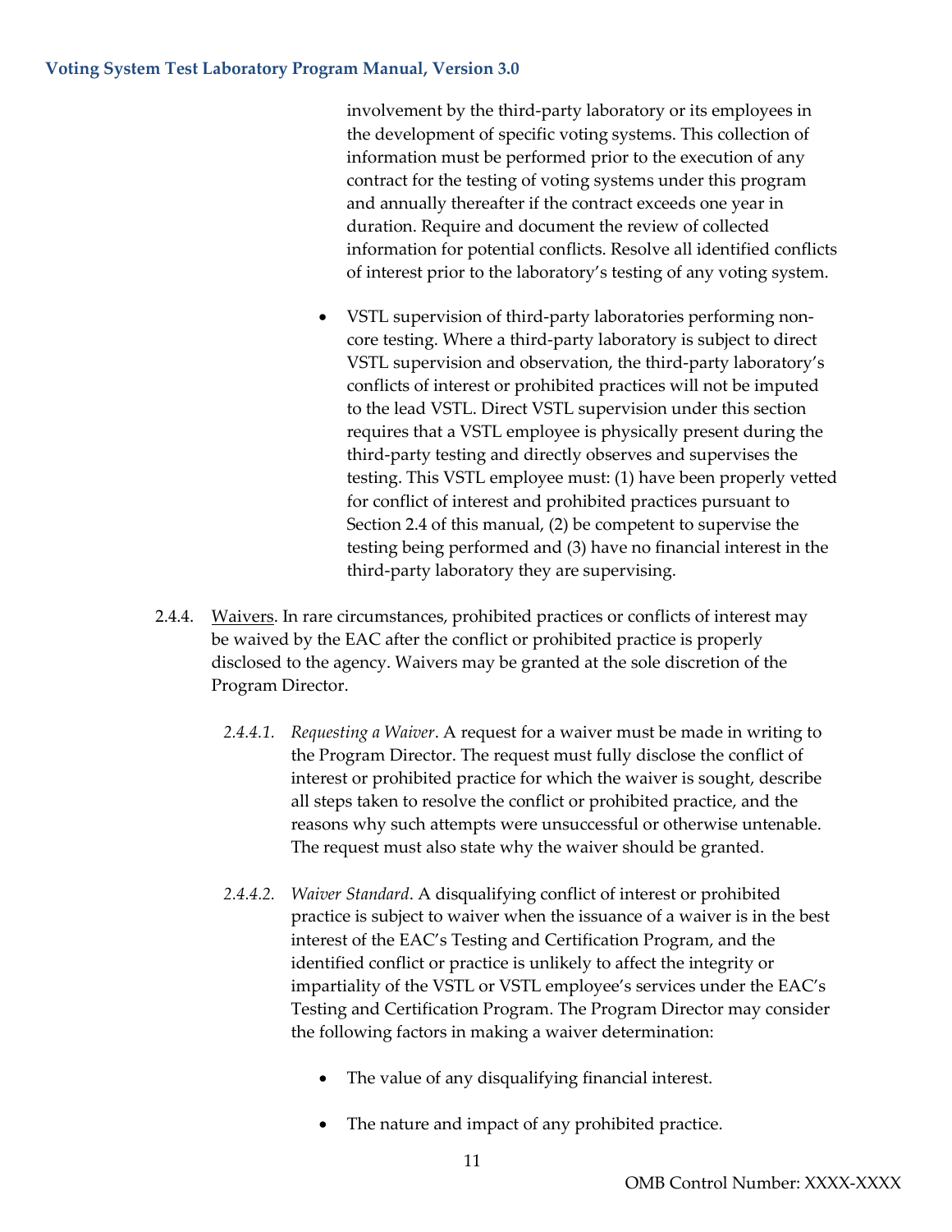involvement by the third-party laboratory or its employees in the development of specific voting systems. This collection of information must be performed prior to the execution of any contract for the testing of voting systems under this program and annually thereafter if the contract exceeds one year in duration. Require and document the review of collected information for potential conflicts. Resolve all identified conflicts of interest prior to the laboratory's testing of any voting system.

- VSTL supervision of third-party laboratories performing non-core testing. Where a third-party laboratory is subject to direct VSTL supervision and observation, the third-party laboratory's conflicts of interest or prohibited practices will not be imputed to the lead VSTL. Direct VSTL supervision under this section requires that a VSTL employee is physically present during the third-party testing and directly observes and supervises the testing. This VSTL employee must: (1) have been properly vetted for conflict of interest and prohibited practices pursuant to Section 2.4 of this manual, (2) be competent to supervise the testing being performed and (3) have no financial interest in the third-party laboratory they are supervising.

2.4.4. Waivers. In rare circumstances, prohibited practices or conflicts of interest may be waived by the EAC after the conflict or prohibited practice is properly disclosed to the agency. Waivers may be granted at the sole discretion of the Program Director.

*2.4.4.1. Requesting a Waiver*. A request for a waiver must be made in writing to the Program Director. The request must fully disclose the conflict of interest or prohibited practice for which the waiver is sought, describe all steps taken to resolve the conflict or prohibited practice, and the reasons why such attempts were unsuccessful or otherwise untenable. The request must also state why the waiver should be granted.

*2.4.4.2. Waiver Standard*. A disqualifying conflict of interest or prohibited practice is subject to waiver when the issuance of a waiver is in the best interest of the EAC's Testing and Certification Program, and the identified conflict or practice is unlikely to affect the integrity or impartiality of the VSTL or VSTL employee's services under the EAC's Testing and Certification Program. The Program Director may consider the following factors in making a waiver determination:

- The value of any disqualifying financial interest.
- The nature and impact of any prohibited practice.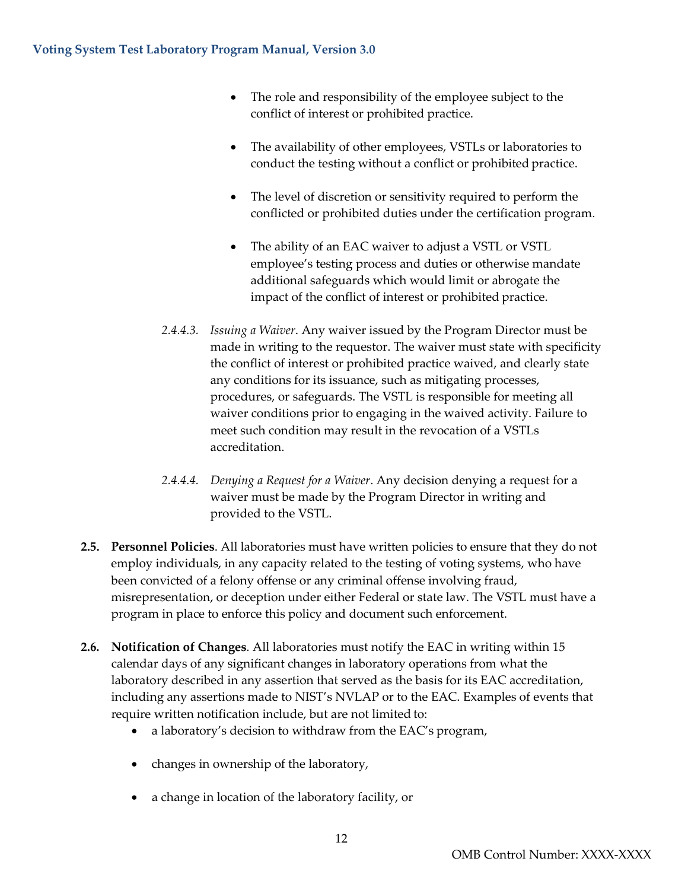- The role and responsibility of the employee subject to the conflict of interest or prohibited practice.

- The availability of other employees, VSTLs or laboratories to conduct the testing without a conflict or prohibited practice.

- The level of discretion or sensitivity required to perform the conflicted or prohibited duties under the certification program.

- The ability of an EAC waiver to adjust a VSTL or VSTL employee's testing process and duties or otherwise mandate additional safeguards which would limit or abrogate the impact of the conflict of interest or prohibited practice.

*2.4.4.3. Issuing a Waiver*. Any waiver issued by the Program Director must be made in writing to the requestor. The waiver must state with specificity the conflict of interest or prohibited practice waived, and clearly state any conditions for its issuance, such as mitigating processes, procedures, or safeguards. The VSTL is responsible for meeting all waiver conditions prior to engaging in the waived activity. Failure to meet such condition may result in the revocation of a VSTLs accreditation.

*2.4.4.4. Denying a Request for a Waiver*. Any decision denying a request for a waiver must be made by the Program Director in writing and provided to the VSTL.

**2.5. Personnel Policies**. All laboratories must have written policies to ensure that they do not employ individuals, in any capacity related to the testing of voting systems, who have been convicted of a felony offense or any criminal offense involving fraud, misrepresentation, or deception under either Federal or state law. The VSTL must have a program in place to enforce this policy and document such enforcement.

**2.6. Notification of Changes**. All laboratories must notify the EAC in writing within 15 calendar days of any significant changes in laboratory operations from what the laboratory described in any assertion that served as the basis for its EAC accreditation, including any assertions made to NIST's NVLAP or to the EAC. Examples of events that require written notification include, but are not limited to:

- a laboratory's decision to withdraw from the EAC's program,

- changes in ownership of the laboratory,

- a change in location of the laboratory facility, or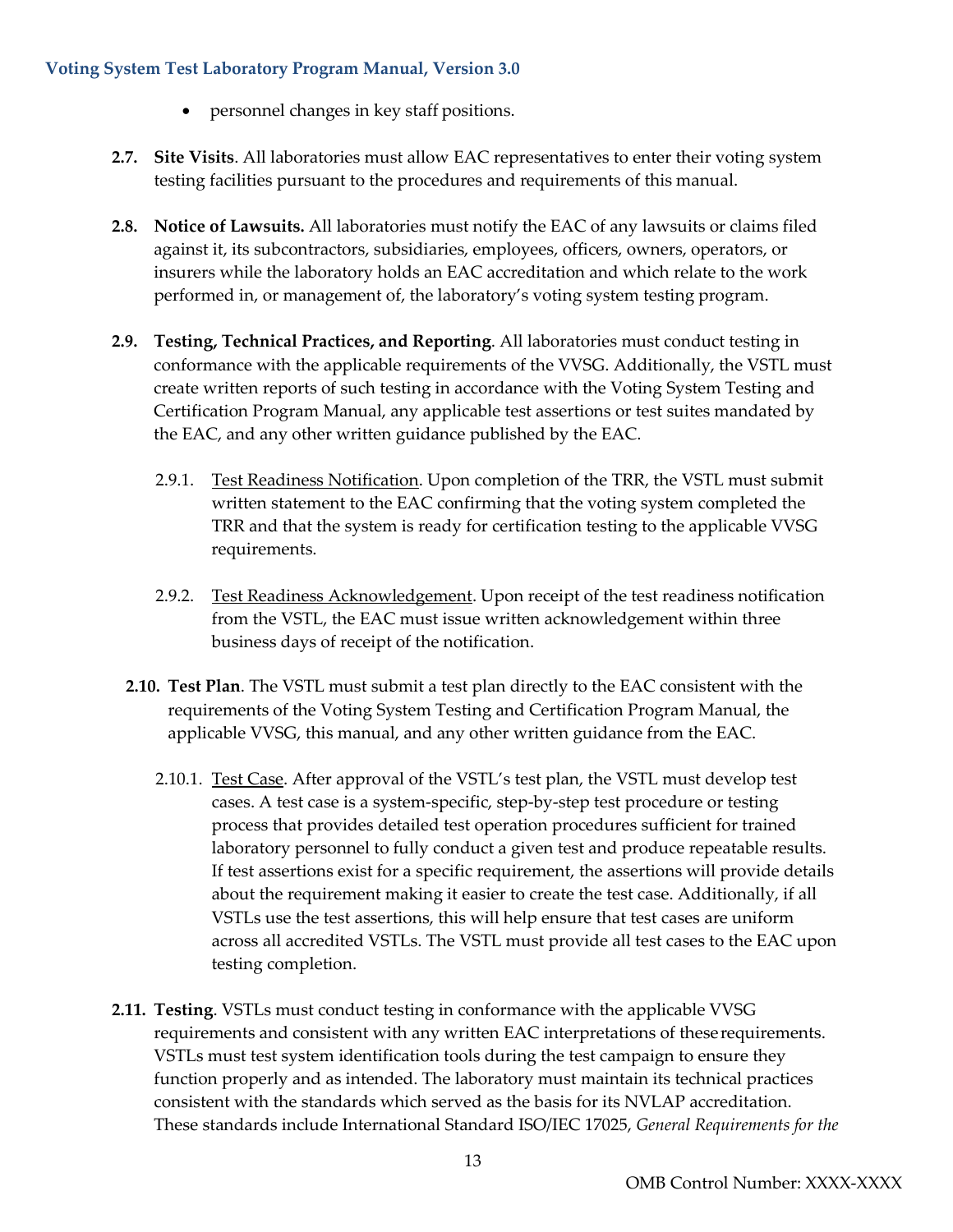- personnel changes in key staff positions.

**2.7. Site Visits**. All laboratories must allow EAC representatives to enter their voting system testing facilities pursuant to the procedures and requirements of this manual.

**2.8. Notice of Lawsuits.** All laboratories must notify the EAC of any lawsuits or claims filed against it, its subcontractors, subsidiaries, employees, officers, owners, operators, or insurers while the laboratory holds an EAC accreditation and which relate to the work performed in, or management of, the laboratory's voting system testing program.

**2.9. Testing, Technical Practices, and Reporting**. All laboratories must conduct testing in conformance with the applicable requirements of the VVSG. Additionally, the VSTL must create written reports of such testing in accordance with the Voting System Testing and Certification Program Manual, any applicable test assertions or test suites mandated by the EAC, and any other written guidance published by the EAC.

2.9.1. Test Readiness Notification. Upon completion of the TRR, the VSTL must submit written statement to the EAC confirming that the voting system completed the TRR and that the system is ready for certification testing to the applicable VVSG requirements.

2.9.2. Test Readiness Acknowledgement. Upon receipt of the test readiness notification from the VSTL, the EAC must issue written acknowledgement within three business days of receipt of the notification.

**2.10. Test Plan**. The VSTL must submit a test plan directly to the EAC consistent with the requirements of the Voting System Testing and Certification Program Manual, the applicable VVSG, this manual, and any other written guidance from the EAC.

2.10.1. Test Case. After approval of the VSTL's test plan, the VSTL must develop test cases. A test case is a system-specific, step-by-step test procedure or testing process that provides detailed test operation procedures sufficient for trained laboratory personnel to fully conduct a given test and produce repeatable results. If test assertions exist for a specific requirement, the assertions will provide details about the requirement making it easier to create the test case. Additionally, if all VSTLs use the test assertions, this will help ensure that test cases are uniform across all accredited VSTLs. The VSTL must provide all test cases to the EAC upon testing completion.

**2.11. Testing**. VSTLs must conduct testing in conformance with the applicable VVSG requirements and consistent with any written EAC interpretations of these requirements. VSTLs must test system identification tools during the test campaign to ensure they function properly and as intended. The laboratory must maintain its technical practices consistent with the standards which served as the basis for its NVLAP accreditation. These standards include International Standard ISO/IEC 17025, *General Requirements for the*

OMB Control Number: XXXX-XXXX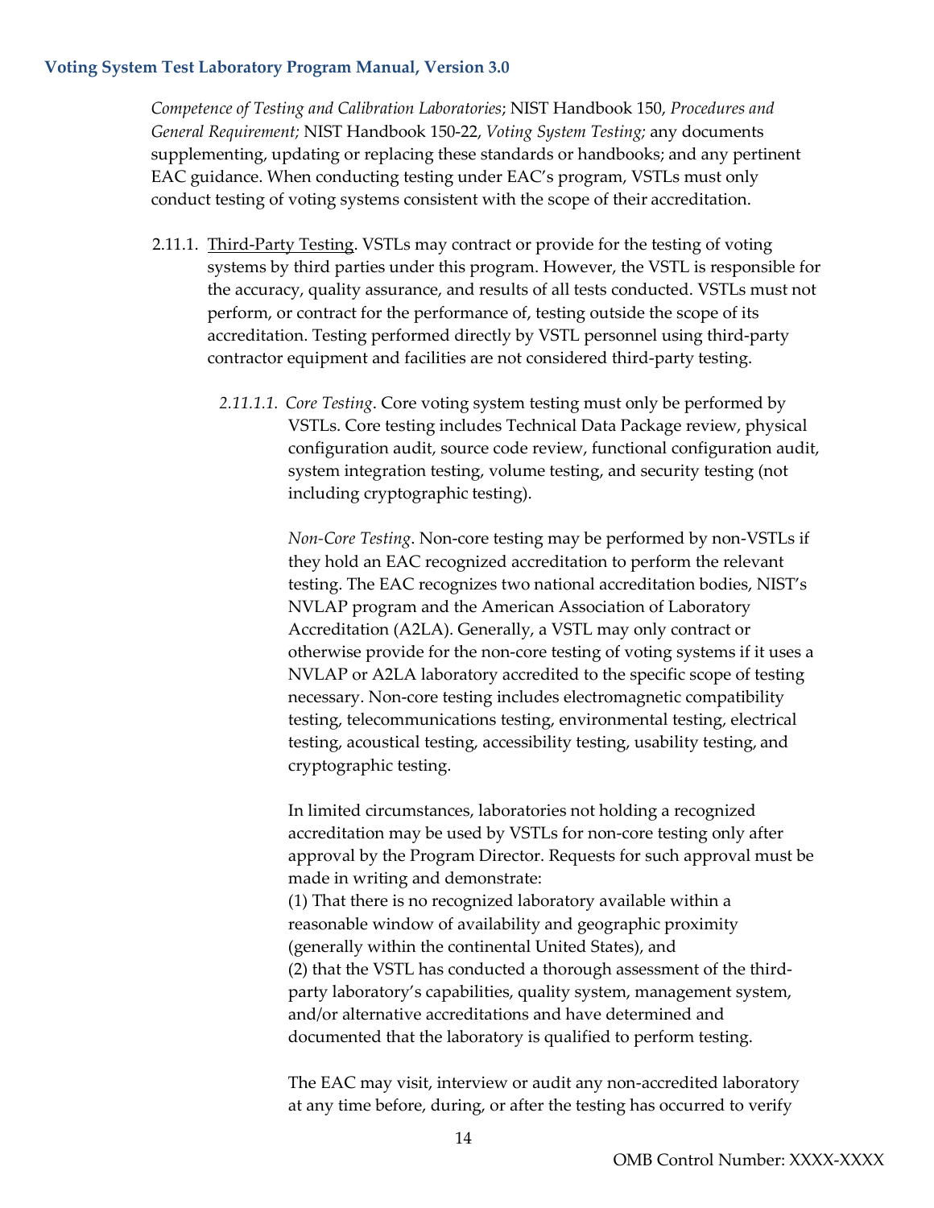*Competence of Testing and Calibration Laboratories*; NIST Handbook 150, *Procedures and General Requirement;* NIST Handbook 150-22, *Voting System Testing;* any documents supplementing, updating or replacing these standards or handbooks; and any pertinent EAC guidance. When conducting testing under EAC's program, VSTLs must only conduct testing of voting systems consistent with the scope of their accreditation.

2.11.1. Third-Party Testing. VSTLs may contract or provide for the testing of voting systems by third parties under this program. However, the VSTL is responsible for the accuracy, quality assurance, and results of all tests conducted. VSTLs must not perform, or contract for the performance of, testing outside the scope of its accreditation. Testing performed directly by VSTL personnel using third-party contractor equipment and facilities are not considered third-party testing.

*2.11.1.1. Core Testing*. Core voting system testing must only be performed by VSTLs. Core testing includes Technical Data Package review, physical configuration audit, source code review, functional configuration audit, system integration testing, volume testing, and security testing (not including cryptographic testing).

*Non-Core Testing*. Non-core testing may be performed by non-VSTLs if they hold an EAC recognized accreditation to perform the relevant testing. The EAC recognizes two national accreditation bodies, NIST's NVLAP program and the American Association of Laboratory Accreditation (A2LA). Generally, a VSTL may only contract or otherwise provide for the non-core testing of voting systems if it uses a NVLAP or A2LA laboratory accredited to the specific scope of testing necessary. Non-core testing includes electromagnetic compatibility testing, telecommunications testing, environmental testing, electrical testing, acoustical testing, accessibility testing, usability testing, and cryptographic testing.

In limited circumstances, laboratories not holding a recognized accreditation may be used by VSTLs for non-core testing only after approval by the Program Director. Requests for such approval must be made in writing and demonstrate:
(1) That there is no recognized laboratory available within a reasonable window of availability and geographic proximity (generally within the continental United States), and
(2) that the VSTL has conducted a thorough assessment of the third-party laboratory's capabilities, quality system, management system, and/or alternative accreditations and have determined and documented that the laboratory is qualified to perform testing.

The EAC may visit, interview or audit any non-accredited laboratory at any time before, during, or after the testing has occurred to verify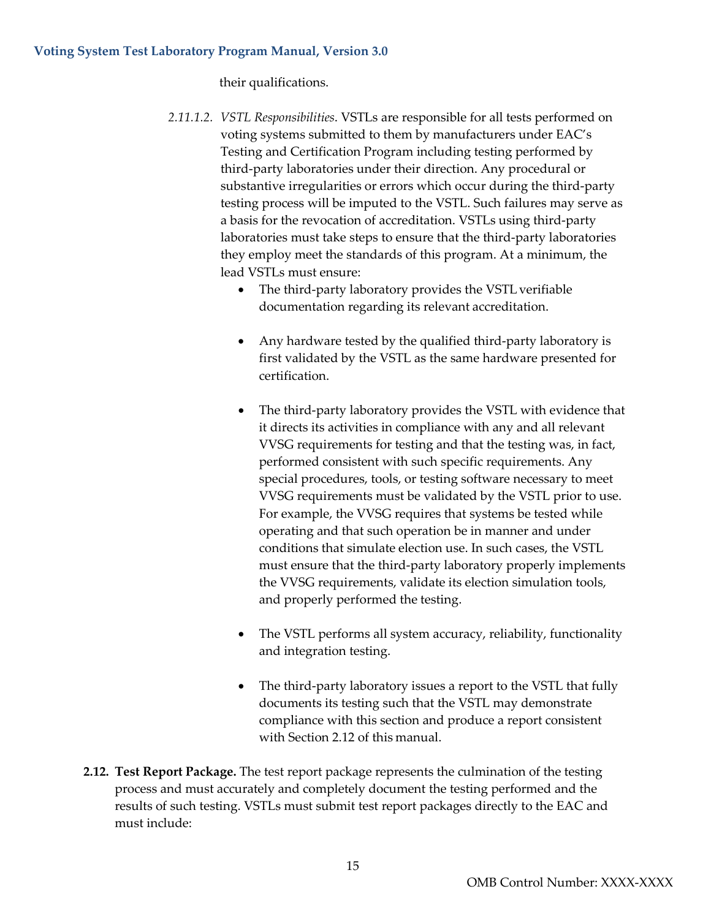their qualifications.

*2.11.1.2. VSTL Responsibilities*. VSTLs are responsible for all tests performed on voting systems submitted to them by manufacturers under EAC's Testing and Certification Program including testing performed by third-party laboratories under their direction. Any procedural or substantive irregularities or errors which occur during the third-party testing process will be imputed to the VSTL. Such failures may serve as a basis for the revocation of accreditation. VSTLs using third-party laboratories must take steps to ensure that the third-party laboratories they employ meet the standards of this program. At a minimum, the lead VSTLs must ensure:

- The third-party laboratory provides the VSTL verifiable documentation regarding its relevant accreditation.

- Any hardware tested by the qualified third-party laboratory is first validated by the VSTL as the same hardware presented for certification.

- The third-party laboratory provides the VSTL with evidence that it directs its activities in compliance with any and all relevant VVSG requirements for testing and that the testing was, in fact, performed consistent with such specific requirements. Any special procedures, tools, or testing software necessary to meet VVSG requirements must be validated by the VSTL prior to use. For example, the VVSG requires that systems be tested while operating and that such operation be in manner and under conditions that simulate election use. In such cases, the VSTL must ensure that the third-party laboratory properly implements the VVSG requirements, validate its election simulation tools, and properly performed the testing.

- The VSTL performs all system accuracy, reliability, functionality and integration testing.

- The third-party laboratory issues a report to the VSTL that fully documents its testing such that the VSTL may demonstrate compliance with this section and produce a report consistent with Section 2.12 of this manual.

**2.12. Test Report Package.** The test report package represents the culmination of the testing process and must accurately and completely document the testing performed and the results of such testing. VSTLs must submit test report packages directly to the EAC and must include: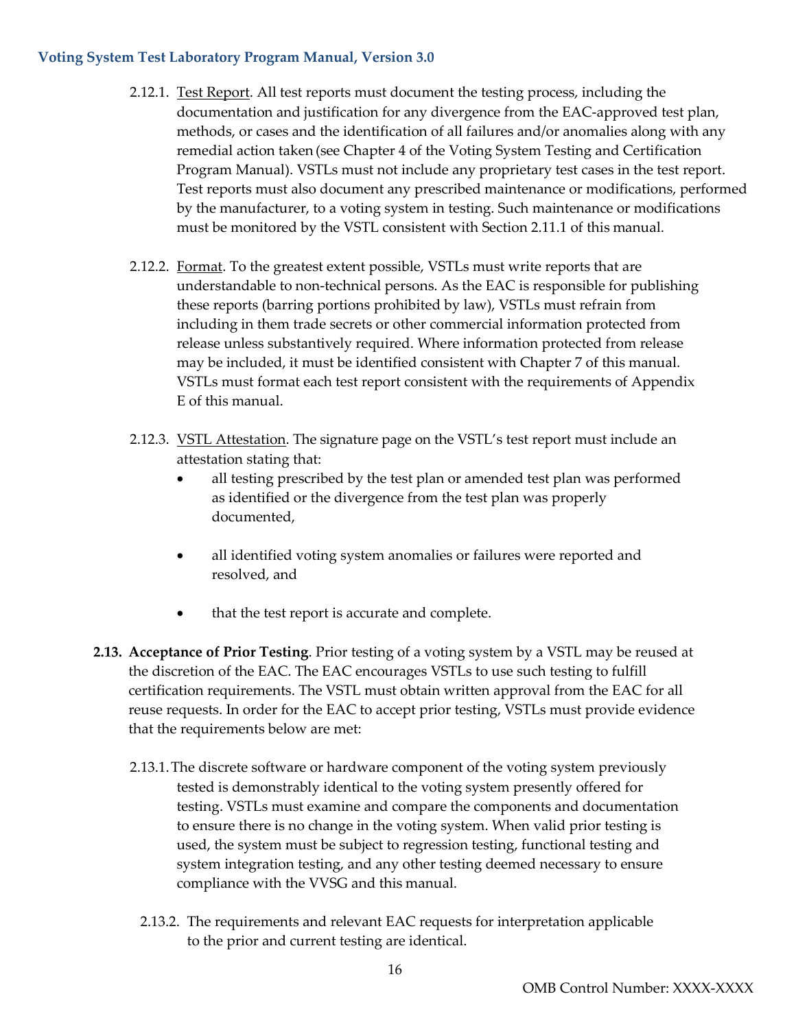2.12.1. Test Report. All test reports must document the testing process, including the documentation and justification for any divergence from the EAC-approved test plan, methods, or cases and the identification of all failures and/or anomalies along with any remedial action taken (see Chapter 4 of the Voting System Testing and Certification Program Manual). VSTLs must not include any proprietary test cases in the test report. Test reports must also document any prescribed maintenance or modifications, performed by the manufacturer, to a voting system in testing. Such maintenance or modifications must be monitored by the VSTL consistent with Section 2.11.1 of this manual.

2.12.2. Format. To the greatest extent possible, VSTLs must write reports that are understandable to non-technical persons. As the EAC is responsible for publishing these reports (barring portions prohibited by law), VSTLs must refrain from including in them trade secrets or other commercial information protected from release unless substantively required. Where information protected from release may be included, it must be identified consistent with Chapter 7 of this manual. VSTLs must format each test report consistent with the requirements of Appendix E of this manual.

2.12.3. VSTL Attestation. The signature page on the VSTL's test report must include an attestation stating that:

- all testing prescribed by the test plan or amended test plan was performed as identified or the divergence from the test plan was properly documented,
- all identified voting system anomalies or failures were reported and resolved, and
- that the test report is accurate and complete.

**2.13. Acceptance of Prior Testing**. Prior testing of a voting system by a VSTL may be reused at the discretion of the EAC. The EAC encourages VSTLs to use such testing to fulfill certification requirements. The VSTL must obtain written approval from the EAC for all reuse requests. In order for the EAC to accept prior testing, VSTLs must provide evidence that the requirements below are met:

2.13.1. The discrete software or hardware component of the voting system previously tested is demonstrably identical to the voting system presently offered for testing. VSTLs must examine and compare the components and documentation to ensure there is no change in the voting system. When valid prior testing is used, the system must be subject to regression testing, functional testing and system integration testing, and any other testing deemed necessary to ensure compliance with the VVSG and this manual.

2.13.2. The requirements and relevant EAC requests for interpretation applicable to the prior and current testing are identical.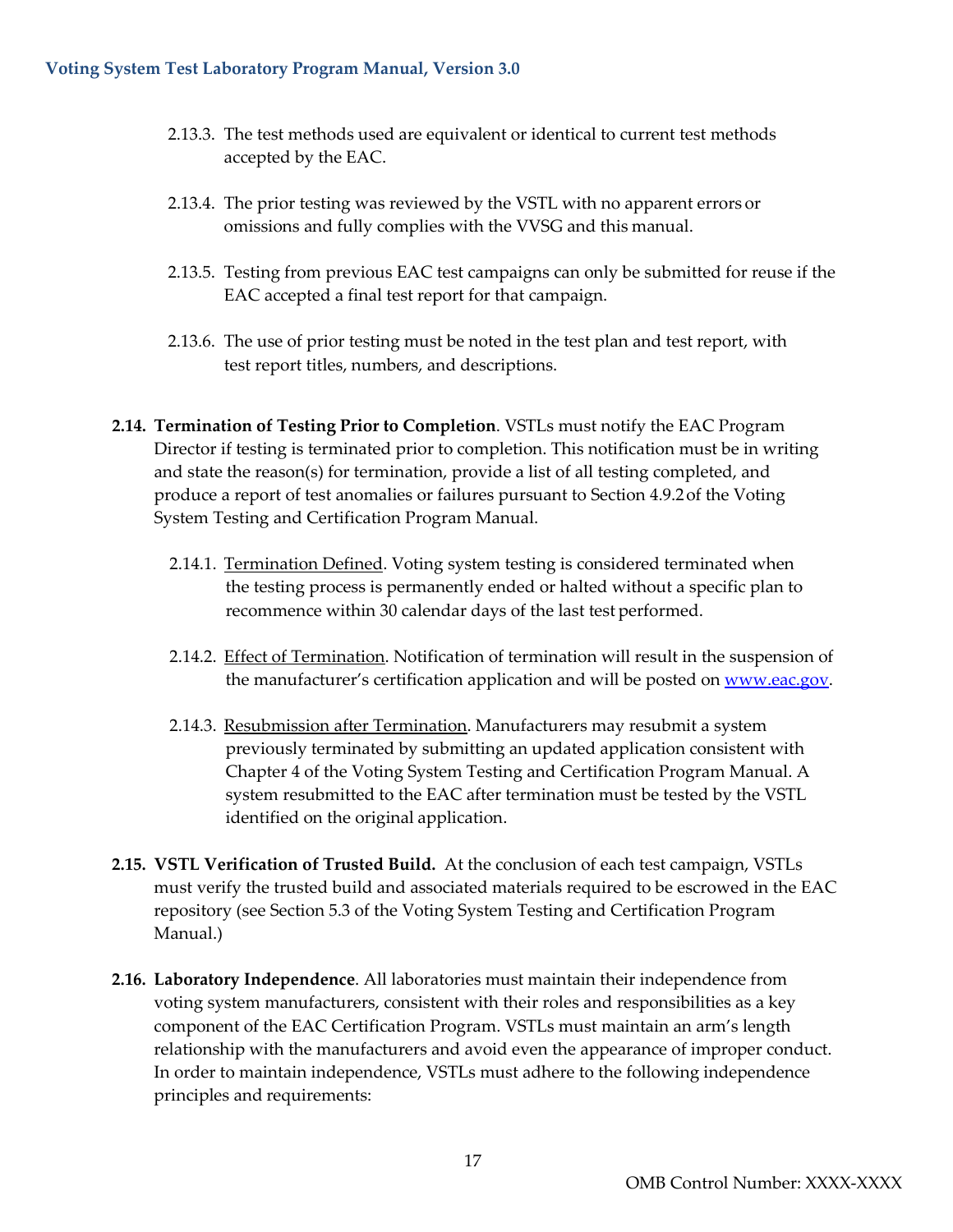2.13.3. The test methods used are equivalent or identical to current test methods accepted by the EAC.

2.13.4. The prior testing was reviewed by the VSTL with no apparent errors or omissions and fully complies with the VVSG and this manual.

2.13.5. Testing from previous EAC test campaigns can only be submitted for reuse if the EAC accepted a final test report for that campaign.

2.13.6. The use of prior testing must be noted in the test plan and test report, with test report titles, numbers, and descriptions.

**2.14. Termination of Testing Prior to Completion**. VSTLs must notify the EAC Program Director if testing is terminated prior to completion. This notification must be in writing and state the reason(s) for termination, provide a list of all testing completed, and produce a report of test anomalies or failures pursuant to Section 4.9.2 of the Voting System Testing and Certification Program Manual.

2.14.1. Termination Defined. Voting system testing is considered terminated when the testing process is permanently ended or halted without a specific plan to recommence within 30 calendar days of the last test performed.

2.14.2. Effect of Termination. Notification of termination will result in the suspension of the manufacturer's certification application and will be posted on [www.eac.gov](http://www.eac.gov).

2.14.3. Resubmission after Termination. Manufacturers may resubmit a system previously terminated by submitting an updated application consistent with Chapter 4 of the Voting System Testing and Certification Program Manual. A system resubmitted to the EAC after termination must be tested by the VSTL identified on the original application.

**2.15. VSTL Verification of Trusted Build.** At the conclusion of each test campaign, VSTLs must verify the trusted build and associated materials required to be escrowed in the EAC repository (see Section 5.3 of the Voting System Testing and Certification Program Manual.)

**2.16. Laboratory Independence**. All laboratories must maintain their independence from voting system manufacturers, consistent with their roles and responsibilities as a key component of the EAC Certification Program. VSTLs must maintain an arm's length relationship with the manufacturers and avoid even the appearance of improper conduct. In order to maintain independence, VSTLs must adhere to the following independence principles and requirements: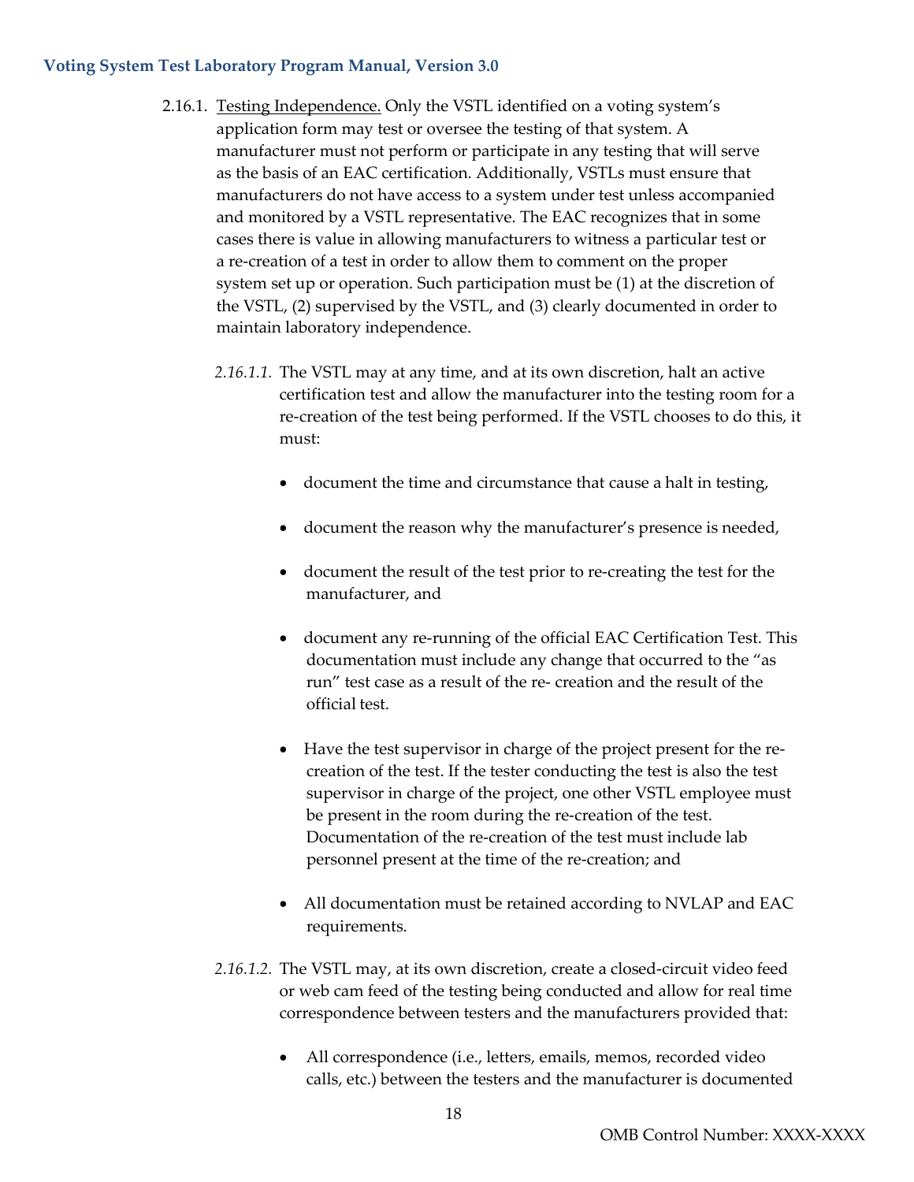2.16.1. <u>Testing Independence.</u> Only the VSTL identified on a voting system's application form may test or oversee the testing of that system. A manufacturer must not perform or participate in any testing that will serve as the basis of an EAC certification. Additionally, VSTLs must ensure that manufacturers do not have access to a system under test unless accompanied and monitored by a VSTL representative. The EAC recognizes that in some cases there is value in allowing manufacturers to witness a particular test or a re-creation of a test in order to allow them to comment on the proper system set up or operation. Such participation must be (1) at the discretion of the VSTL, (2) supervised by the VSTL, and (3) clearly documented in order to maintain laboratory independence.

*2.16.1.1.* The VSTL may at any time, and at its own discretion, halt an active certification test and allow the manufacturer into the testing room for a re-creation of the test being performed. If the VSTL chooses to do this, it must:

- document the time and circumstance that cause a halt in testing,
- document the reason why the manufacturer's presence is needed,
- document the result of the test prior to re-creating the test for the manufacturer, and
- document any re-running of the official EAC Certification Test. This documentation must include any change that occurred to the "as run" test case as a result of the re- creation and the result of the official test.
- Have the test supervisor in charge of the project present for the re-creation of the test. If the tester conducting the test is also the test supervisor in charge of the project, one other VSTL employee must be present in the room during the re-creation of the test. Documentation of the re-creation of the test must include lab personnel present at the time of the re-creation; and
- All documentation must be retained according to NVLAP and EAC requirements.

*2.16.1.2.* The VSTL may, at its own discretion, create a closed-circuit video feed or web cam feed of the testing being conducted and allow for real time correspondence between testers and the manufacturers provided that:

- All correspondence (i.e., letters, emails, memos, recorded video calls, etc.) between the testers and the manufacturer is documented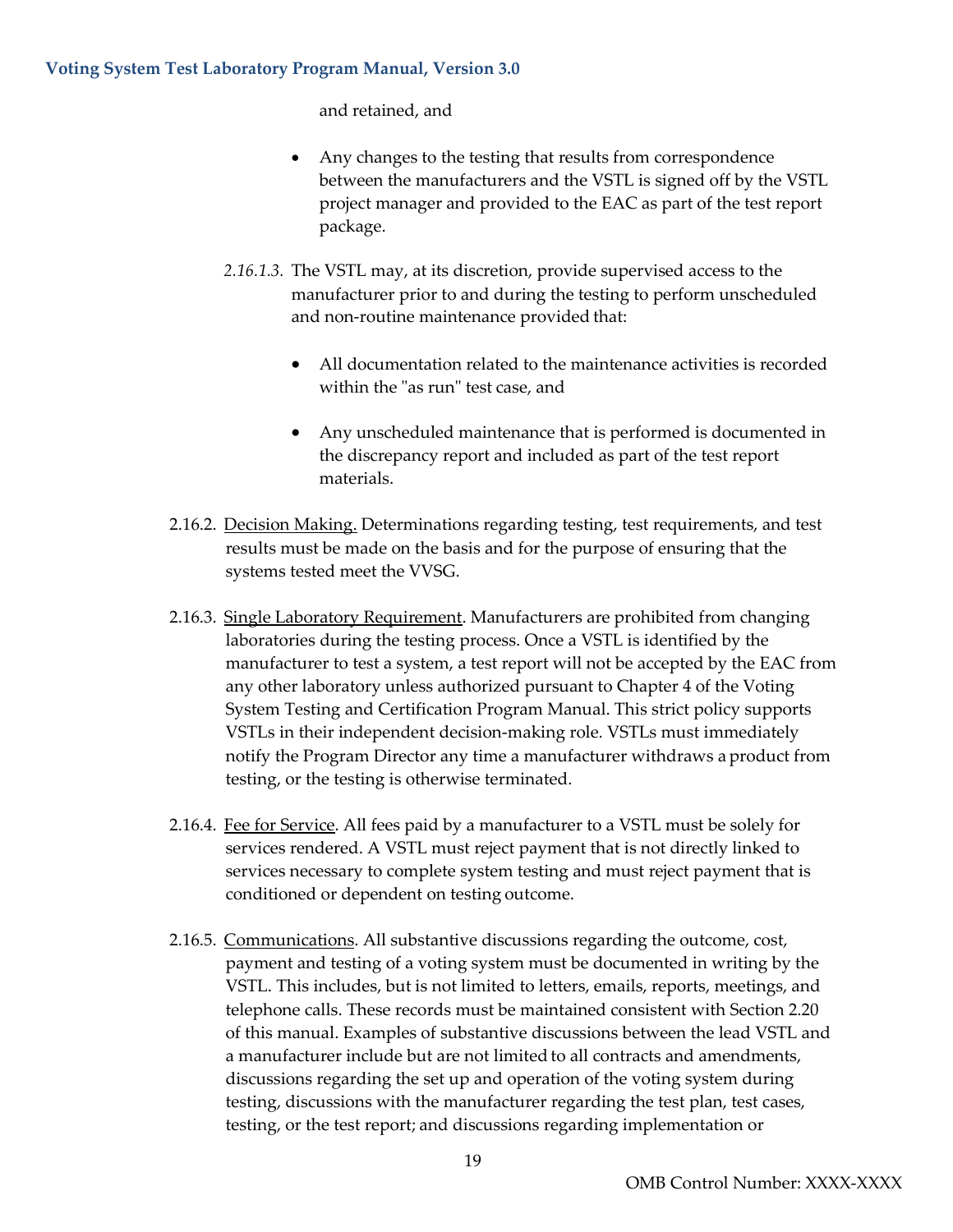and retained, and

- Any changes to the testing that results from correspondence between the manufacturers and the VSTL is signed off by the VSTL project manager and provided to the EAC as part of the test report package.

*2.16.1.3.* The VSTL may, at its discretion, provide supervised access to the manufacturer prior to and during the testing to perform unscheduled and non-routine maintenance provided that:

- All documentation related to the maintenance activities is recorded within the "as run" test case, and
- Any unscheduled maintenance that is performed is documented in the discrepancy report and included as part of the test report materials.

2.16.2. Decision Making. Determinations regarding testing, test requirements, and test results must be made on the basis and for the purpose of ensuring that the systems tested meet the VVSG.

2.16.3. Single Laboratory Requirement. Manufacturers are prohibited from changing laboratories during the testing process. Once a VSTL is identified by the manufacturer to test a system, a test report will not be accepted by the EAC from any other laboratory unless authorized pursuant to Chapter 4 of the Voting System Testing and Certification Program Manual. This strict policy supports VSTLs in their independent decision-making role. VSTLs must immediately notify the Program Director any time a manufacturer withdraws a product from testing, or the testing is otherwise terminated.

2.16.4. Fee for Service. All fees paid by a manufacturer to a VSTL must be solely for services rendered. A VSTL must reject payment that is not directly linked to services necessary to complete system testing and must reject payment that is conditioned or dependent on testing outcome.

2.16.5. Communications. All substantive discussions regarding the outcome, cost, payment and testing of a voting system must be documented in writing by the VSTL. This includes, but is not limited to letters, emails, reports, meetings, and telephone calls. These records must be maintained consistent with Section 2.20 of this manual. Examples of substantive discussions between the lead VSTL and a manufacturer include but are not limited to all contracts and amendments, discussions regarding the set up and operation of the voting system during testing, discussions with the manufacturer regarding the test plan, test cases, testing, or the test report; and discussions regarding implementation or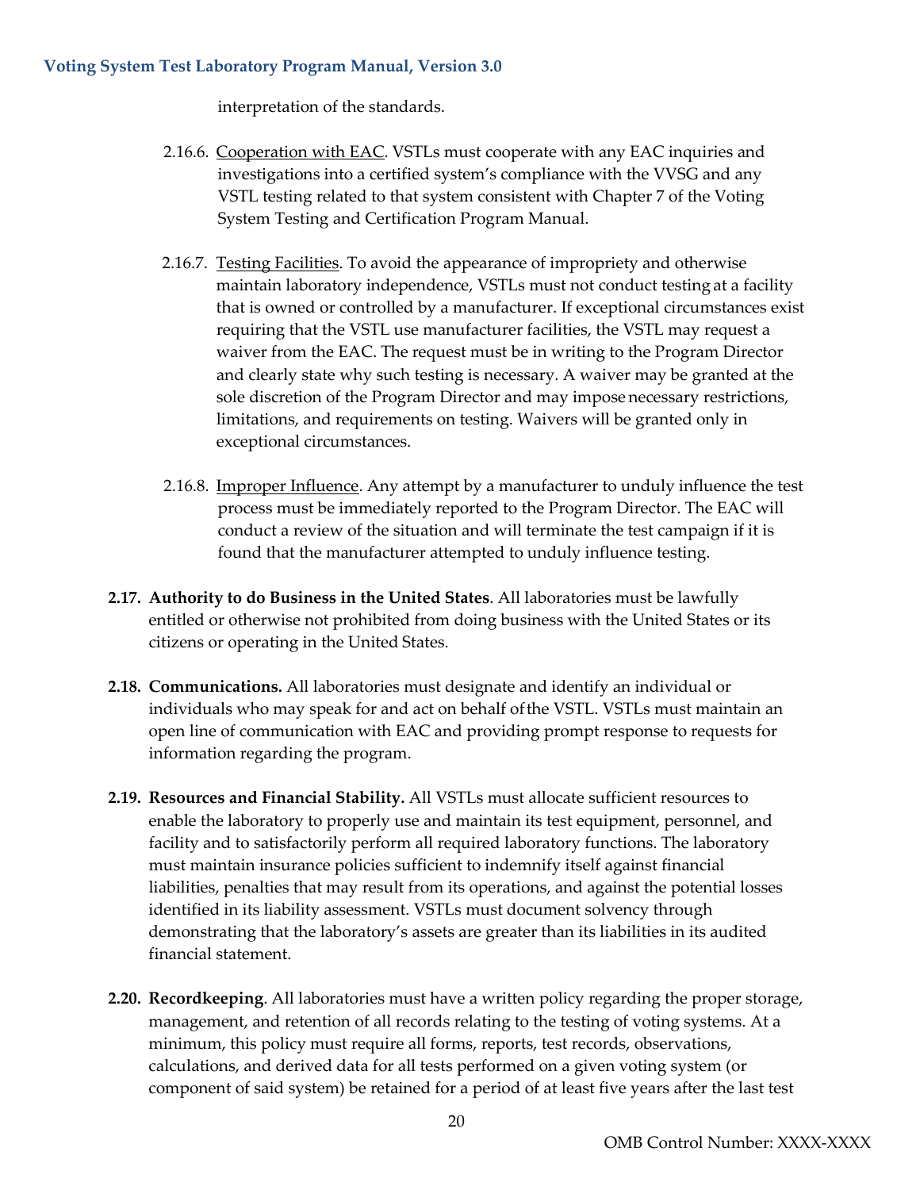interpretation of the standards.

2.16.6. Cooperation with EAC. VSTLs must cooperate with any EAC inquiries and investigations into a certified system's compliance with the VVSG and any VSTL testing related to that system consistent with Chapter 7 of the Voting System Testing and Certification Program Manual.

2.16.7. Testing Facilities. To avoid the appearance of impropriety and otherwise maintain laboratory independence, VSTLs must not conduct testing at a facility that is owned or controlled by a manufacturer. If exceptional circumstances exist requiring that the VSTL use manufacturer facilities, the VSTL may request a waiver from the EAC. The request must be in writing to the Program Director and clearly state why such testing is necessary. A waiver may be granted at the sole discretion of the Program Director and may impose necessary restrictions, limitations, and requirements on testing. Waivers will be granted only in exceptional circumstances.

2.16.8. Improper Influence. Any attempt by a manufacturer to unduly influence the test process must be immediately reported to the Program Director. The EAC will conduct a review of the situation and will terminate the test campaign if it is found that the manufacturer attempted to unduly influence testing.

**2.17. Authority to do Business in the United States**. All laboratories must be lawfully entitled or otherwise not prohibited from doing business with the United States or its citizens or operating in the United States.

**2.18. Communications.** All laboratories must designate and identify an individual or individuals who may speak for and act on behalf of the VSTL. VSTLs must maintain an open line of communication with EAC and providing prompt response to requests for information regarding the program.

**2.19. Resources and Financial Stability.** All VSTLs must allocate sufficient resources to enable the laboratory to properly use and maintain its test equipment, personnel, and facility and to satisfactorily perform all required laboratory functions. The laboratory must maintain insurance policies sufficient to indemnify itself against financial liabilities, penalties that may result from its operations, and against the potential losses identified in its liability assessment. VSTLs must document solvency through demonstrating that the laboratory's assets are greater than its liabilities in its audited financial statement.

**2.20. Recordkeeping**. All laboratories must have a written policy regarding the proper storage, management, and retention of all records relating to the testing of voting systems. At a minimum, this policy must require all forms, reports, test records, observations, calculations, and derived data for all tests performed on a given voting system (or component of said system) be retained for a period of at least five years after the last test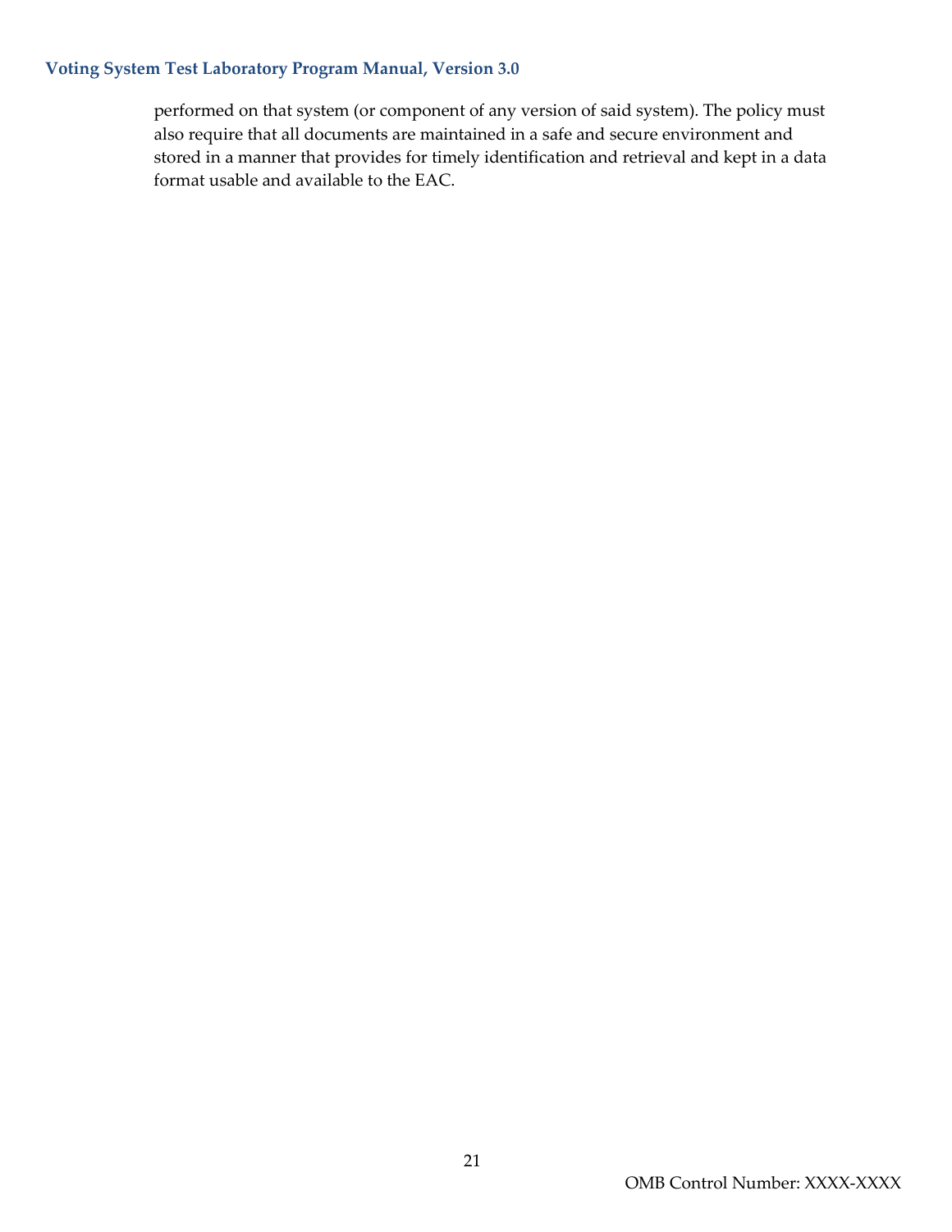performed on that system (or component of any version of said system). The policy must also require that all documents are maintained in a safe and secure environment and stored in a manner that provides for timely identification and retrieval and kept in a data format usable and available to the EAC.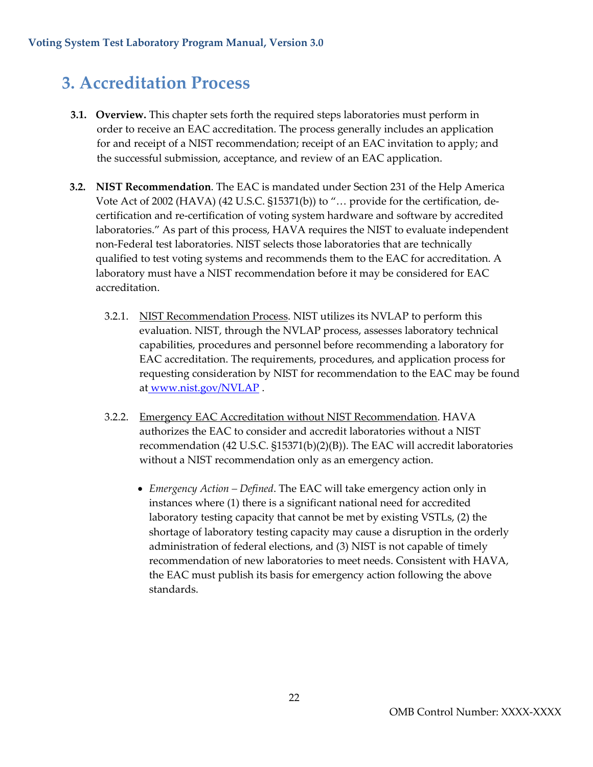# 3. Accreditation Process

**3.1. Overview.** This chapter sets forth the required steps laboratories must perform in order to receive an EAC accreditation. The process generally includes an application for and receipt of a NIST recommendation; receipt of an EAC invitation to apply; and the successful submission, acceptance, and review of an EAC application.

**3.2. NIST Recommendation**. The EAC is mandated under Section 231 of the Help America Vote Act of 2002 (HAVA) (42 U.S.C. §15371(b)) to "… provide for the certification, de-certification and re-certification of voting system hardware and software by accredited laboratories." As part of this process, HAVA requires the NIST to evaluate independent non-Federal test laboratories. NIST selects those laboratories that are technically qualified to test voting systems and recommends them to the EAC for accreditation. A laboratory must have a NIST recommendation before it may be considered for EAC accreditation.

3.2.1. NIST Recommendation Process. NIST utilizes its NVLAP to perform this evaluation. NIST, through the NVLAP process, assesses laboratory technical capabilities, procedures and personnel before recommending a laboratory for EAC accreditation. The requirements, procedures, and application process for requesting consideration by NIST for recommendation to the EAC may be found at [www.nist.gov/NVLAP](http://www.nist.gov/NVLAP) .

3.2.2. Emergency EAC Accreditation without NIST Recommendation. HAVA authorizes the EAC to consider and accredit laboratories without a NIST recommendation (42 U.S.C. §15371(b)(2)(B)). The EAC will accredit laboratories without a NIST recommendation only as an emergency action.

- *Emergency Action – Defined*. The EAC will take emergency action only in instances where (1) there is a significant national need for accredited laboratory testing capacity that cannot be met by existing VSTLs, (2) the shortage of laboratory testing capacity may cause a disruption in the orderly administration of federal elections, and (3) NIST is not capable of timely recommendation of new laboratories to meet needs. Consistent with HAVA, the EAC must publish its basis for emergency action following the above standards.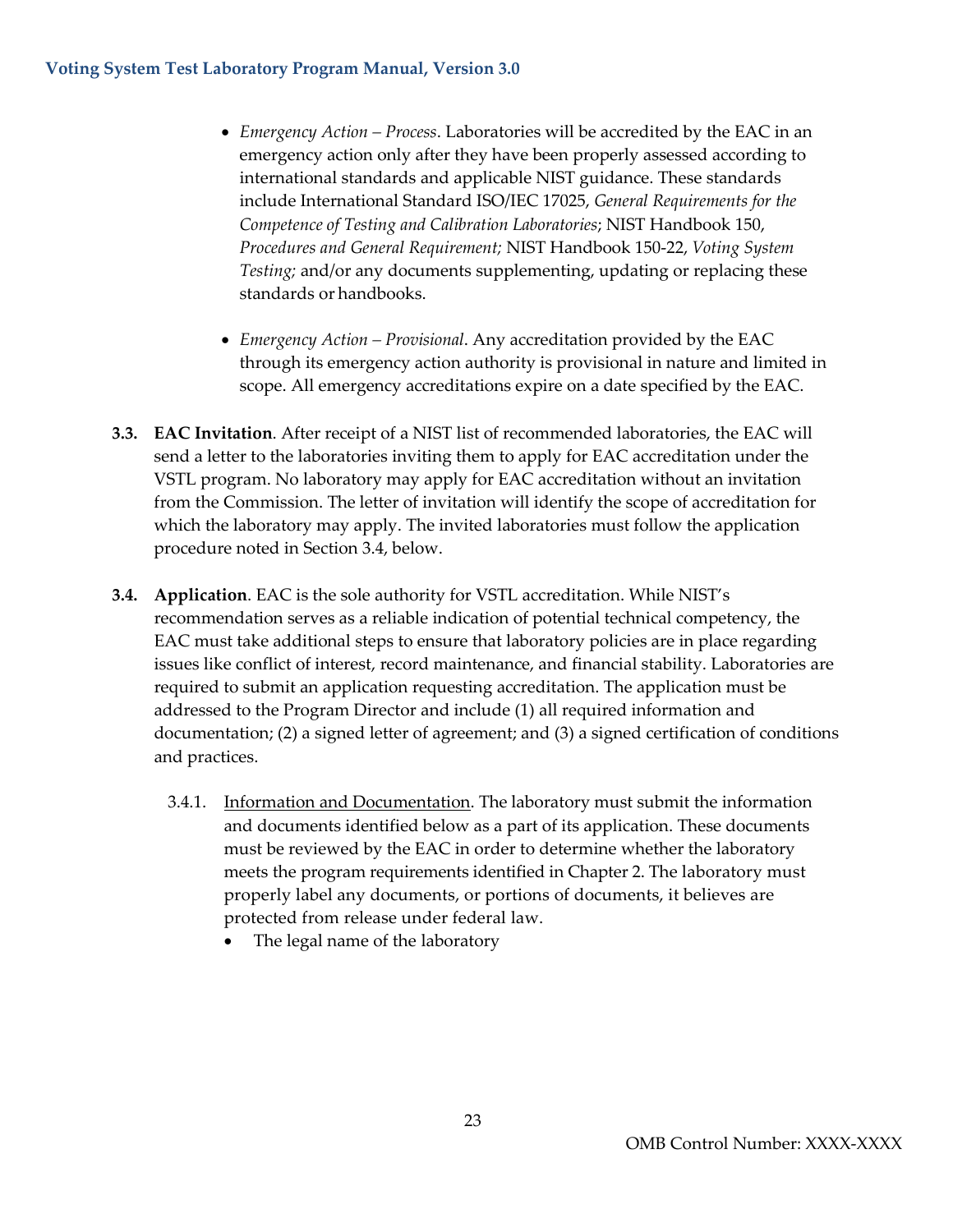- *Emergency Action – Process*. Laboratories will be accredited by the EAC in an emergency action only after they have been properly assessed according to international standards and applicable NIST guidance. These standards include International Standard ISO/IEC 17025, *General Requirements for the Competence of Testing and Calibration Laboratories*; NIST Handbook 150, *Procedures and General Requirement;* NIST Handbook 150-22, *Voting System Testing;* and/or any documents supplementing, updating or replacing these standards or handbooks.

- *Emergency Action – Provisional*. Any accreditation provided by the EAC through its emergency action authority is provisional in nature and limited in scope. All emergency accreditations expire on a date specified by the EAC.

**3.3. EAC Invitation**. After receipt of a NIST list of recommended laboratories, the EAC will send a letter to the laboratories inviting them to apply for EAC accreditation under the VSTL program. No laboratory may apply for EAC accreditation without an invitation from the Commission. The letter of invitation will identify the scope of accreditation for which the laboratory may apply. The invited laboratories must follow the application procedure noted in Section 3.4, below.

**3.4. Application**. EAC is the sole authority for VSTL accreditation. While NIST's recommendation serves as a reliable indication of potential technical competency, the EAC must take additional steps to ensure that laboratory policies are in place regarding issues like conflict of interest, record maintenance, and financial stability. Laboratories are required to submit an application requesting accreditation. The application must be addressed to the Program Director and include (1) all required information and documentation; (2) a signed letter of agreement; and (3) a signed certification of conditions and practices.

3.4.1. Information and Documentation. The laboratory must submit the information and documents identified below as a part of its application. These documents must be reviewed by the EAC in order to determine whether the laboratory meets the program requirements identified in Chapter 2. The laboratory must properly label any documents, or portions of documents, it believes are protected from release under federal law.

- The legal name of the laboratory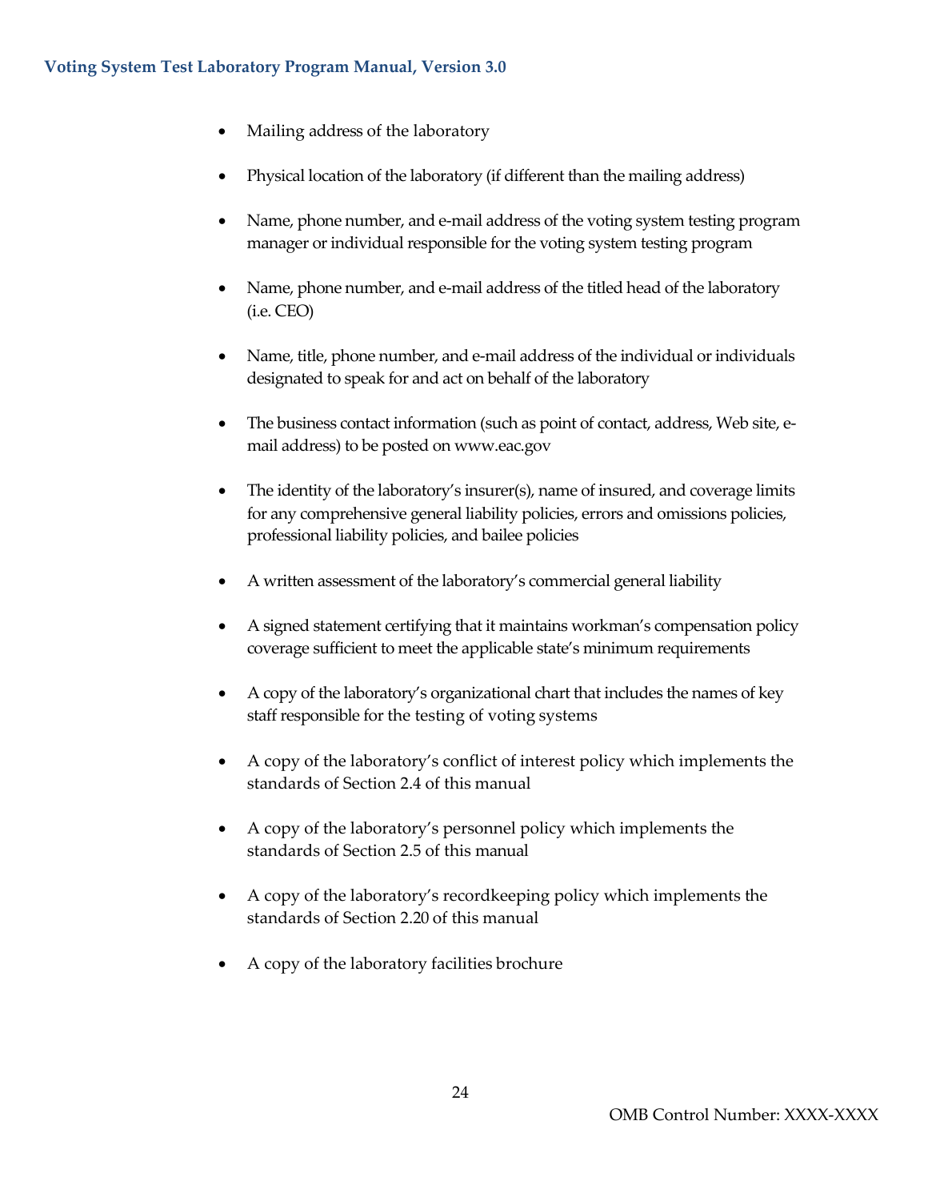- Mailing address of the laboratory
- Physical location of the laboratory (if different than the mailing address)
- Name, phone number, and e-mail address of the voting system testing program manager or individual responsible for the voting system testing program
- Name, phone number, and e-mail address of the titled head of the laboratory (i.e. CEO)
- Name, title, phone number, and e-mail address of the individual or individuals designated to speak for and act on behalf of the laboratory
- The business contact information (such as point of contact, address, Web site, e-mail address) to be posted on www.eac.gov
- The identity of the laboratory's insurer(s), name of insured, and coverage limits for any comprehensive general liability policies, errors and omissions policies, professional liability policies, and bailee policies
- A written assessment of the laboratory's commercial general liability
- A signed statement certifying that it maintains workman's compensation policy coverage sufficient to meet the applicable state's minimum requirements
- A copy of the laboratory's organizational chart that includes the names of key staff responsible for the testing of voting systems
- A copy of the laboratory's conflict of interest policy which implements the standards of Section 2.4 of this manual
- A copy of the laboratory's personnel policy which implements the standards of Section 2.5 of this manual
- A copy of the laboratory's recordkeeping policy which implements the standards of Section 2.20 of this manual
- A copy of the laboratory facilities brochure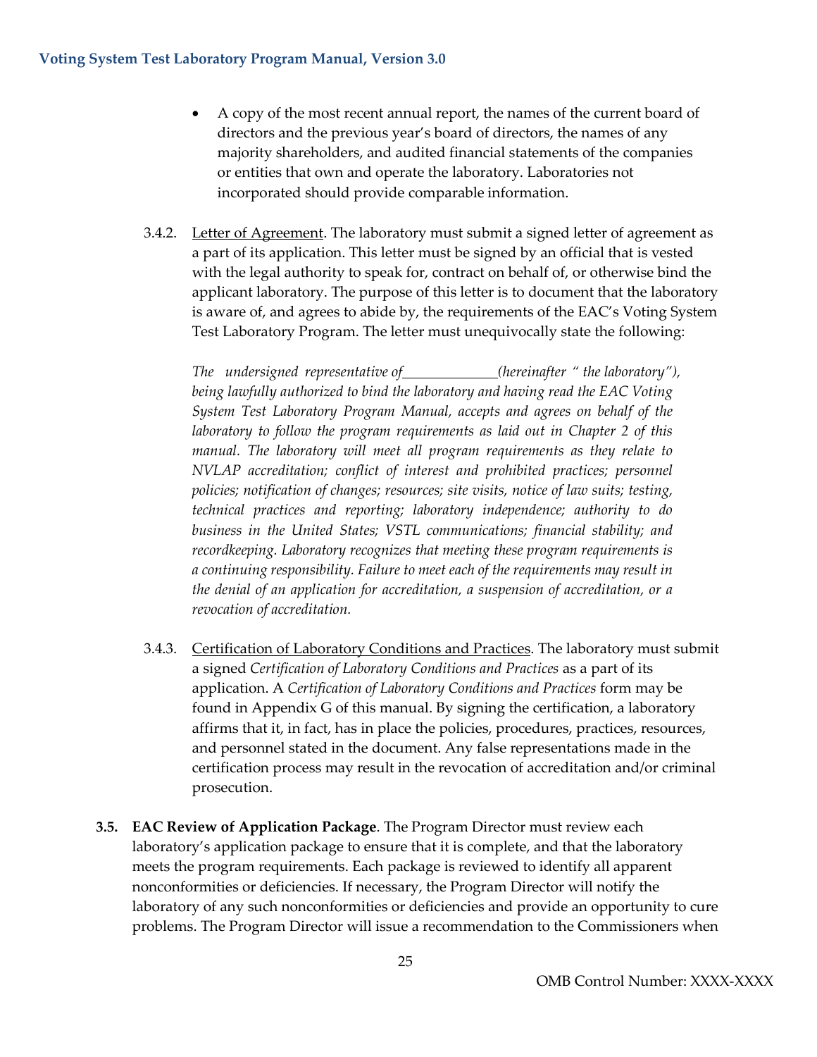- A copy of the most recent annual report, the names of the current board of directors and the previous year's board of directors, the names of any majority shareholders, and audited financial statements of the companies or entities that own and operate the laboratory. Laboratories not incorporated should provide comparable information.

3.4.2. Letter of Agreement. The laboratory must submit a signed letter of agreement as a part of its application. This letter must be signed by an official that is vested with the legal authority to speak for, contract on behalf of, or otherwise bind the applicant laboratory. The purpose of this letter is to document that the laboratory is aware of, and agrees to abide by, the requirements of the EAC's Voting System Test Laboratory Program. The letter must unequivocally state the following:

*The undersigned representative of____________(hereinafter " the laboratory"), being lawfully authorized to bind the laboratory and having read the EAC Voting System Test Laboratory Program Manual, accepts and agrees on behalf of the laboratory to follow the program requirements as laid out in Chapter 2 of this manual. The laboratory will meet all program requirements as they relate to NVLAP accreditation; conflict of interest and prohibited practices; personnel policies; notification of changes; resources; site visits, notice of law suits; testing, technical practices and reporting; laboratory independence; authority to do business in the United States; VSTL communications; financial stability; and recordkeeping. Laboratory recognizes that meeting these program requirements is a continuing responsibility. Failure to meet each of the requirements may result in the denial of an application for accreditation, a suspension of accreditation, or a revocation of accreditation.*

3.4.3. Certification of Laboratory Conditions and Practices. The laboratory must submit a signed *Certification of Laboratory Conditions and Practices* as a part of its application. A *Certification of Laboratory Conditions and Practices* form may be found in Appendix G of this manual. By signing the certification, a laboratory affirms that it, in fact, has in place the policies, procedures, practices, resources, and personnel stated in the document. Any false representations made in the certification process may result in the revocation of accreditation and/or criminal prosecution.

**3.5. EAC Review of Application Package**. The Program Director must review each laboratory's application package to ensure that it is complete, and that the laboratory meets the program requirements. Each package is reviewed to identify all apparent nonconformities or deficiencies. If necessary, the Program Director will notify the laboratory of any such nonconformities or deficiencies and provide an opportunity to cure problems. The Program Director will issue a recommendation to the Commissioners when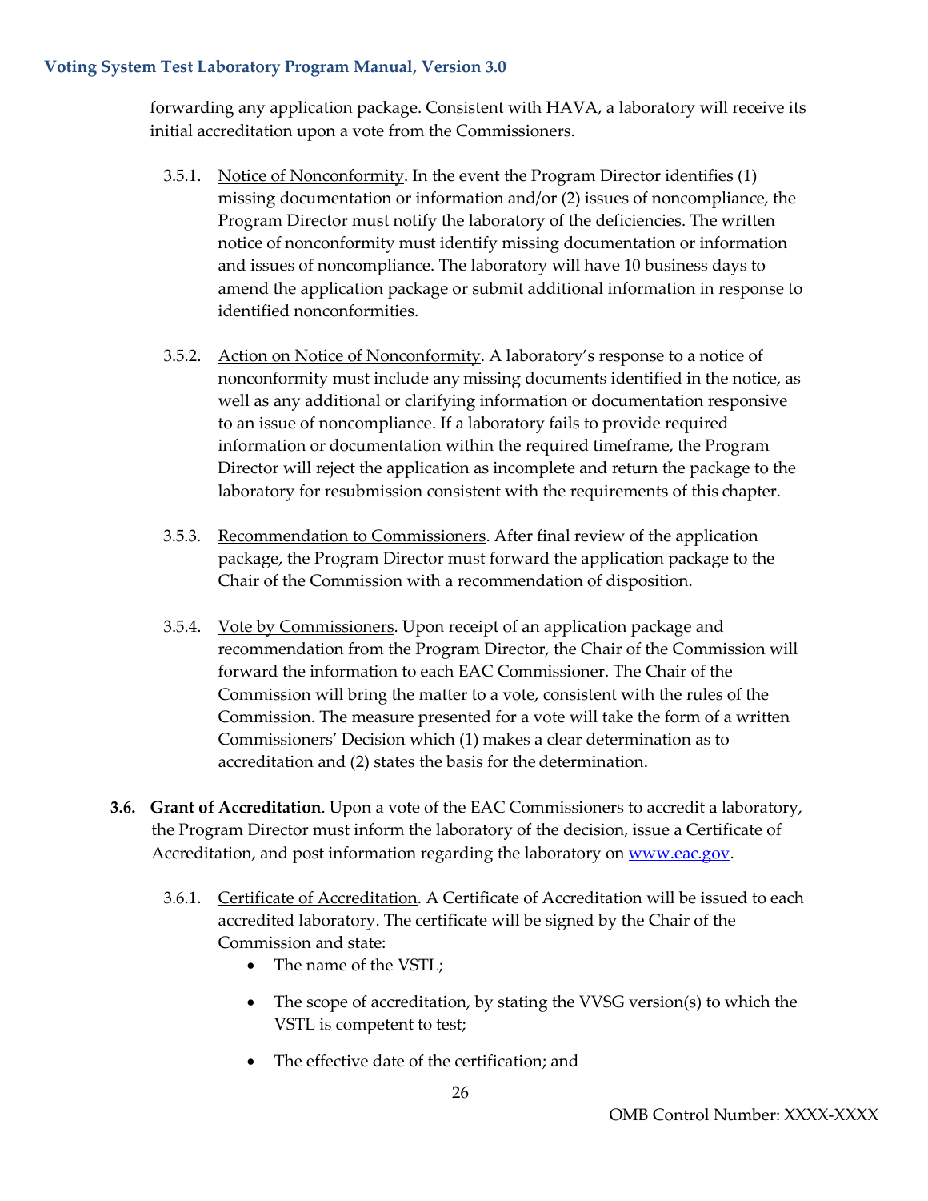forwarding any application package. Consistent with HAVA, a laboratory will receive its initial accreditation upon a vote from the Commissioners.

3.5.1. Notice of Nonconformity. In the event the Program Director identifies (1) missing documentation or information and/or (2) issues of noncompliance, the Program Director must notify the laboratory of the deficiencies. The written notice of nonconformity must identify missing documentation or information and issues of noncompliance. The laboratory will have 10 business days to amend the application package or submit additional information in response to identified nonconformities.

3.5.2. Action on Notice of Nonconformity. A laboratory's response to a notice of nonconformity must include any missing documents identified in the notice, as well as any additional or clarifying information or documentation responsive to an issue of noncompliance. If a laboratory fails to provide required information or documentation within the required timeframe, the Program Director will reject the application as incomplete and return the package to the laboratory for resubmission consistent with the requirements of this chapter.

3.5.3. Recommendation to Commissioners. After final review of the application package, the Program Director must forward the application package to the Chair of the Commission with a recommendation of disposition.

3.5.4. Vote by Commissioners. Upon receipt of an application package and recommendation from the Program Director, the Chair of the Commission will forward the information to each EAC Commissioner. The Chair of the Commission will bring the matter to a vote, consistent with the rules of the Commission. The measure presented for a vote will take the form of a written Commissioners' Decision which (1) makes a clear determination as to accreditation and (2) states the basis for the determination.

**3.6. Grant of Accreditation**. Upon a vote of the EAC Commissioners to accredit a laboratory, the Program Director must inform the laboratory of the decision, issue a Certificate of Accreditation, and post information regarding the laboratory on www.eac.gov.

3.6.1. Certificate of Accreditation. A Certificate of Accreditation will be issued to each accredited laboratory. The certificate will be signed by the Chair of the Commission and state:

- The name of the VSTL;
- The scope of accreditation, by stating the VVSG version(s) to which the VSTL is competent to test;
- The effective date of the certification; and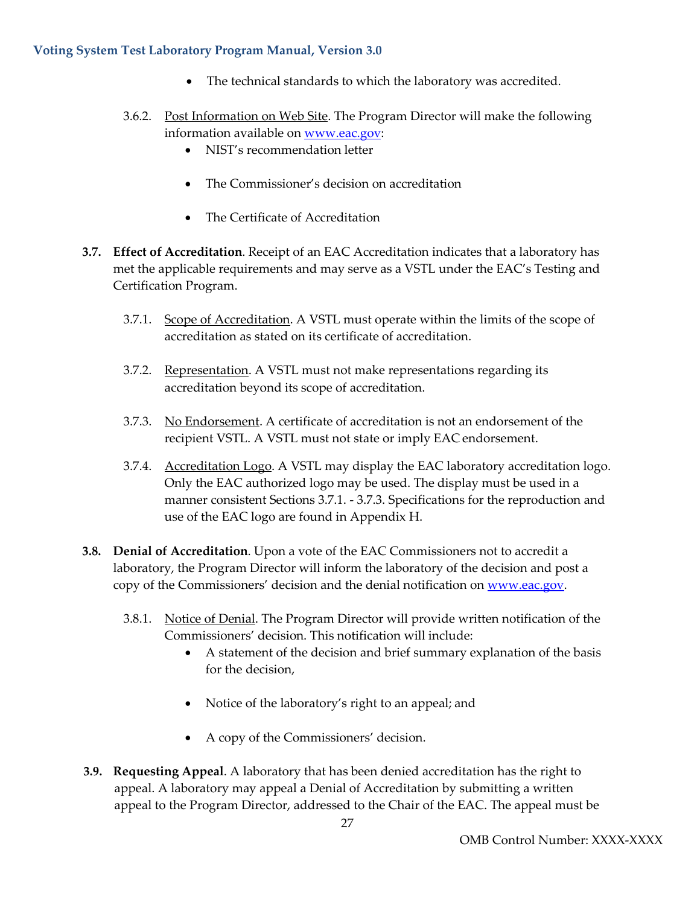- The technical standards to which the laboratory was accredited.

3.6.2. Post Information on Web Site. The Program Director will make the following information available on www.eac.gov:
- NIST's recommendation letter
- The Commissioner's decision on accreditation
- The Certificate of Accreditation

**3.7. Effect of Accreditation**. Receipt of an EAC Accreditation indicates that a laboratory has met the applicable requirements and may serve as a VSTL under the EAC's Testing and Certification Program.

3.7.1. Scope of Accreditation. A VSTL must operate within the limits of the scope of accreditation as stated on its certificate of accreditation.

3.7.2. Representation. A VSTL must not make representations regarding its accreditation beyond its scope of accreditation.

3.7.3. No Endorsement. A certificate of accreditation is not an endorsement of the recipient VSTL. A VSTL must not state or imply EAC endorsement.

3.7.4. Accreditation Logo. A VSTL may display the EAC laboratory accreditation logo. Only the EAC authorized logo may be used. The display must be used in a manner consistent Sections 3.7.1. - 3.7.3. Specifications for the reproduction and use of the EAC logo are found in Appendix H.

**3.8. Denial of Accreditation**. Upon a vote of the EAC Commissioners not to accredit a laboratory, the Program Director will inform the laboratory of the decision and post a copy of the Commissioners' decision and the denial notification on www.eac.gov.

3.8.1. Notice of Denial. The Program Director will provide written notification of the Commissioners' decision. This notification will include:
- A statement of the decision and brief summary explanation of the basis for the decision,
- Notice of the laboratory's right to an appeal; and
- A copy of the Commissioners' decision.

**3.9. Requesting Appeal**. A laboratory that has been denied accreditation has the right to appeal. A laboratory may appeal a Denial of Accreditation by submitting a written appeal to the Program Director, addressed to the Chair of the EAC. The appeal must be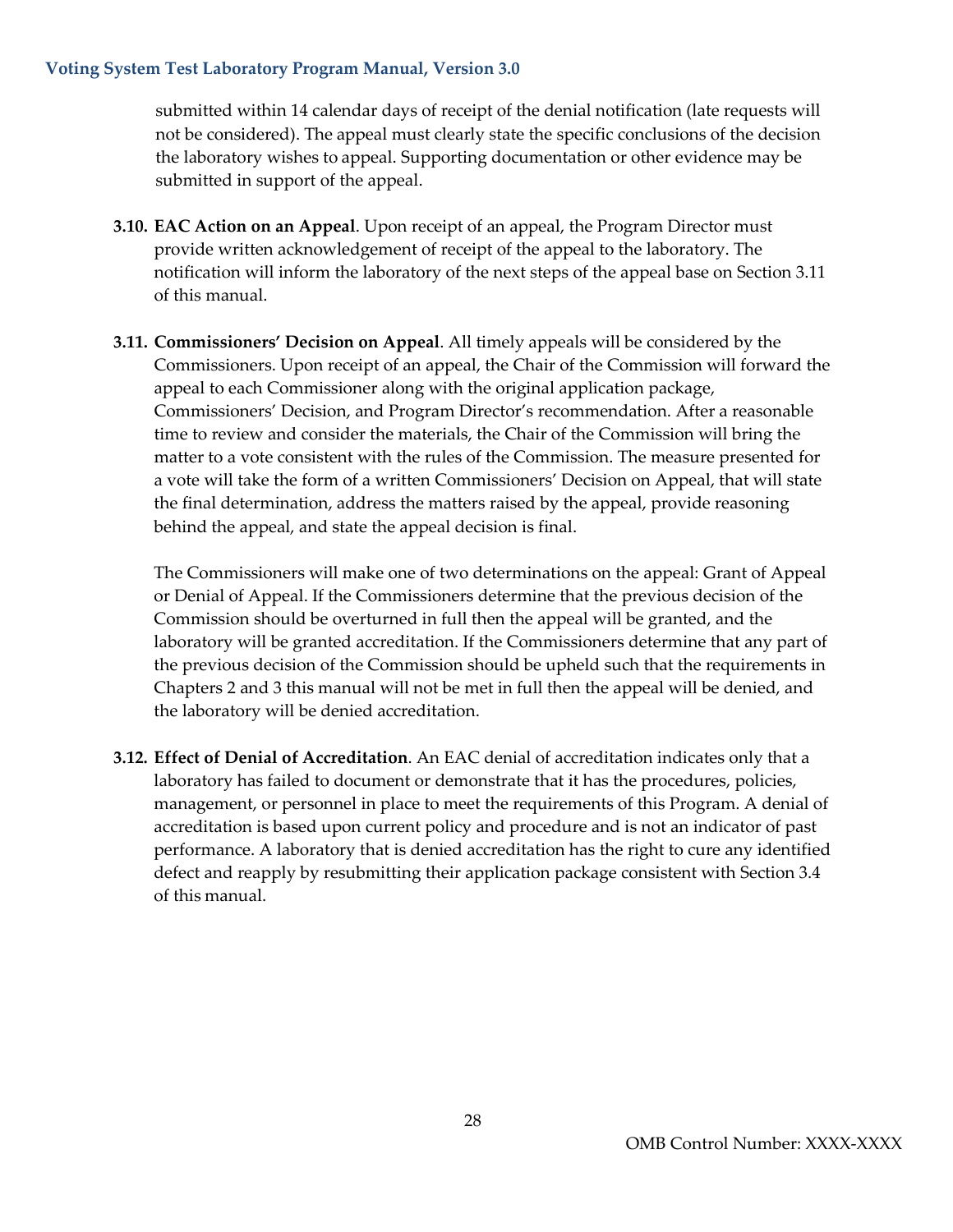submitted within 14 calendar days of receipt of the denial notification (late requests will not be considered). The appeal must clearly state the specific conclusions of the decision the laboratory wishes to appeal. Supporting documentation or other evidence may be submitted in support of the appeal.

**3.10. EAC Action on an Appeal**. Upon receipt of an appeal, the Program Director must provide written acknowledgement of receipt of the appeal to the laboratory. The notification will inform the laboratory of the next steps of the appeal base on Section 3.11 of this manual.

**3.11. Commissioners' Decision on Appeal**. All timely appeals will be considered by the Commissioners. Upon receipt of an appeal, the Chair of the Commission will forward the appeal to each Commissioner along with the original application package, Commissioners' Decision, and Program Director's recommendation. After a reasonable time to review and consider the materials, the Chair of the Commission will bring the matter to a vote consistent with the rules of the Commission. The measure presented for a vote will take the form of a written Commissioners' Decision on Appeal, that will state the final determination, address the matters raised by the appeal, provide reasoning behind the appeal, and state the appeal decision is final.

The Commissioners will make one of two determinations on the appeal: Grant of Appeal or Denial of Appeal. If the Commissioners determine that the previous decision of the Commission should be overturned in full then the appeal will be granted, and the laboratory will be granted accreditation. If the Commissioners determine that any part of the previous decision of the Commission should be upheld such that the requirements in Chapters 2 and 3 this manual will not be met in full then the appeal will be denied, and the laboratory will be denied accreditation.

**3.12. Effect of Denial of Accreditation**. An EAC denial of accreditation indicates only that a laboratory has failed to document or demonstrate that it has the procedures, policies, management, or personnel in place to meet the requirements of this Program. A denial of accreditation is based upon current policy and procedure and is not an indicator of past performance. A laboratory that is denied accreditation has the right to cure any identified defect and reapply by resubmitting their application package consistent with Section 3.4 of this manual.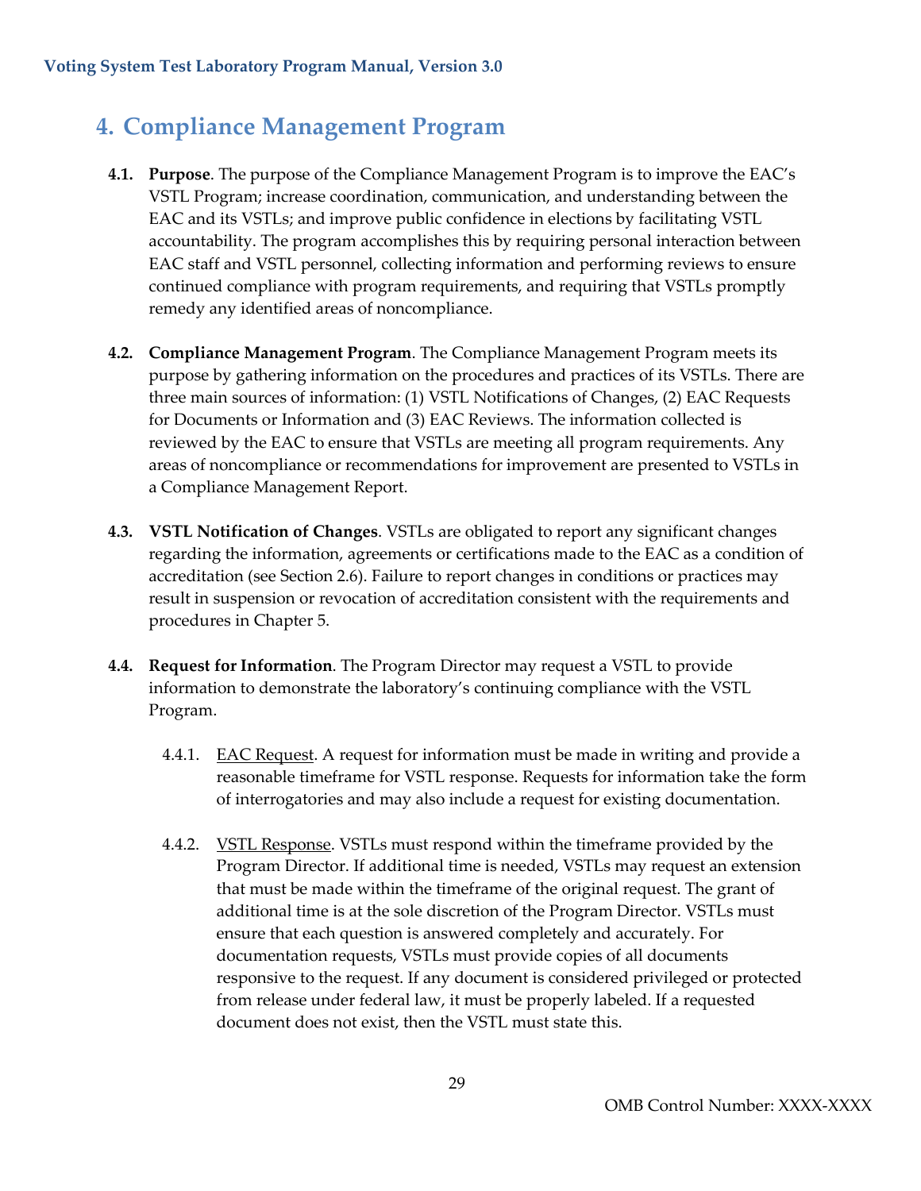# 4. Compliance Management Program

**4.1. Purpose**. The purpose of the Compliance Management Program is to improve the EAC's VSTL Program; increase coordination, communication, and understanding between the EAC and its VSTLs; and improve public confidence in elections by facilitating VSTL accountability. The program accomplishes this by requiring personal interaction between EAC staff and VSTL personnel, collecting information and performing reviews to ensure continued compliance with program requirements, and requiring that VSTLs promptly remedy any identified areas of noncompliance.

**4.2. Compliance Management Program**. The Compliance Management Program meets its purpose by gathering information on the procedures and practices of its VSTLs. There are three main sources of information: (1) VSTL Notifications of Changes, (2) EAC Requests for Documents or Information and (3) EAC Reviews. The information collected is reviewed by the EAC to ensure that VSTLs are meeting all program requirements. Any areas of noncompliance or recommendations for improvement are presented to VSTLs in a Compliance Management Report.

**4.3. VSTL Notification of Changes**. VSTLs are obligated to report any significant changes regarding the information, agreements or certifications made to the EAC as a condition of accreditation (see Section 2.6). Failure to report changes in conditions or practices may result in suspension or revocation of accreditation consistent with the requirements and procedures in Chapter 5.

**4.4. Request for Information**. The Program Director may request a VSTL to provide information to demonstrate the laboratory's continuing compliance with the VSTL Program.

4.4.1. <u>EAC Request</u>. A request for information must be made in writing and provide a reasonable timeframe for VSTL response. Requests for information take the form of interrogatories and may also include a request for existing documentation.

4.4.2. <u>VSTL Response</u>. VSTLs must respond within the timeframe provided by the Program Director. If additional time is needed, VSTLs may request an extension that must be made within the timeframe of the original request. The grant of additional time is at the sole discretion of the Program Director. VSTLs must ensure that each question is answered completely and accurately. For documentation requests, VSTLs must provide copies of all documents responsive to the request. If any document is considered privileged or protected from release under federal law, it must be properly labeled. If a requested document does not exist, then the VSTL must state this.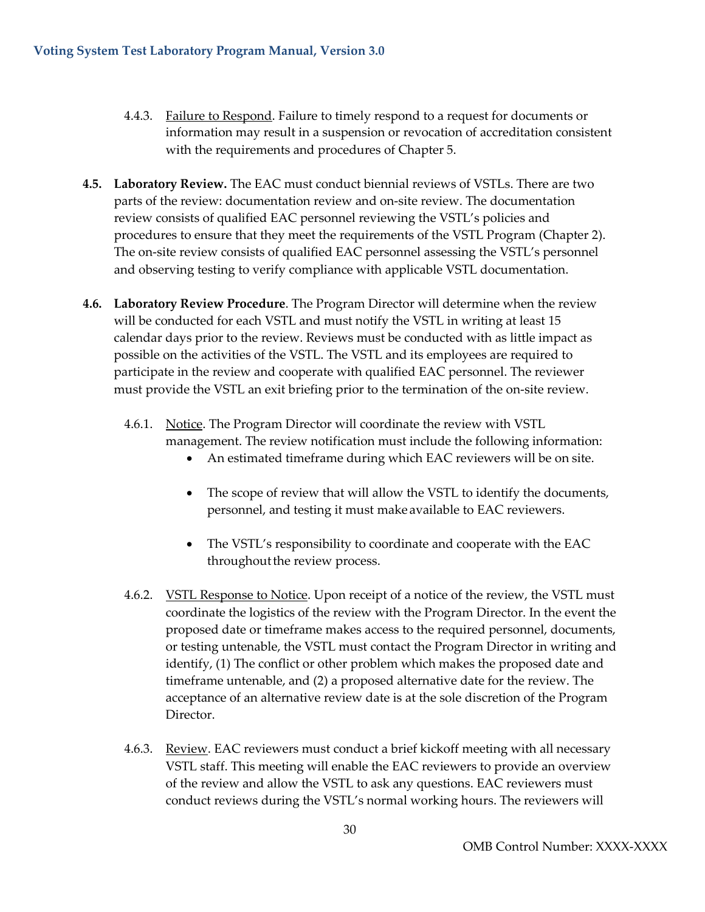4.4.3. Failure to Respond. Failure to timely respond to a request for documents or information may result in a suspension or revocation of accreditation consistent with the requirements and procedures of Chapter 5.

**4.5. Laboratory Review.** The EAC must conduct biennial reviews of VSTLs. There are two parts of the review: documentation review and on-site review. The documentation review consists of qualified EAC personnel reviewing the VSTL's policies and procedures to ensure that they meet the requirements of the VSTL Program (Chapter 2). The on-site review consists of qualified EAC personnel assessing the VSTL's personnel and observing testing to verify compliance with applicable VSTL documentation.

**4.6. Laboratory Review Procedure**. The Program Director will determine when the review will be conducted for each VSTL and must notify the VSTL in writing at least 15 calendar days prior to the review. Reviews must be conducted with as little impact as possible on the activities of the VSTL. The VSTL and its employees are required to participate in the review and cooperate with qualified EAC personnel. The reviewer must provide the VSTL an exit briefing prior to the termination of the on-site review.

4.6.1. Notice. The Program Director will coordinate the review with VSTL management. The review notification must include the following information:

- An estimated timeframe during which EAC reviewers will be on site.
- The scope of review that will allow the VSTL to identify the documents, personnel, and testing it must make available to EAC reviewers.
- The VSTL's responsibility to coordinate and cooperate with the EAC throughout the review process.

4.6.2. VSTL Response to Notice. Upon receipt of a notice of the review, the VSTL must coordinate the logistics of the review with the Program Director. In the event the proposed date or timeframe makes access to the required personnel, documents, or testing untenable, the VSTL must contact the Program Director in writing and identify, (1) The conflict or other problem which makes the proposed date and timeframe untenable, and (2) a proposed alternative date for the review. The acceptance of an alternative review date is at the sole discretion of the Program Director.

4.6.3. Review. EAC reviewers must conduct a brief kickoff meeting with all necessary VSTL staff. This meeting will enable the EAC reviewers to provide an overview of the review and allow the VSTL to ask any questions. EAC reviewers must conduct reviews during the VSTL's normal working hours. The reviewers will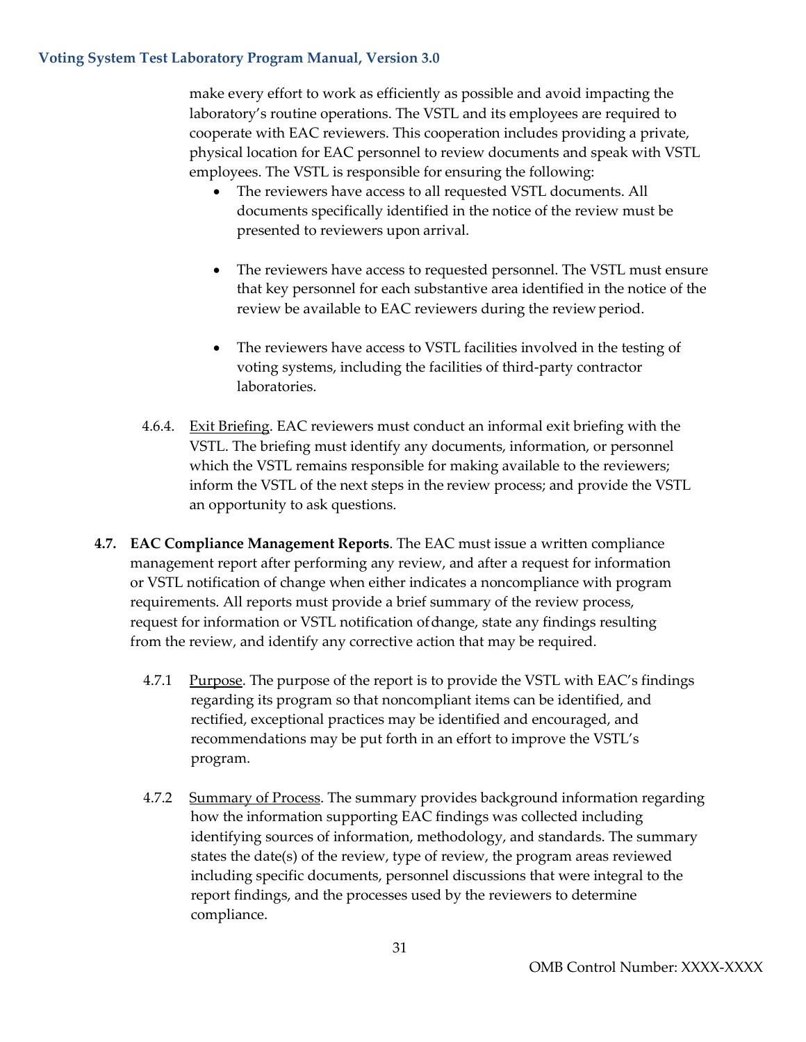make every effort to work as efficiently as possible and avoid impacting the laboratory's routine operations. The VSTL and its employees are required to cooperate with EAC reviewers. This cooperation includes providing a private, physical location for EAC personnel to review documents and speak with VSTL employees. The VSTL is responsible for ensuring the following:

- The reviewers have access to all requested VSTL documents. All documents specifically identified in the notice of the review must be presented to reviewers upon arrival.
- The reviewers have access to requested personnel. The VSTL must ensure that key personnel for each substantive area identified in the notice of the review be available to EAC reviewers during the review period.
- The reviewers have access to VSTL facilities involved in the testing of voting systems, including the facilities of third-party contractor laboratories.

4.6.4. Exit Briefing. EAC reviewers must conduct an informal exit briefing with the VSTL. The briefing must identify any documents, information, or personnel which the VSTL remains responsible for making available to the reviewers; inform the VSTL of the next steps in the review process; and provide the VSTL an opportunity to ask questions.

**4.7. EAC Compliance Management Reports**. The EAC must issue a written compliance management report after performing any review, and after a request for information or VSTL notification of change when either indicates a noncompliance with program requirements. All reports must provide a brief summary of the review process, request for information or VSTL notification of change, state any findings resulting from the review, and identify any corrective action that may be required.

4.7.1 Purpose. The purpose of the report is to provide the VSTL with EAC's findings regarding its program so that noncompliant items can be identified, and rectified, exceptional practices may be identified and encouraged, and recommendations may be put forth in an effort to improve the VSTL's program.

4.7.2 Summary of Process. The summary provides background information regarding how the information supporting EAC findings was collected including identifying sources of information, methodology, and standards. The summary states the date(s) of the review, type of review, the program areas reviewed including specific documents, personnel discussions that were integral to the report findings, and the processes used by the reviewers to determine compliance.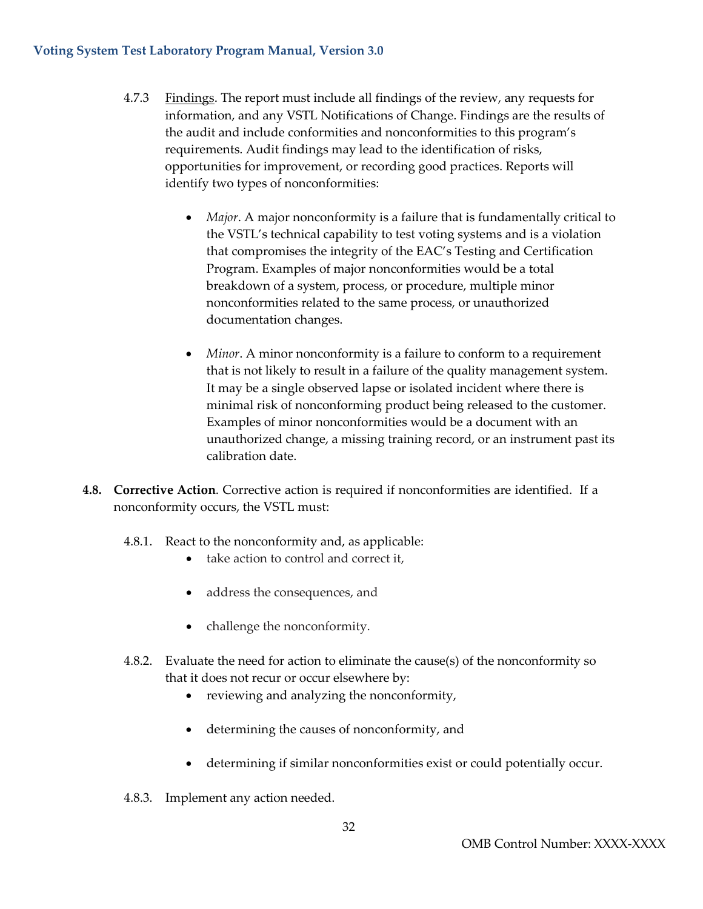4.7.3 Findings. The report must include all findings of the review, any requests for information, and any VSTL Notifications of Change. Findings are the results of the audit and include conformities and nonconformities to this program's requirements. Audit findings may lead to the identification of risks, opportunities for improvement, or recording good practices. Reports will identify two types of nonconformities:

- *Major*. A major nonconformity is a failure that is fundamentally critical to the VSTL's technical capability to test voting systems and is a violation that compromises the integrity of the EAC's Testing and Certification Program. Examples of major nonconformities would be a total breakdown of a system, process, or procedure, multiple minor nonconformities related to the same process, or unauthorized documentation changes.

- *Minor*. A minor nonconformity is a failure to conform to a requirement that is not likely to result in a failure of the quality management system. It may be a single observed lapse or isolated incident where there is minimal risk of nonconforming product being released to the customer. Examples of minor nonconformities would be a document with an unauthorized change, a missing training record, or an instrument past its calibration date.

**4.8. Corrective Action**. Corrective action is required if nonconformities are identified. If a nonconformity occurs, the VSTL must:

4.8.1. React to the nonconformity and, as applicable:

- take action to control and correct it,
- address the consequences, and
- challenge the nonconformity.

4.8.2. Evaluate the need for action to eliminate the cause(s) of the nonconformity so that it does not recur or occur elsewhere by:

- reviewing and analyzing the nonconformity,
- determining the causes of nonconformity, and
- determining if similar nonconformities exist or could potentially occur.

4.8.3. Implement any action needed.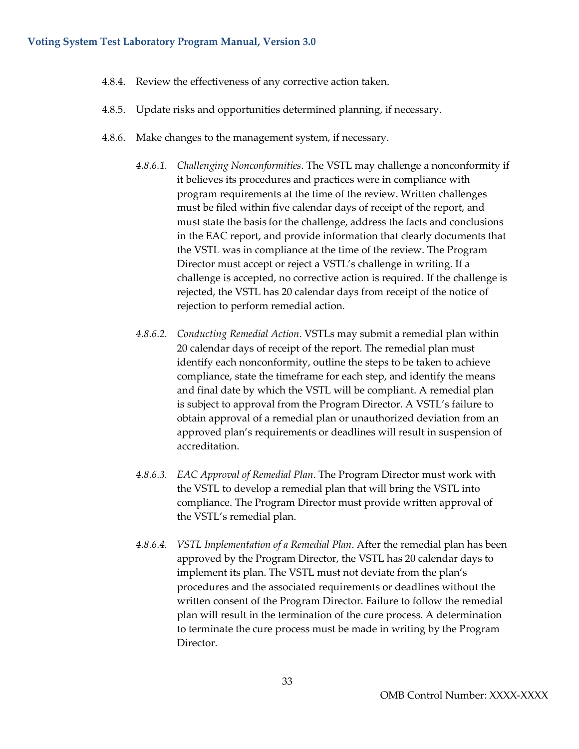4.8.4. Review the effectiveness of any corrective action taken.

4.8.5. Update risks and opportunities determined planning, if necessary.

4.8.6. Make changes to the management system, if necessary.

*4.8.6.1. Challenging Nonconformities*. The VSTL may challenge a nonconformity if it believes its procedures and practices were in compliance with program requirements at the time of the review. Written challenges must be filed within five calendar days of receipt of the report, and must state the basis for the challenge, address the facts and conclusions in the EAC report, and provide information that clearly documents that the VSTL was in compliance at the time of the review. The Program Director must accept or reject a VSTL's challenge in writing. If a challenge is accepted, no corrective action is required. If the challenge is rejected, the VSTL has 20 calendar days from receipt of the notice of rejection to perform remedial action.

*4.8.6.2. Conducting Remedial Action*. VSTLs may submit a remedial plan within 20 calendar days of receipt of the report. The remedial plan must identify each nonconformity, outline the steps to be taken to achieve compliance, state the timeframe for each step, and identify the means and final date by which the VSTL will be compliant. A remedial plan is subject to approval from the Program Director. A VSTL's failure to obtain approval of a remedial plan or unauthorized deviation from an approved plan's requirements or deadlines will result in suspension of accreditation.

*4.8.6.3. EAC Approval of Remedial Plan*. The Program Director must work with the VSTL to develop a remedial plan that will bring the VSTL into compliance. The Program Director must provide written approval of the VSTL's remedial plan.

*4.8.6.4. VSTL Implementation of a Remedial Plan*. After the remedial plan has been approved by the Program Director, the VSTL has 20 calendar days to implement its plan. The VSTL must not deviate from the plan's procedures and the associated requirements or deadlines without the written consent of the Program Director. Failure to follow the remedial plan will result in the termination of the cure process. A determination to terminate the cure process must be made in writing by the Program Director.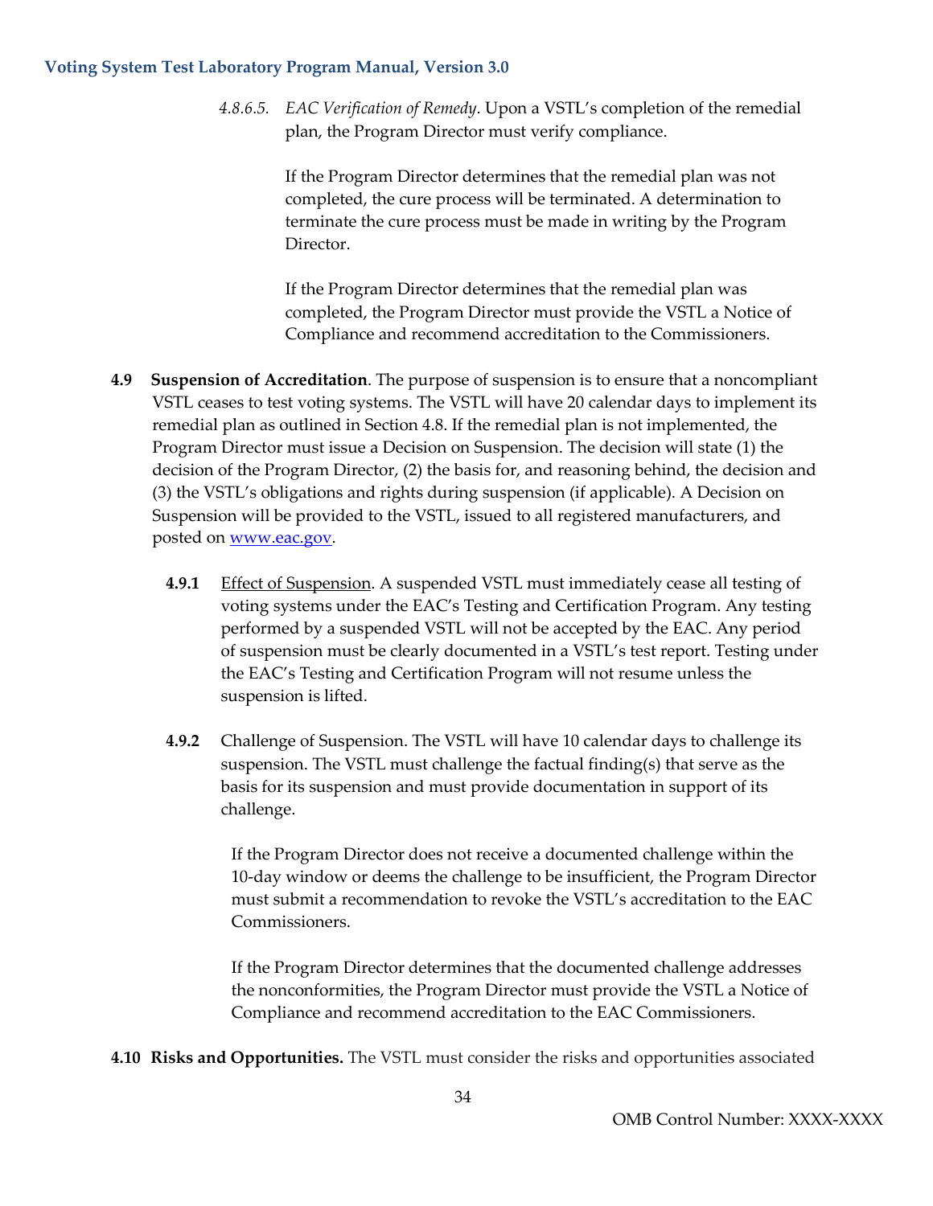*4.8.6.5. EAC Verification of Remedy*. Upon a VSTL's completion of the remedial plan, the Program Director must verify compliance.

If the Program Director determines that the remedial plan was not completed, the cure process will be terminated. A determination to terminate the cure process must be made in writing by the Program Director.

If the Program Director determines that the remedial plan was completed, the Program Director must provide the VSTL a Notice of Compliance and recommend accreditation to the Commissioners.

**4.9 Suspension of Accreditation**. The purpose of suspension is to ensure that a noncompliant VSTL ceases to test voting systems. The VSTL will have 20 calendar days to implement its remedial plan as outlined in Section 4.8. If the remedial plan is not implemented, the Program Director must issue a Decision on Suspension. The decision will state (1) the decision of the Program Director, (2) the basis for, and reasoning behind, the decision and (3) the VSTL's obligations and rights during suspension (if applicable). A Decision on Suspension will be provided to the VSTL, issued to all registered manufacturers, and posted on www.eac.gov.

**4.9.1** Effect of Suspension. A suspended VSTL must immediately cease all testing of voting systems under the EAC's Testing and Certification Program. Any testing performed by a suspended VSTL will not be accepted by the EAC. Any period of suspension must be clearly documented in a VSTL's test report. Testing under the EAC's Testing and Certification Program will not resume unless the suspension is lifted.

**4.9.2** Challenge of Suspension. The VSTL will have 10 calendar days to challenge its suspension. The VSTL must challenge the factual finding(s) that serve as the basis for its suspension and must provide documentation in support of its challenge.

If the Program Director does not receive a documented challenge within the 10-day window or deems the challenge to be insufficient, the Program Director must submit a recommendation to revoke the VSTL's accreditation to the EAC Commissioners.

If the Program Director determines that the documented challenge addresses the nonconformities, the Program Director must provide the VSTL a Notice of Compliance and recommend accreditation to the EAC Commissioners.

**4.10 Risks and Opportunities.** The VSTL must consider the risks and opportunities associated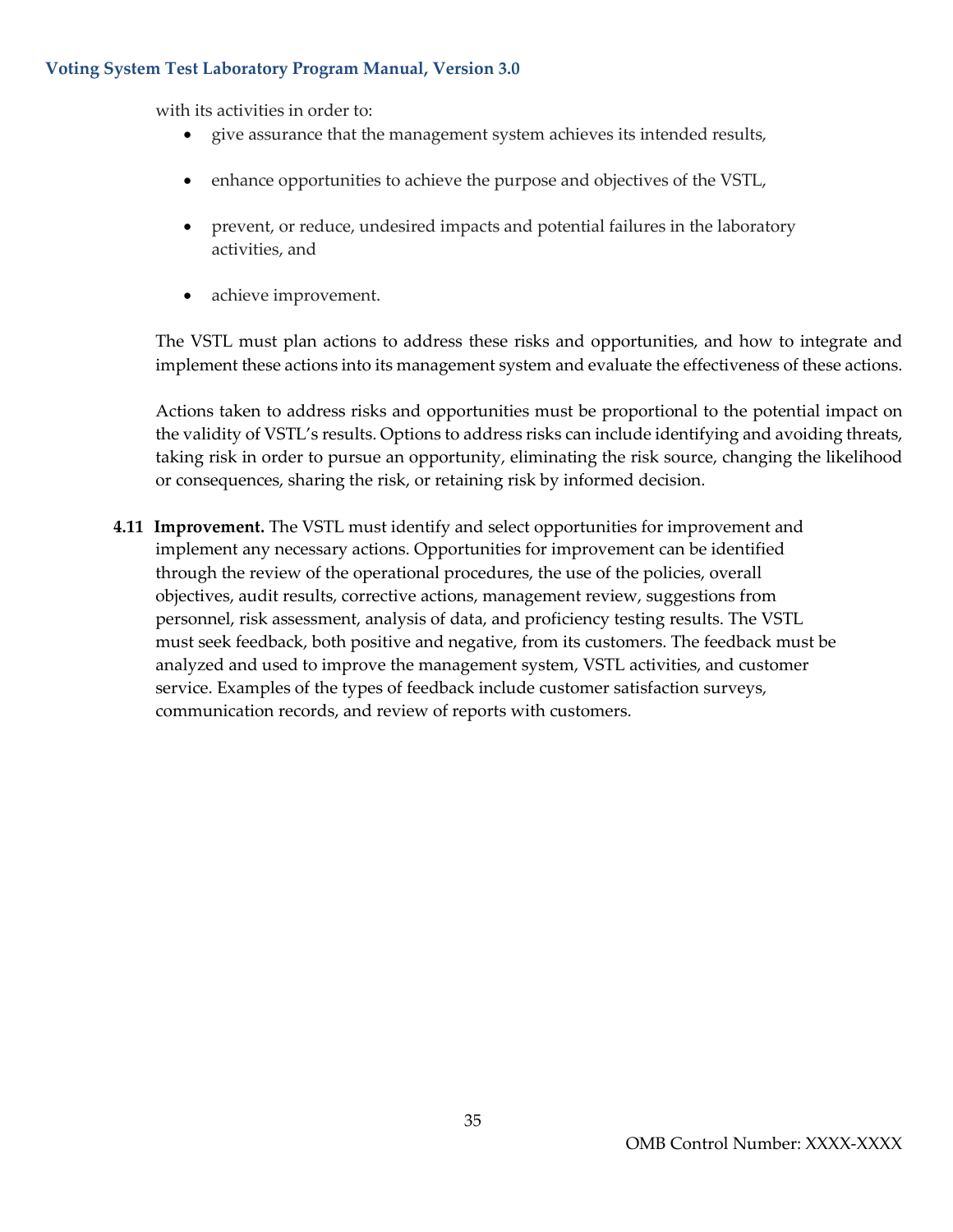with its activities in order to:

- give assurance that the management system achieves its intended results,
- enhance opportunities to achieve the purpose and objectives of the VSTL,
- prevent, or reduce, undesired impacts and potential failures in the laboratory activities, and
- achieve improvement.

The VSTL must plan actions to address these risks and opportunities, and how to integrate and implement these actions into its management system and evaluate the effectiveness of these actions.

Actions taken to address risks and opportunities must be proportional to the potential impact on the validity of VSTL's results. Options to address risks can include identifying and avoiding threats, taking risk in order to pursue an opportunity, eliminating the risk source, changing the likelihood or consequences, sharing the risk, or retaining risk by informed decision.

**4.11 Improvement.** The VSTL must identify and select opportunities for improvement and implement any necessary actions. Opportunities for improvement can be identified through the review of the operational procedures, the use of the policies, overall objectives, audit results, corrective actions, management review, suggestions from personnel, risk assessment, analysis of data, and proficiency testing results. The VSTL must seek feedback, both positive and negative, from its customers. The feedback must be analyzed and used to improve the management system, VSTL activities, and customer service. Examples of the types of feedback include customer satisfaction surveys, communication records, and review of reports with customers.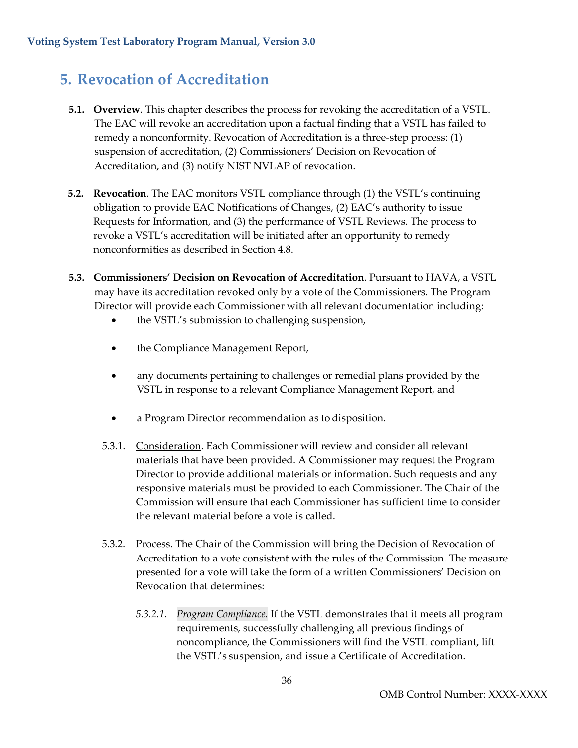# 5. Revocation of Accreditation

**5.1. Overview**. This chapter describes the process for revoking the accreditation of a VSTL. The EAC will revoke an accreditation upon a factual finding that a VSTL has failed to remedy a nonconformity. Revocation of Accreditation is a three-step process: (1) suspension of accreditation, (2) Commissioners' Decision on Revocation of Accreditation, and (3) notify NIST NVLAP of revocation.

**5.2. Revocation**. The EAC monitors VSTL compliance through (1) the VSTL's continuing obligation to provide EAC Notifications of Changes, (2) EAC's authority to issue Requests for Information, and (3) the performance of VSTL Reviews. The process to revoke a VSTL's accreditation will be initiated after an opportunity to remedy nonconformities as described in Section 4.8.

**5.3. Commissioners' Decision on Revocation of Accreditation**. Pursuant to HAVA, a VSTL may have its accreditation revoked only by a vote of the Commissioners. The Program Director will provide each Commissioner with all relevant documentation including:

- the VSTL's submission to challenging suspension,
- the Compliance Management Report,
- any documents pertaining to challenges or remedial plans provided by the VSTL in response to a relevant Compliance Management Report, and
- a Program Director recommendation as to disposition.

5.3.1. <u>Consideration</u>. Each Commissioner will review and consider all relevant materials that have been provided. A Commissioner may request the Program Director to provide additional materials or information. Such requests and any responsive materials must be provided to each Commissioner. The Chair of the Commission will ensure that each Commissioner has sufficient time to consider the relevant material before a vote is called.

5.3.2. <u>Process</u>. The Chair of the Commission will bring the Decision of Revocation of Accreditation to a vote consistent with the rules of the Commission. The measure presented for a vote will take the form of a written Commissioners' Decision on Revocation that determines:

*5.3.2.1. Program Compliance.* If the VSTL demonstrates that it meets all program requirements, successfully challenging all previous findings of noncompliance, the Commissioners will find the VSTL compliant, lift the VSTL's suspension, and issue a Certificate of Accreditation.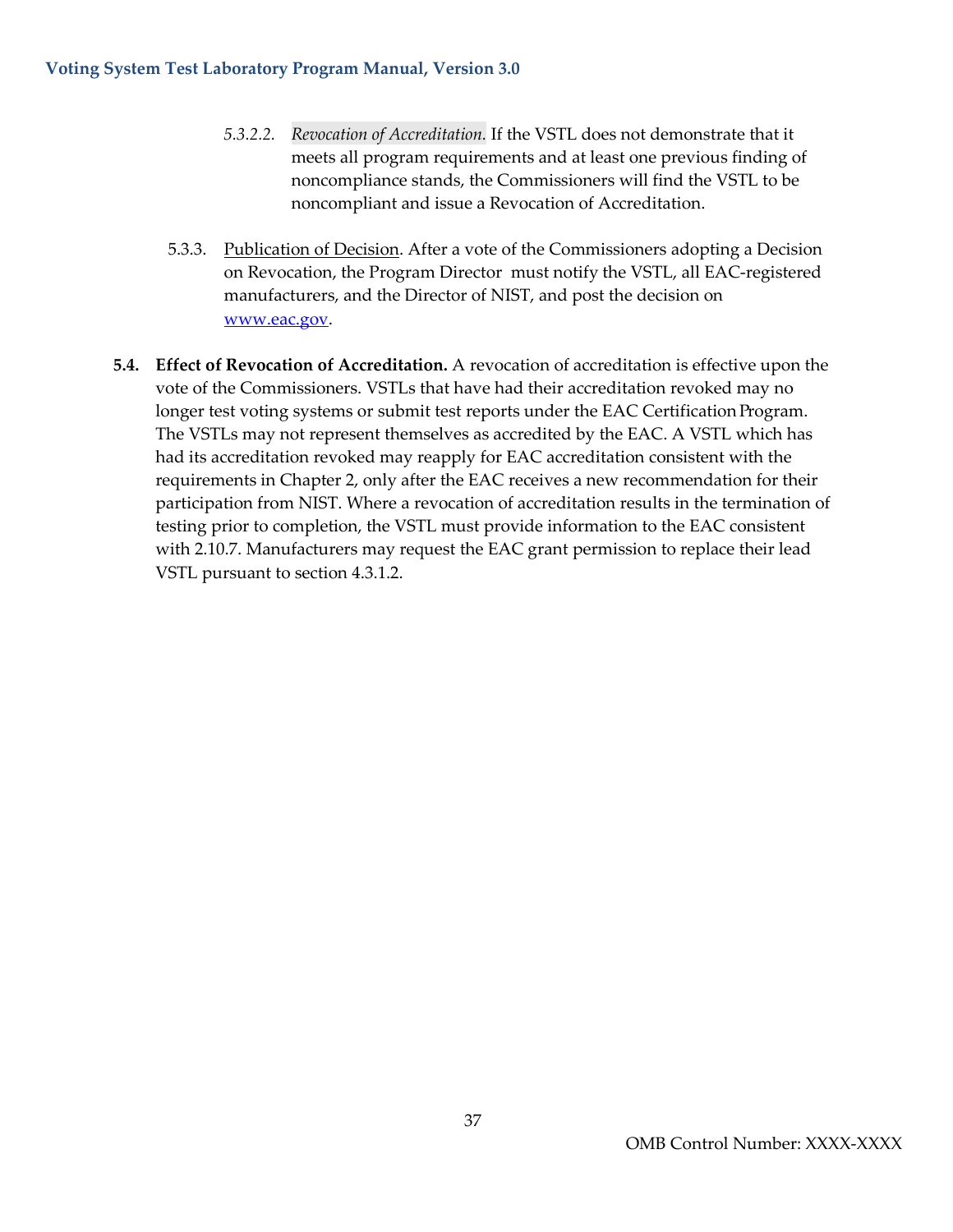*5.3.2.2. Revocation of Accreditation.* If the VSTL does not demonstrate that it meets all program requirements and at least one previous finding of noncompliance stands, the Commissioners will find the VSTL to be noncompliant and issue a Revocation of Accreditation.

5.3.3. Publication of Decision. After a vote of the Commissioners adopting a Decision on Revocation, the Program Director must notify the VSTL, all EAC-registered manufacturers, and the Director of NIST, and post the decision on [www.eac.gov](http://www.eac.gov).

**5.4. Effect of Revocation of Accreditation.** A revocation of accreditation is effective upon the vote of the Commissioners. VSTLs that have had their accreditation revoked may no longer test voting systems or submit test reports under the EAC Certification Program. The VSTLs may not represent themselves as accredited by the EAC. A VSTL which has had its accreditation revoked may reapply for EAC accreditation consistent with the requirements in Chapter 2, only after the EAC receives a new recommendation for their participation from NIST. Where a revocation of accreditation results in the termination of testing prior to completion, the VSTL must provide information to the EAC consistent with 2.10.7. Manufacturers may request the EAC grant permission to replace their lead VSTL pursuant to section 4.3.1.2.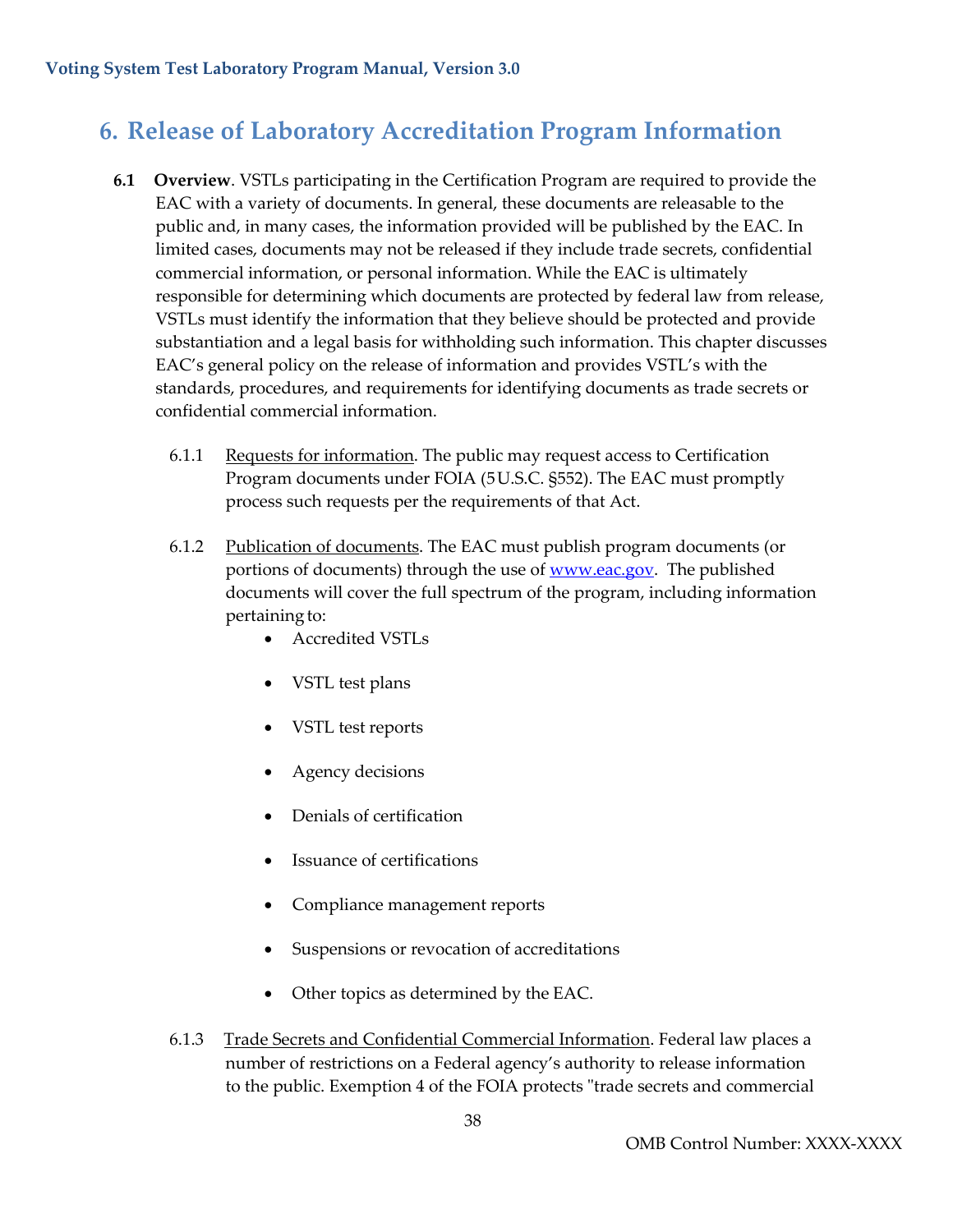# 6. Release of Laboratory Accreditation Program Information

**6.1 Overview**. VSTLs participating in the Certification Program are required to provide the EAC with a variety of documents. In general, these documents are releasable to the public and, in many cases, the information provided will be published by the EAC. In limited cases, documents may not be released if they include trade secrets, confidential commercial information, or personal information. While the EAC is ultimately responsible for determining which documents are protected by federal law from release, VSTLs must identify the information that they believe should be protected and provide substantiation and a legal basis for withholding such information. This chapter discusses EAC's general policy on the release of information and provides VSTL's with the standards, procedures, and requirements for identifying documents as trade secrets or confidential commercial information.

6.1.1 Requests for information. The public may request access to Certification Program documents under FOIA (5 U.S.C. §552). The EAC must promptly process such requests per the requirements of that Act.

6.1.2 Publication of documents. The EAC must publish program documents (or portions of documents) through the use of www.eac.gov. The published documents will cover the full spectrum of the program, including information pertaining to:

- Accredited VSTLs
- VSTL test plans
- VSTL test reports
- Agency decisions
- Denials of certification
- Issuance of certifications
- Compliance management reports
- Suspensions or revocation of accreditations
- Other topics as determined by the EAC.

6.1.3 Trade Secrets and Confidential Commercial Information. Federal law places a number of restrictions on a Federal agency's authority to release information to the public. Exemption 4 of the FOIA protects "trade secrets and commercial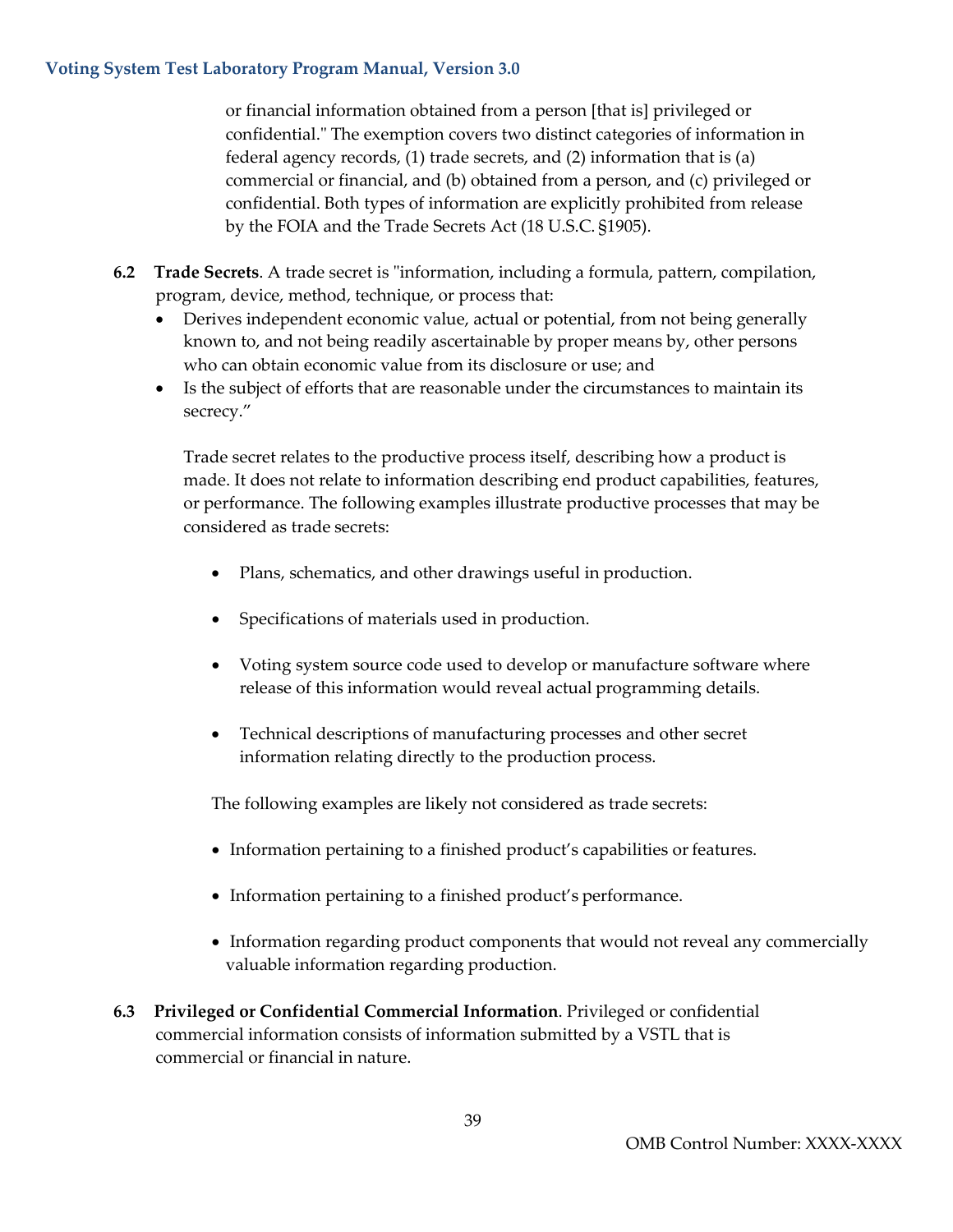or financial information obtained from a person [that is] privileged or confidential." The exemption covers two distinct categories of information in federal agency records, (1) trade secrets, and (2) information that is (a) commercial or financial, and (b) obtained from a person, and (c) privileged or confidential. Both types of information are explicitly prohibited from release by the FOIA and the Trade Secrets Act (18 U.S.C. §1905).

**6.2 Trade Secrets**. A trade secret is "information, including a formula, pattern, compilation, program, device, method, technique, or process that:

- Derives independent economic value, actual or potential, from not being generally known to, and not being readily ascertainable by proper means by, other persons who can obtain economic value from its disclosure or use; and
- Is the subject of efforts that are reasonable under the circumstances to maintain its secrecy."

Trade secret relates to the productive process itself, describing how a product is made. It does not relate to information describing end product capabilities, features, or performance. The following examples illustrate productive processes that may be considered as trade secrets:

- Plans, schematics, and other drawings useful in production.
- Specifications of materials used in production.
- Voting system source code used to develop or manufacture software where release of this information would reveal actual programming details.
- Technical descriptions of manufacturing processes and other secret information relating directly to the production process.

The following examples are likely not considered as trade secrets:

- Information pertaining to a finished product's capabilities or features.
- Information pertaining to a finished product's performance.
- Information regarding product components that would not reveal any commercially valuable information regarding production.

**6.3 Privileged or Confidential Commercial Information**. Privileged or confidential commercial information consists of information submitted by a VSTL that is commercial or financial in nature.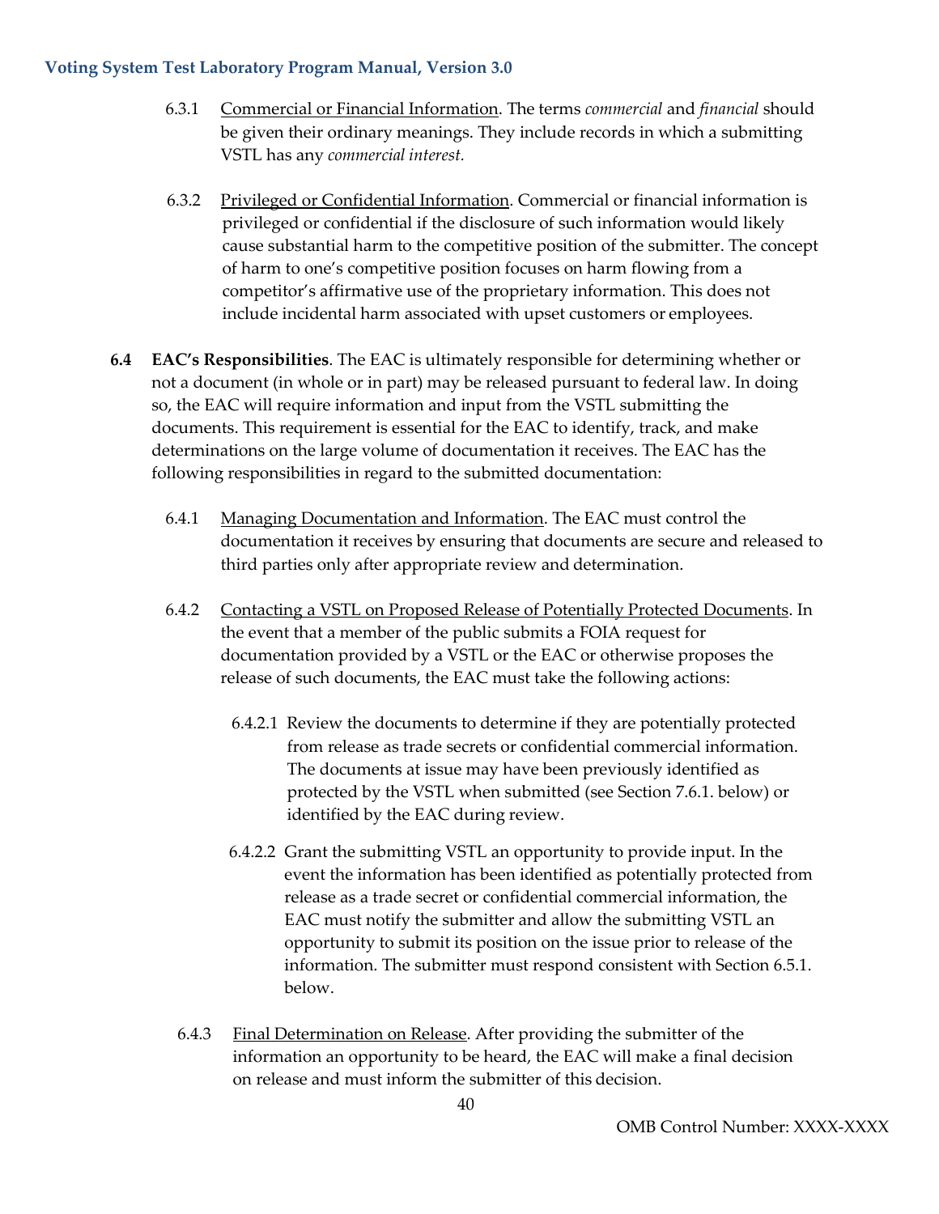6.3.1 Commercial or Financial Information. The terms *commercial* and *financial* should be given their ordinary meanings. They include records in which a submitting VSTL has any *commercial interest.*

6.3.2 Privileged or Confidential Information. Commercial or financial information is privileged or confidential if the disclosure of such information would likely cause substantial harm to the competitive position of the submitter. The concept of harm to one's competitive position focuses on harm flowing from a competitor's affirmative use of the proprietary information. This does not include incidental harm associated with upset customers or employees.

**6.4 EAC's Responsibilities**. The EAC is ultimately responsible for determining whether or not a document (in whole or in part) may be released pursuant to federal law. In doing so, the EAC will require information and input from the VSTL submitting the documents. This requirement is essential for the EAC to identify, track, and make determinations on the large volume of documentation it receives. The EAC has the following responsibilities in regard to the submitted documentation:

6.4.1 Managing Documentation and Information. The EAC must control the documentation it receives by ensuring that documents are secure and released to third parties only after appropriate review and determination.

6.4.2 Contacting a VSTL on Proposed Release of Potentially Protected Documents. In the event that a member of the public submits a FOIA request for documentation provided by a VSTL or the EAC or otherwise proposes the release of such documents, the EAC must take the following actions:

6.4.2.1 Review the documents to determine if they are potentially protected from release as trade secrets or confidential commercial information. The documents at issue may have been previously identified as protected by the VSTL when submitted (see Section 7.6.1. below) or identified by the EAC during review.

6.4.2.2 Grant the submitting VSTL an opportunity to provide input. In the event the information has been identified as potentially protected from release as a trade secret or confidential commercial information, the EAC must notify the submitter and allow the submitting VSTL an opportunity to submit its position on the issue prior to release of the information. The submitter must respond consistent with Section 6.5.1. below.

6.4.3 Final Determination on Release. After providing the submitter of the information an opportunity to be heard, the EAC will make a final decision on release and must inform the submitter of this decision.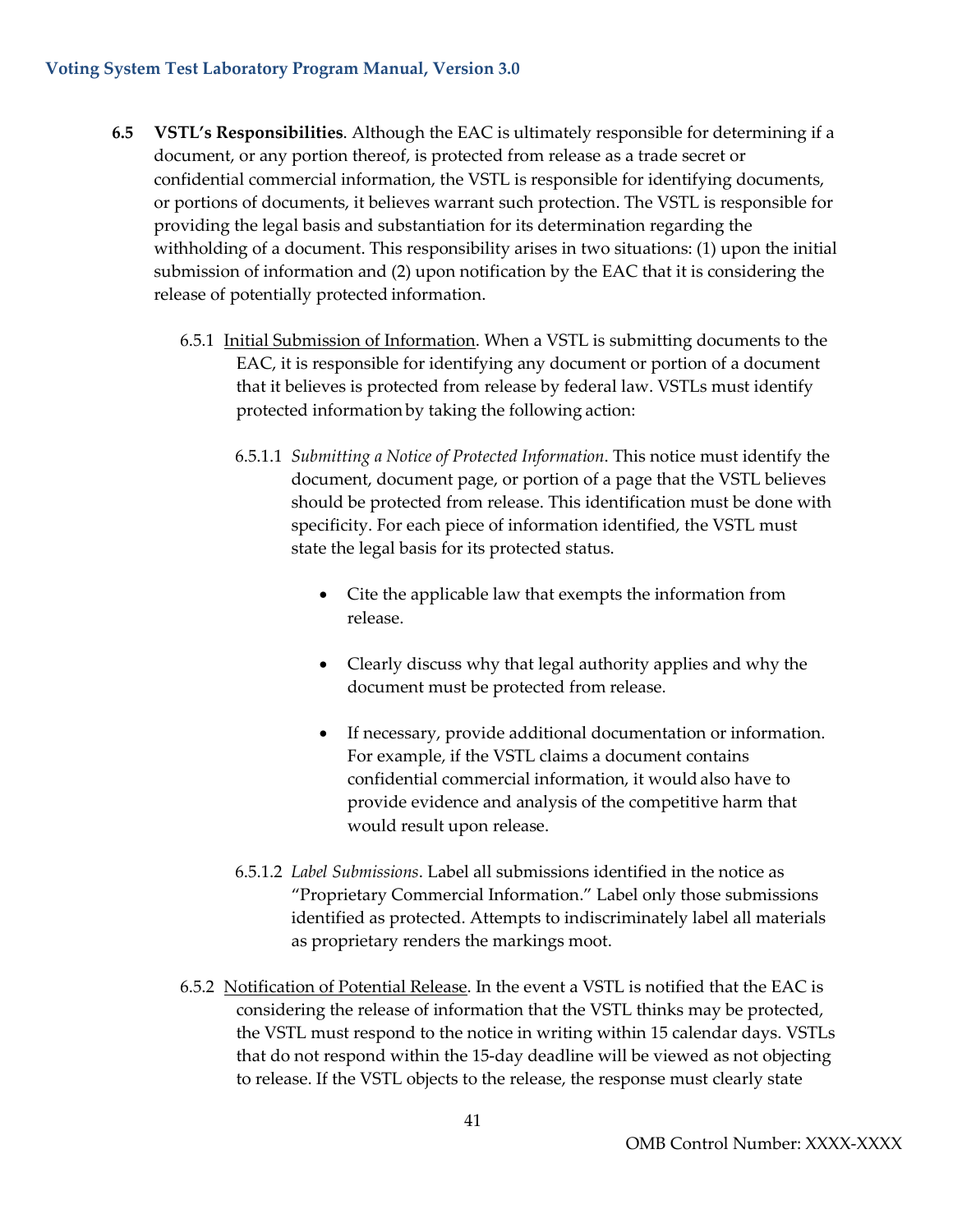**6.5 VSTL's Responsibilities**. Although the EAC is ultimately responsible for determining if a document, or any portion thereof, is protected from release as a trade secret or confidential commercial information, the VSTL is responsible for identifying documents, or portions of documents, it believes warrant such protection. The VSTL is responsible for providing the legal basis and substantiation for its determination regarding the withholding of a document. This responsibility arises in two situations: (1) upon the initial submission of information and (2) upon notification by the EAC that it is considering the release of potentially protected information.

6.5.1 Initial Submission of Information. When a VSTL is submitting documents to the EAC, it is responsible for identifying any document or portion of a document that it believes is protected from release by federal law. VSTLs must identify protected information by taking the following action:

6.5.1.1 *Submitting a Notice of Protected Information*. This notice must identify the document, document page, or portion of a page that the VSTL believes should be protected from release. This identification must be done with specificity. For each piece of information identified, the VSTL must state the legal basis for its protected status.

- Cite the applicable law that exempts the information from release.
- Clearly discuss why that legal authority applies and why the document must be protected from release.
- If necessary, provide additional documentation or information. For example, if the VSTL claims a document contains confidential commercial information, it would also have to provide evidence and analysis of the competitive harm that would result upon release.

6.5.1.2 *Label Submissions*. Label all submissions identified in the notice as "Proprietary Commercial Information." Label only those submissions identified as protected. Attempts to indiscriminately label all materials as proprietary renders the markings moot.

6.5.2 Notification of Potential Release. In the event a VSTL is notified that the EAC is considering the release of information that the VSTL thinks may be protected, the VSTL must respond to the notice in writing within 15 calendar days. VSTLs that do not respond within the 15-day deadline will be viewed as not objecting to release. If the VSTL objects to the release, the response must clearly state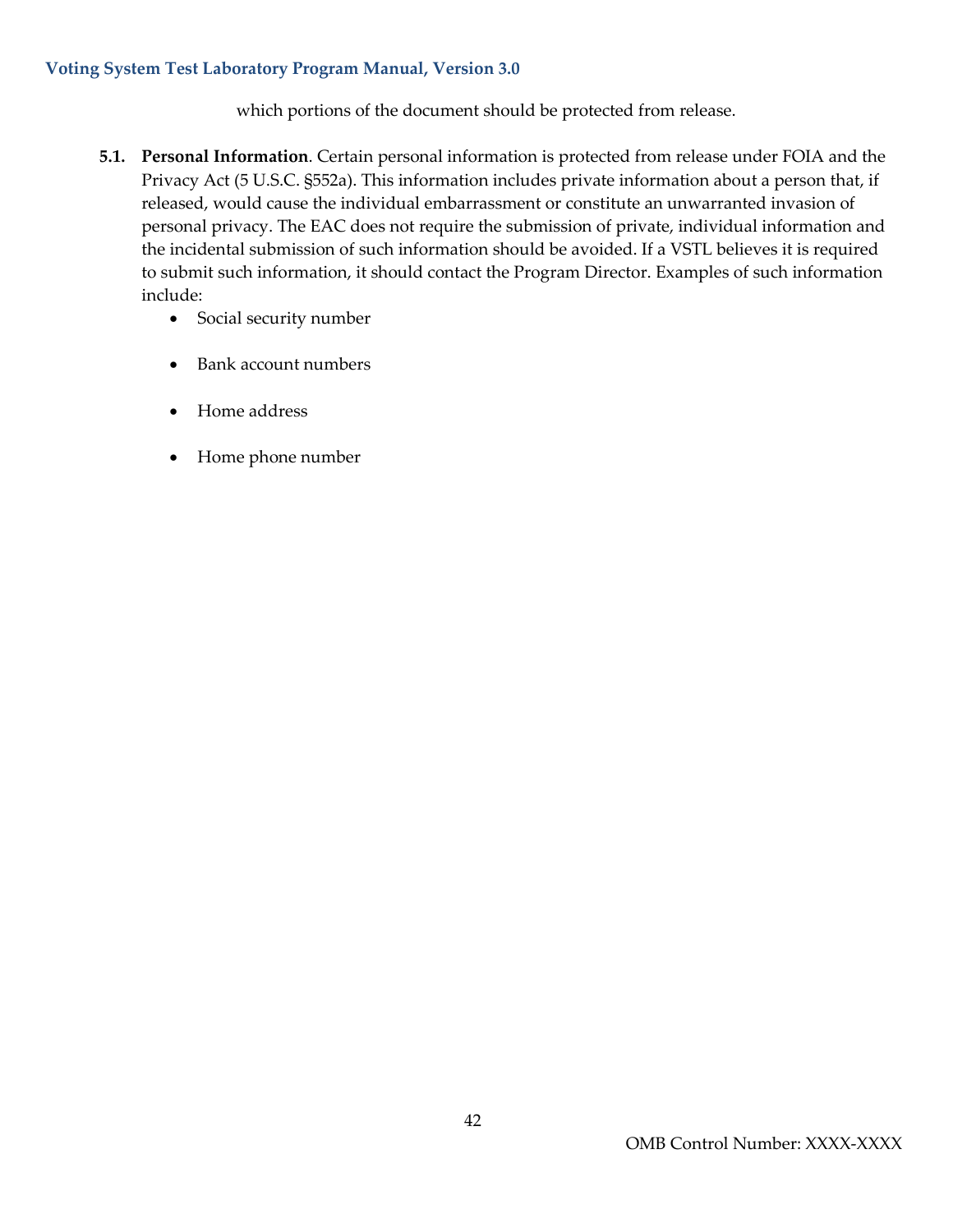which portions of the document should be protected from release.

**5.1. Personal Information**. Certain personal information is protected from release under FOIA and the Privacy Act (5 U.S.C. §552a). This information includes private information about a person that, if released, would cause the individual embarrassment or constitute an unwarranted invasion of personal privacy. The EAC does not require the submission of private, individual information and the incidental submission of such information should be avoided. If a VSTL believes it is required to submit such information, it should contact the Program Director. Examples of such information include:

- Social security number
- Bank account numbers
- Home address
- Home phone number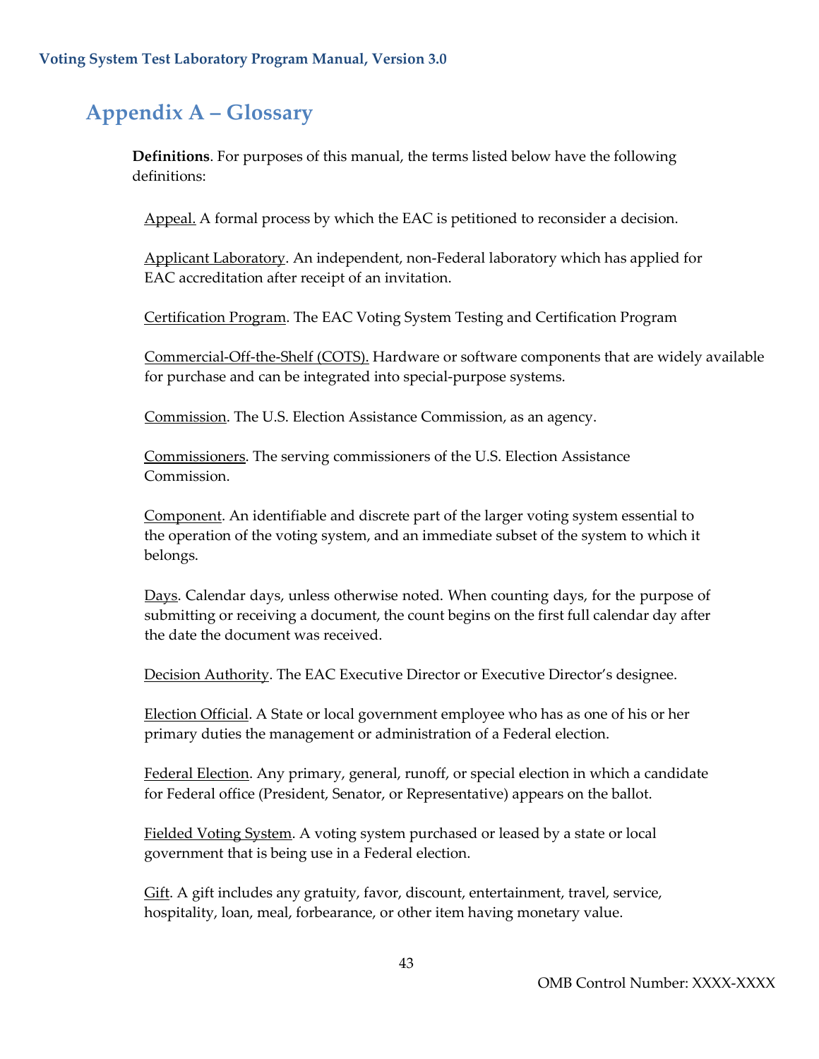## Appendix A – Glossary

**Definitions**. For purposes of this manual, the terms listed below have the following definitions:

Appeal. A formal process by which the EAC is petitioned to reconsider a decision.

Applicant Laboratory. An independent, non-Federal laboratory which has applied for EAC accreditation after receipt of an invitation.

Certification Program. The EAC Voting System Testing and Certification Program

Commercial-Off-the-Shelf (COTS). Hardware or software components that are widely available for purchase and can be integrated into special-purpose systems.

Commission. The U.S. Election Assistance Commission, as an agency.

Commissioners. The serving commissioners of the U.S. Election Assistance Commission.

Component. An identifiable and discrete part of the larger voting system essential to the operation of the voting system, and an immediate subset of the system to which it belongs.

Days. Calendar days, unless otherwise noted. When counting days, for the purpose of submitting or receiving a document, the count begins on the first full calendar day after the date the document was received.

Decision Authority. The EAC Executive Director or Executive Director's designee.

Election Official. A State or local government employee who has as one of his or her primary duties the management or administration of a Federal election.

Federal Election. Any primary, general, runoff, or special election in which a candidate for Federal office (President, Senator, or Representative) appears on the ballot.

Fielded Voting System. A voting system purchased or leased by a state or local government that is being use in a Federal election.

Gift. A gift includes any gratuity, favor, discount, entertainment, travel, service, hospitality, loan, meal, forbearance, or other item having monetary value.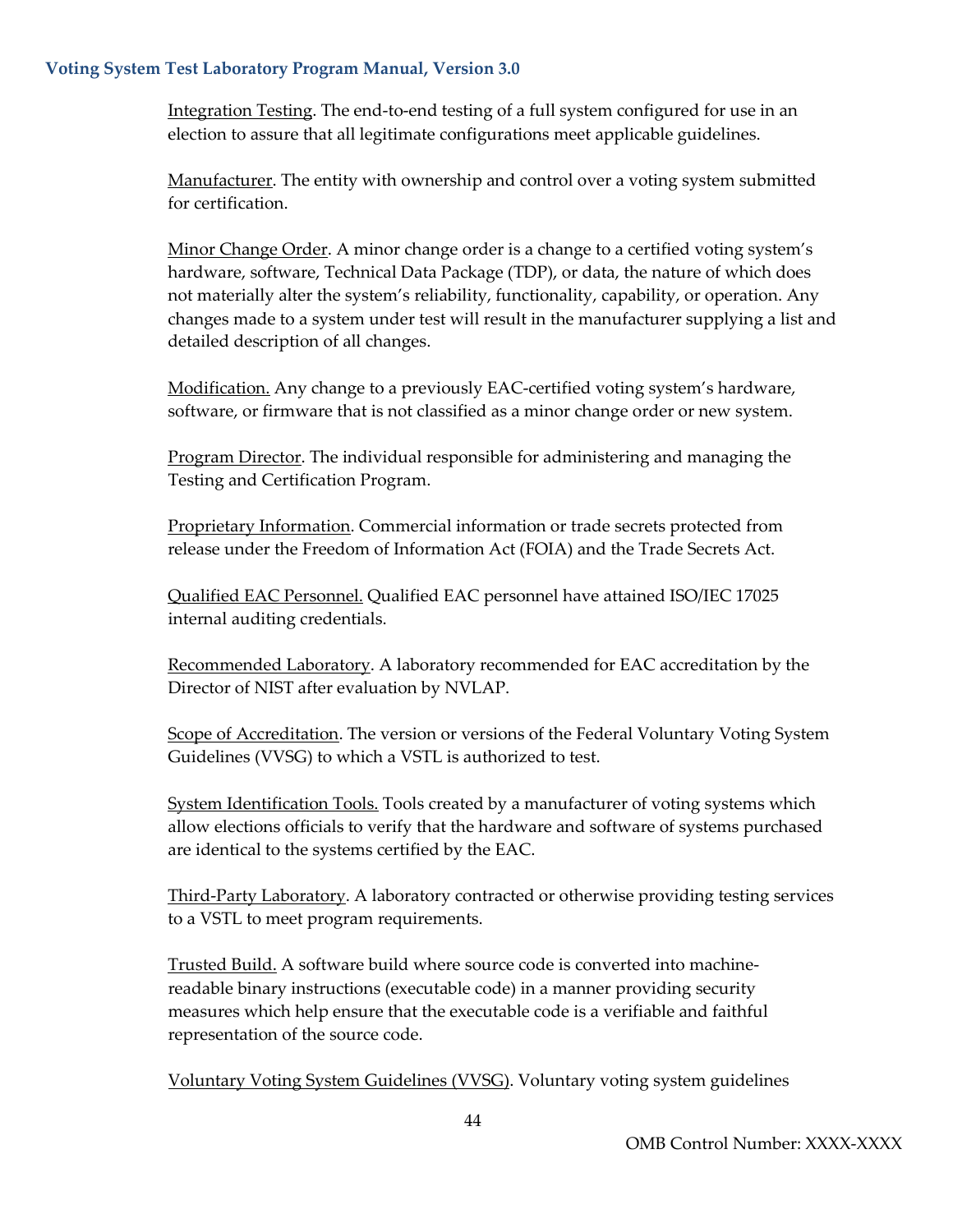Integration Testing. The end-to-end testing of a full system configured for use in an election to assure that all legitimate configurations meet applicable guidelines.

Manufacturer. The entity with ownership and control over a voting system submitted for certification.

Minor Change Order. A minor change order is a change to a certified voting system's hardware, software, Technical Data Package (TDP), or data, the nature of which does not materially alter the system's reliability, functionality, capability, or operation. Any changes made to a system under test will result in the manufacturer supplying a list and detailed description of all changes.

Modification. Any change to a previously EAC-certified voting system's hardware, software, or firmware that is not classified as a minor change order or new system.

Program Director. The individual responsible for administering and managing the Testing and Certification Program.

Proprietary Information. Commercial information or trade secrets protected from release under the Freedom of Information Act (FOIA) and the Trade Secrets Act.

Qualified EAC Personnel. Qualified EAC personnel have attained ISO/IEC 17025 internal auditing credentials.

Recommended Laboratory. A laboratory recommended for EAC accreditation by the Director of NIST after evaluation by NVLAP.

Scope of Accreditation. The version or versions of the Federal Voluntary Voting System Guidelines (VVSG) to which a VSTL is authorized to test.

System Identification Tools. Tools created by a manufacturer of voting systems which allow elections officials to verify that the hardware and software of systems purchased are identical to the systems certified by the EAC.

Third-Party Laboratory. A laboratory contracted or otherwise providing testing services to a VSTL to meet program requirements.

Trusted Build. A software build where source code is converted into machine-readable binary instructions (executable code) in a manner providing security measures which help ensure that the executable code is a verifiable and faithful representation of the source code.

Voluntary Voting System Guidelines (VVSG). Voluntary voting system guidelines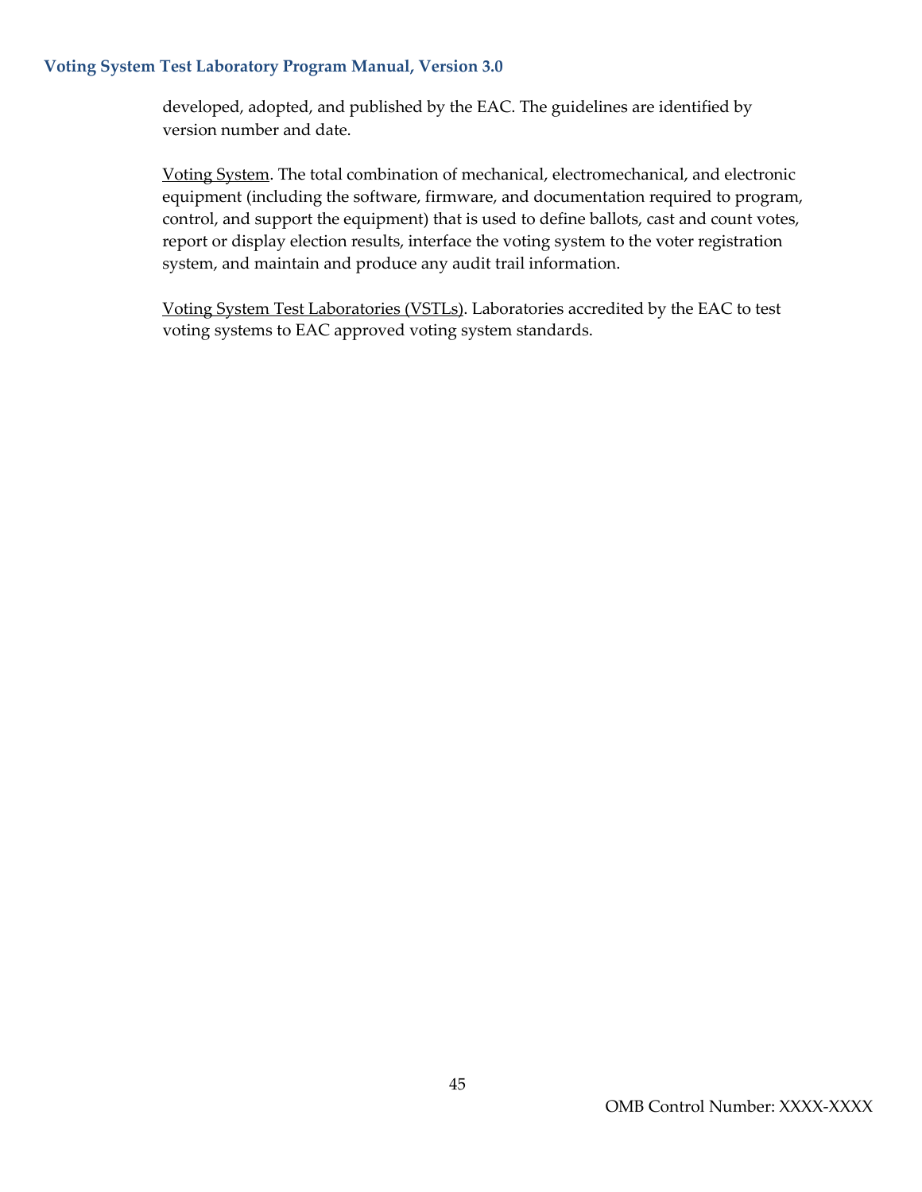developed, adopted, and published by the EAC. The guidelines are identified by version number and date.

Voting System. The total combination of mechanical, electromechanical, and electronic equipment (including the software, firmware, and documentation required to program, control, and support the equipment) that is used to define ballots, cast and count votes, report or display election results, interface the voting system to the voter registration system, and maintain and produce any audit trail information.

Voting System Test Laboratories (VSTLs). Laboratories accredited by the EAC to test voting systems to EAC approved voting system standards.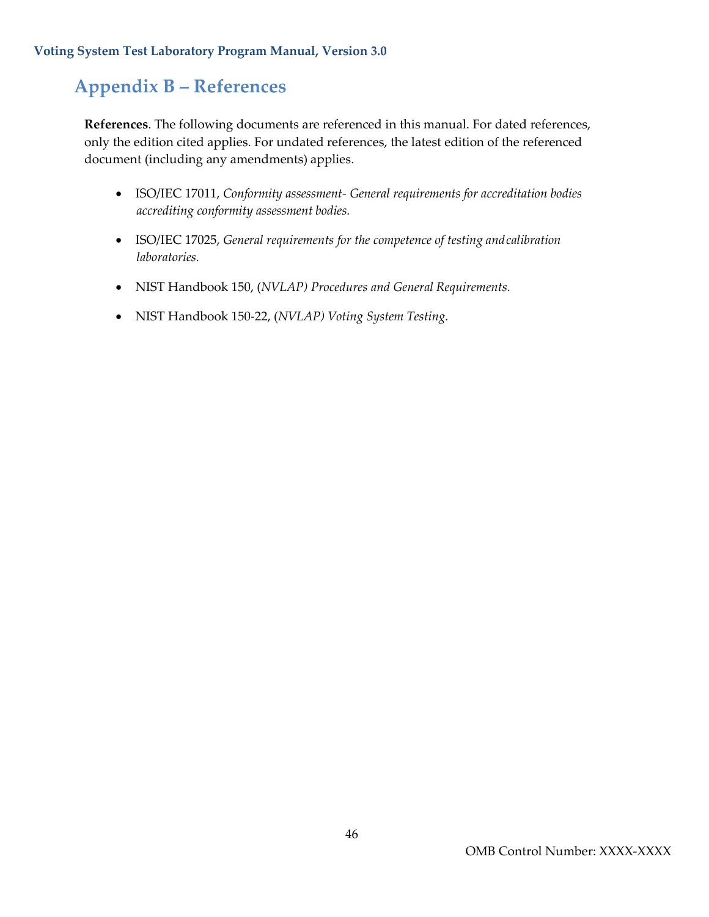# Appendix B – References

**References**. The following documents are referenced in this manual. For dated references, only the edition cited applies. For undated references, the latest edition of the referenced document (including any amendments) applies.

- ISO/IEC 17011, *Conformity assessment- General requirements for accreditation bodies accrediting conformity assessment bodies.*
- ISO/IEC 17025, *General requirements for the competence of testing and calibration laboratories.*
- NIST Handbook 150, (*NVLAP) Procedures and General Requirements.*
- NIST Handbook 150-22, (*NVLAP) Voting System Testing.*

OMB Control Number: XXXX-XXXX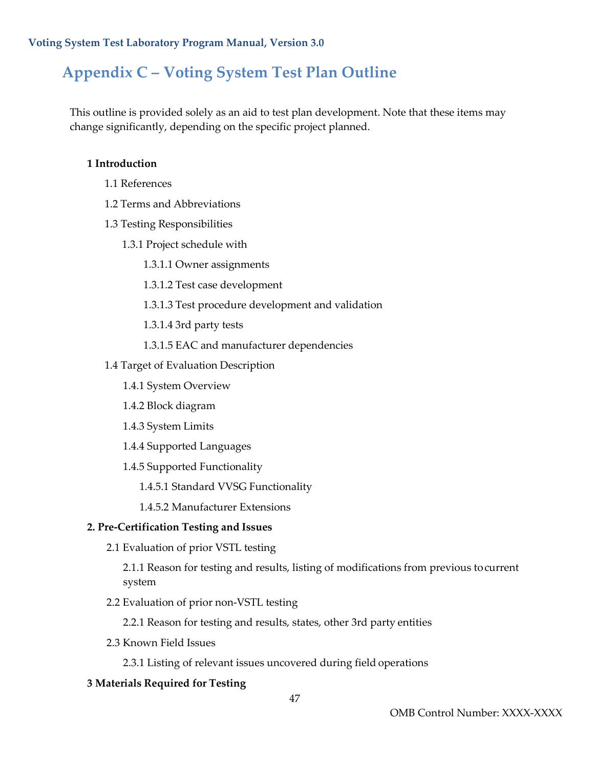# Appendix C – Voting System Test Plan Outline

This outline is provided solely as an aid to test plan development. Note that these items may change significantly, depending on the specific project planned.

**1 Introduction**

- 1.1 References
- 1.2 Terms and Abbreviations
- 1.3 Testing Responsibilities
  - 1.3.1 Project schedule with
    - 1.3.1.1 Owner assignments
    - 1.3.1.2 Test case development
    - 1.3.1.3 Test procedure development and validation
    - 1.3.1.4 3rd party tests
    - 1.3.1.5 EAC and manufacturer dependencies
- 1.4 Target of Evaluation Description
  - 1.4.1 System Overview
  - 1.4.2 Block diagram
  - 1.4.3 System Limits
  - 1.4.4 Supported Languages
  - 1.4.5 Supported Functionality
    - 1.4.5.1 Standard VVSG Functionality
    - 1.4.5.2 Manufacturer Extensions

**2. Pre-Certification Testing and Issues**

- 2.1 Evaluation of prior VSTL testing
  - 2.1.1 Reason for testing and results, listing of modifications from previous to current system
- 2.2 Evaluation of prior non-VSTL testing
  - 2.2.1 Reason for testing and results, states, other 3rd party entities
- 2.3 Known Field Issues
  - 2.3.1 Listing of relevant issues uncovered during field operations

**3 Materials Required for Testing**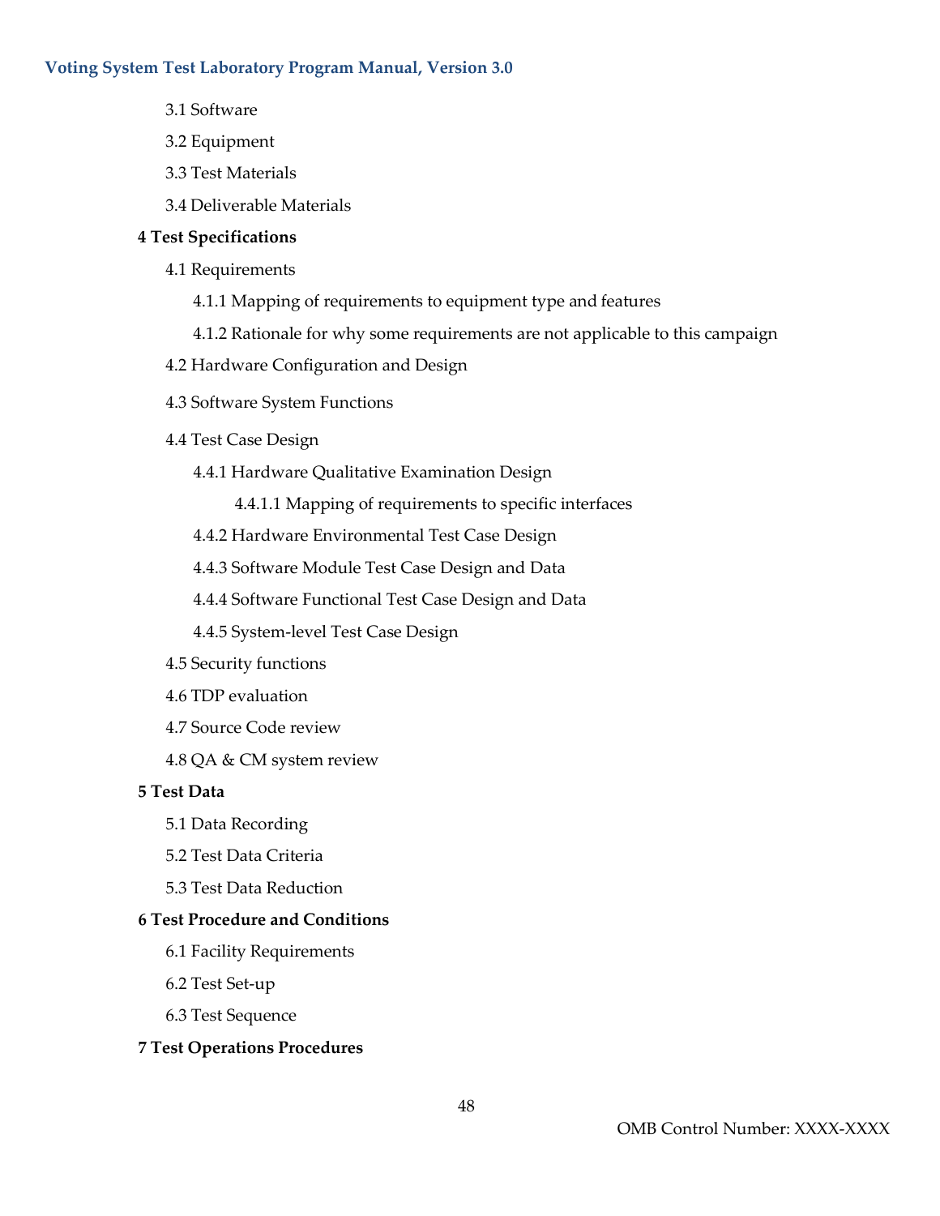3.1 Software

3.2 Equipment

3.3 Test Materials

3.4 Deliverable Materials

**4 Test Specifications**

4.1 Requirements

4.1.1 Mapping of requirements to equipment type and features

4.1.2 Rationale for why some requirements are not applicable to this campaign

4.2 Hardware Configuration and Design

4.3 Software System Functions

4.4 Test Case Design

4.4.1 Hardware Qualitative Examination Design

4.4.1.1 Mapping of requirements to specific interfaces

4.4.2 Hardware Environmental Test Case Design

4.4.3 Software Module Test Case Design and Data

4.4.4 Software Functional Test Case Design and Data

4.4.5 System-level Test Case Design

4.5 Security functions

4.6 TDP evaluation

4.7 Source Code review

4.8 QA & CM system review

**5 Test Data**

5.1 Data Recording

5.2 Test Data Criteria

5.3 Test Data Reduction

**6 Test Procedure and Conditions**

6.1 Facility Requirements

6.2 Test Set-up

6.3 Test Sequence

**7 Test Operations Procedures**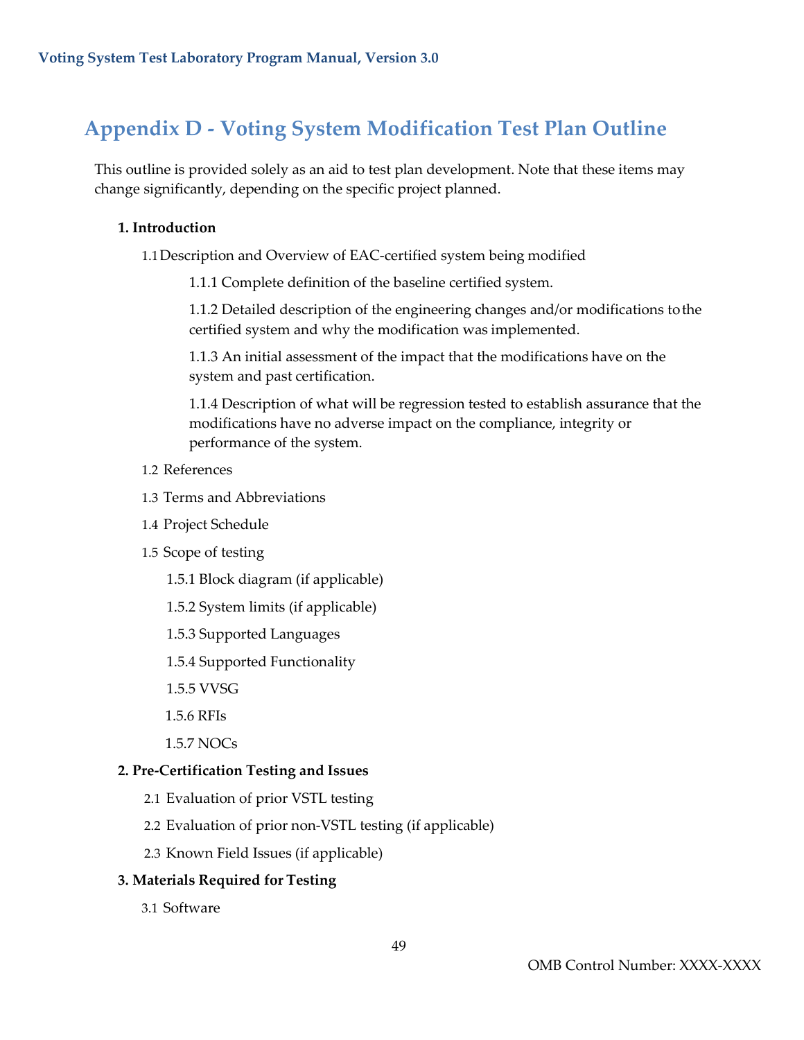# Appendix D - Voting System Modification Test Plan Outline

This outline is provided solely as an aid to test plan development. Note that these items may change significantly, depending on the specific project planned.

**1. Introduction**

1.1 Description and Overview of EAC-certified system being modified

1.1.1 Complete definition of the baseline certified system.

1.1.2 Detailed description of the engineering changes and/or modifications to the certified system and why the modification was implemented.

1.1.3 An initial assessment of the impact that the modifications have on the system and past certification.

1.1.4 Description of what will be regression tested to establish assurance that the modifications have no adverse impact on the compliance, integrity or performance of the system.

1.2 References

1.3 Terms and Abbreviations

1.4 Project Schedule

1.5 Scope of testing

1.5.1 Block diagram (if applicable)

1.5.2 System limits (if applicable)

1.5.3 Supported Languages

1.5.4 Supported Functionality

1.5.5 VVSG

1.5.6 RFIs

1.5.7 NOCs

**2. Pre-Certification Testing and Issues**

2.1 Evaluation of prior VSTL testing

2.2 Evaluation of prior non-VSTL testing (if applicable)

2.3 Known Field Issues (if applicable)

**3. Materials Required for Testing**

3.1 Software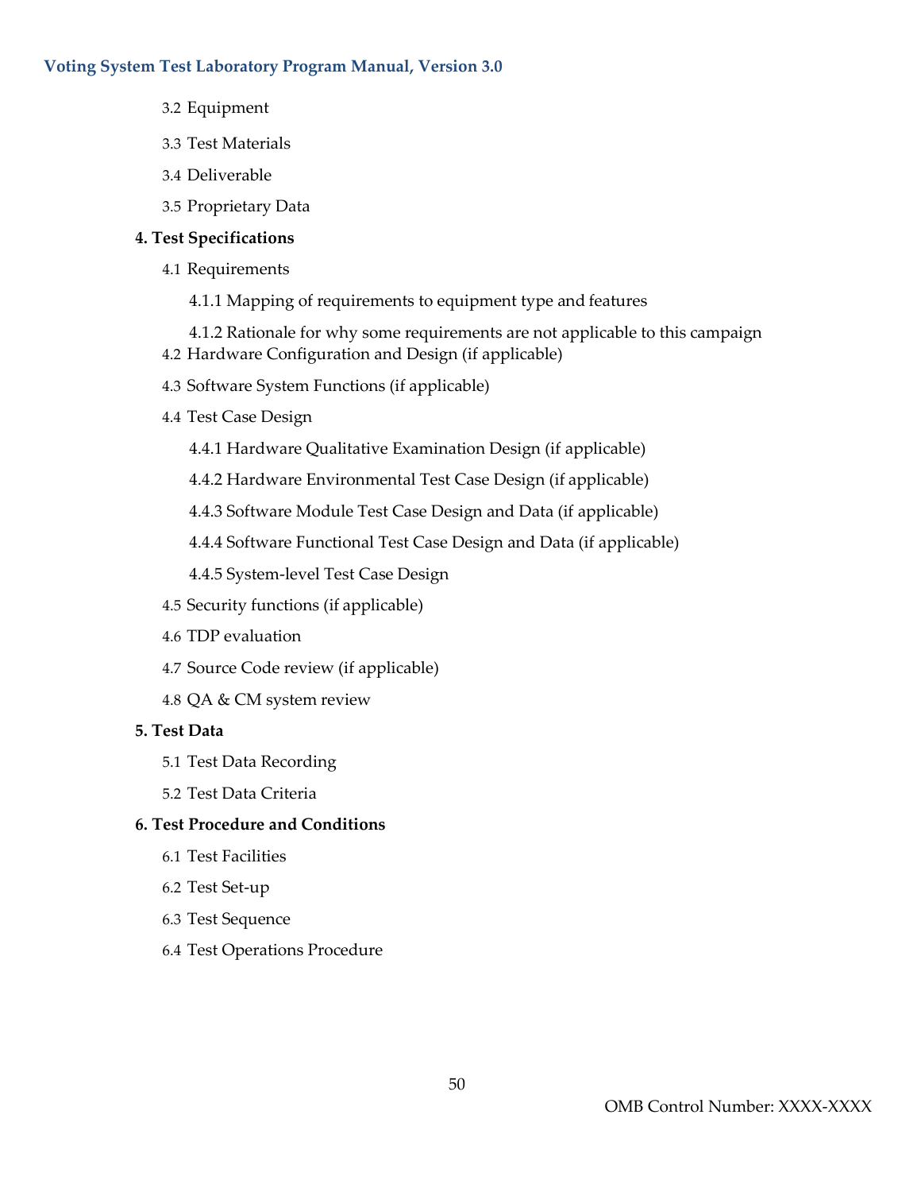3.2 Equipment

3.3 Test Materials

3.4 Deliverable

3.5 Proprietary Data

**4. Test Specifications**

4.1 Requirements

4.1.1 Mapping of requirements to equipment type and features

4.1.2 Rationale for why some requirements are not applicable to this campaign

4.2 Hardware Configuration and Design (if applicable)

4.3 Software System Functions (if applicable)

4.4 Test Case Design

4.4.1 Hardware Qualitative Examination Design (if applicable)

4.4.2 Hardware Environmental Test Case Design (if applicable)

4.4.3 Software Module Test Case Design and Data (if applicable)

4.4.4 Software Functional Test Case Design and Data (if applicable)

4.4.5 System-level Test Case Design

4.5 Security functions (if applicable)

4.6 TDP evaluation

4.7 Source Code review (if applicable)

4.8 QA & CM system review

**5. Test Data**

5.1 Test Data Recording

5.2 Test Data Criteria

**6. Test Procedure and Conditions**

6.1 Test Facilities

6.2 Test Set-up

6.3 Test Sequence

6.4 Test Operations Procedure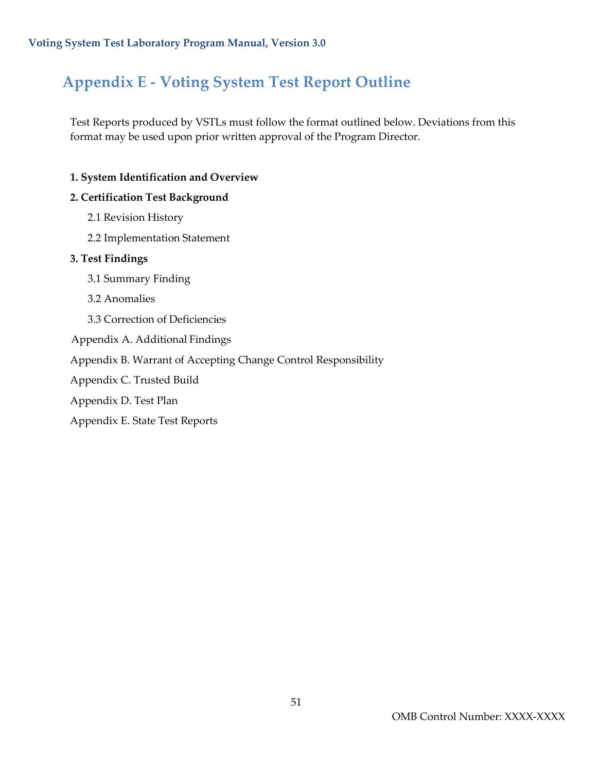# Appendix E - Voting System Test Report Outline

Test Reports produced by VSTLs must follow the format outlined below. Deviations from this format may be used upon prior written approval of the Program Director.

**1. System Identification and Overview**

**2. Certification Test Background**

2.1 Revision History

2.2 Implementation Statement

**3. Test Findings**

3.1 Summary Finding

3.2 Anomalies

3.3 Correction of Deficiencies

Appendix A. Additional Findings

Appendix B. Warrant of Accepting Change Control Responsibility

Appendix C. Trusted Build

Appendix D. Test Plan

Appendix E. State Test Reports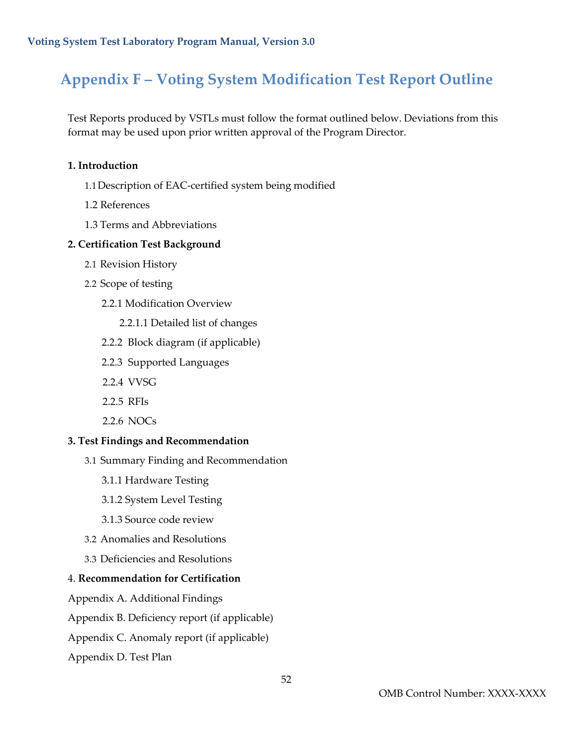# Appendix F – Voting System Modification Test Report Outline

Test Reports produced by VSTLs must follow the format outlined below. Deviations from this format may be used upon prior written approval of the Program Director.

**1. Introduction**

- 1.1 Description of EAC-certified system being modified
- 1.2 References
- 1.3 Terms and Abbreviations

**2. Certification Test Background**

- 2.1 Revision History
- 2.2 Scope of testing
  - 2.2.1 Modification Overview
    - 2.2.1.1 Detailed list of changes
  - 2.2.2 Block diagram (if applicable)
  - 2.2.3 Supported Languages
  - 2.2.4 VVSG
  - 2.2.5 RFIs
  - 2.2.6 NOCs

**3. Test Findings and Recommendation**

- 3.1 Summary Finding and Recommendation
  - 3.1.1 Hardware Testing
  - 3.1.2 System Level Testing
  - 3.1.3 Source code review
- 3.2 Anomalies and Resolutions
- 3.3 Deficiencies and Resolutions

4. **Recommendation for Certification**

Appendix A. Additional Findings

Appendix B. Deficiency report (if applicable)

Appendix C. Anomaly report (if applicable)

Appendix D. Test Plan

OMB Control Number: XXXX-XXXX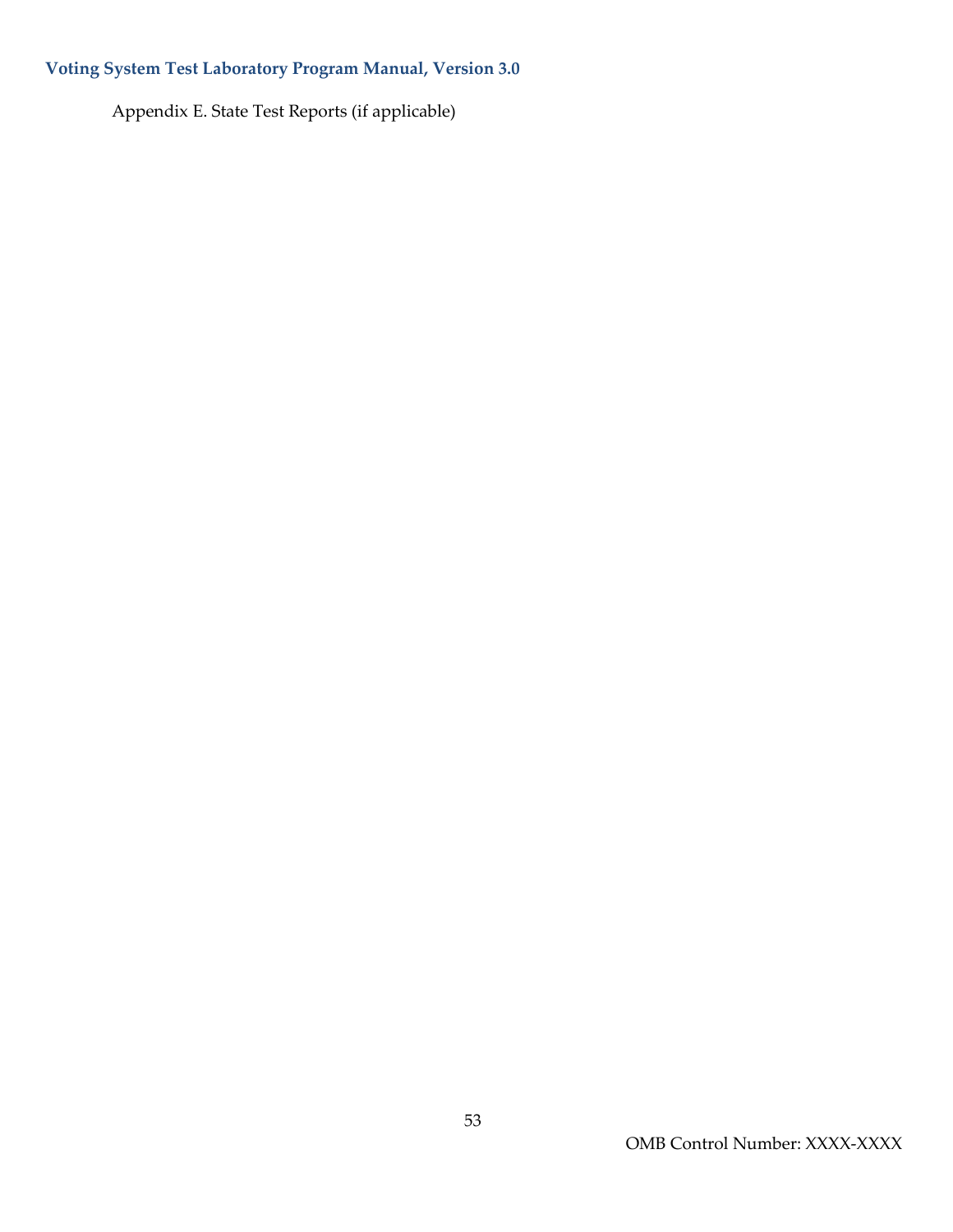Appendix E. State Test Reports (if applicable)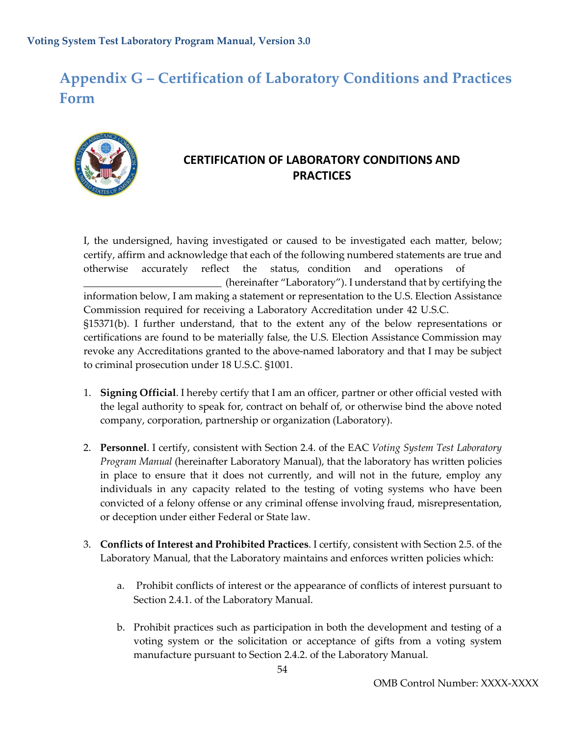# Appendix G – Certification of Laboratory Conditions and Practices Form

## CERTIFICATION OF LABORATORY CONDITIONS AND PRACTICES

I, the undersigned, having investigated or caused to be investigated each matter, below; certify, affirm and acknowledge that each of the following numbered statements are true and otherwise accurately reflect the status, condition and operations of \_\_\_\_\_\_\_\_\_\_\_\_\_\_\_\_\_\_\_\_\_\_\_\_\_\_ (hereinafter "Laboratory"). I understand that by certifying the information below, I am making a statement or representation to the U.S. Election Assistance Commission required for receiving a Laboratory Accreditation under 42 U.S.C. §15371(b). I further understand, that to the extent any of the below representations or certifications are found to be materially false, the U.S. Election Assistance Commission may revoke any Accreditations granted to the above-named laboratory and that I may be subject to criminal prosecution under 18 U.S.C. §1001.

1. **Signing Official**. I hereby certify that I am an officer, partner or other official vested with the legal authority to speak for, contract on behalf of, or otherwise bind the above noted company, corporation, partnership or organization (Laboratory).

2. **Personnel**. I certify, consistent with Section 2.4. of the EAC *Voting System Test Laboratory Program Manual* (hereinafter Laboratory Manual), that the laboratory has written policies in place to ensure that it does not currently, and will not in the future, employ any individuals in any capacity related to the testing of voting systems who have been convicted of a felony offense or any criminal offense involving fraud, misrepresentation, or deception under either Federal or State law.

3. **Conflicts of Interest and Prohibited Practices**. I certify, consistent with Section 2.5. of the Laboratory Manual, that the Laboratory maintains and enforces written policies which:

    a. Prohibit conflicts of interest or the appearance of conflicts of interest pursuant to Section 2.4.1. of the Laboratory Manual.

    b. Prohibit practices such as participation in both the development and testing of a voting system or the solicitation or acceptance of gifts from a voting system manufacture pursuant to Section 2.4.2. of the Laboratory Manual.

OMB Control Number: XXXX-XXXX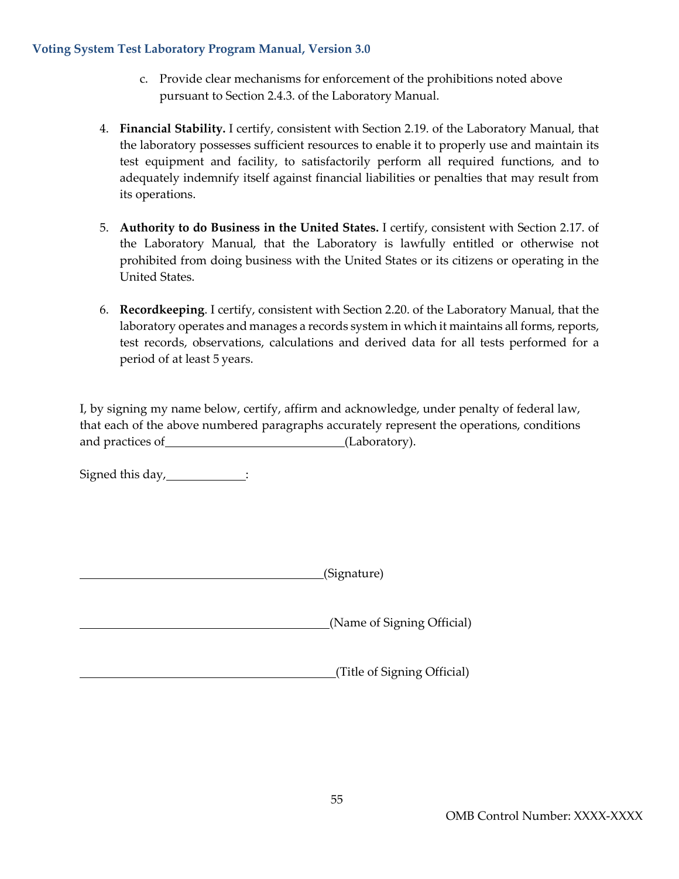c. Provide clear mechanisms for enforcement of the prohibitions noted above pursuant to Section 2.4.3. of the Laboratory Manual.

4. **Financial Stability.** I certify, consistent with Section 2.19. of the Laboratory Manual, that the laboratory possesses sufficient resources to enable it to properly use and maintain its test equipment and facility, to satisfactorily perform all required functions, and to adequately indemnify itself against financial liabilities or penalties that may result from its operations.

5. **Authority to do Business in the United States.** I certify, consistent with Section 2.17. of the Laboratory Manual, that the Laboratory is lawfully entitled or otherwise not prohibited from doing business with the United States or its citizens or operating in the United States.

6. **Recordkeeping**. I certify, consistent with Section 2.20. of the Laboratory Manual, that the laboratory operates and manages a records system in which it maintains all forms, reports, test records, observations, calculations and derived data for all tests performed for a period of at least 5 years.

I, by signing my name below, certify, affirm and acknowledge, under penalty of federal law, that each of the above numbered paragraphs accurately represent the operations, conditions and practices of\_\_\_\_\_\_\_\_\_\_\_\_\_\_\_\_\_\_\_\_\_\_\_\_\_\_\_\_(Laboratory).

Signed this day,\_\_\_\_\_\_\_\_\_\_\_\_:

\_\_\_\_\_\_\_\_\_\_\_\_\_\_\_\_\_\_\_\_\_\_\_\_\_\_\_\_\_\_\_\_\_\_\_\_\_\_(Signature)

\_\_\_\_\_\_\_\_\_\_\_\_\_\_\_\_\_\_\_\_\_\_\_\_\_\_\_\_\_\_\_\_\_\_\_\_\_\_(Name of Signing Official)

\_\_\_\_\_\_\_\_\_\_\_\_\_\_\_\_\_\_\_\_\_\_\_\_\_\_\_\_\_\_\_\_\_\_\_\_\_\_(Title of Signing Official)

OMB Control Number: XXXX-XXXX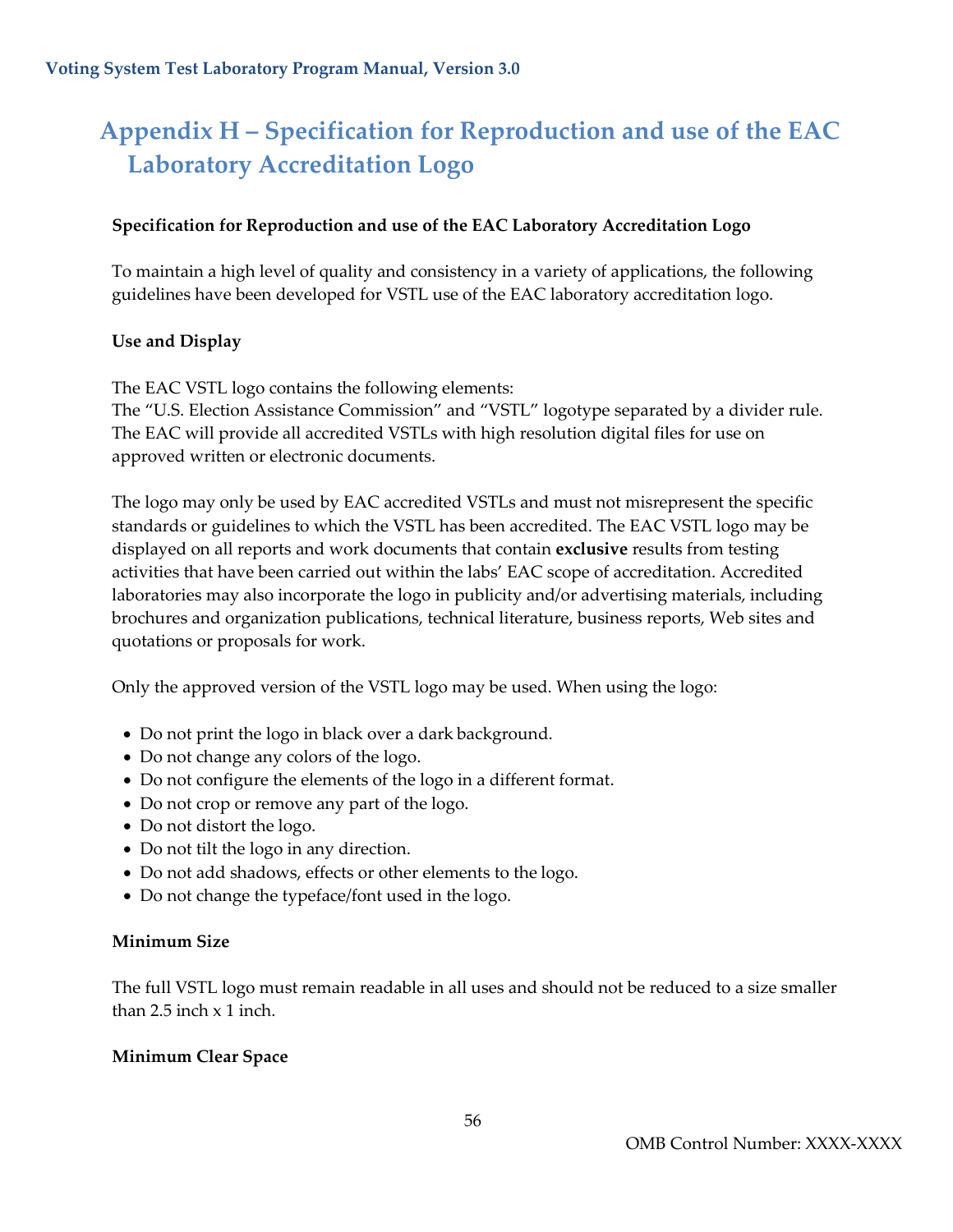# Appendix H – Specification for Reproduction and use of the EAC Laboratory Accreditation Logo

**Specification for Reproduction and use of the EAC Laboratory Accreditation Logo**

To maintain a high level of quality and consistency in a variety of applications, the following guidelines have been developed for VSTL use of the EAC laboratory accreditation logo.

**Use and Display**

The EAC VSTL logo contains the following elements:
The "U.S. Election Assistance Commission" and "VSTL" logotype separated by a divider rule. The EAC will provide all accredited VSTLs with high resolution digital files for use on approved written or electronic documents.

The logo may only be used by EAC accredited VSTLs and must not misrepresent the specific standards or guidelines to which the VSTL has been accredited. The EAC VSTL logo may be displayed on all reports and work documents that contain **exclusive** results from testing activities that have been carried out within the labs' EAC scope of accreditation. Accredited laboratories may also incorporate the logo in publicity and/or advertising materials, including brochures and organization publications, technical literature, business reports, Web sites and quotations or proposals for work.

Only the approved version of the VSTL logo may be used. When using the logo:

- Do not print the logo in black over a dark background.
- Do not change any colors of the logo.
- Do not configure the elements of the logo in a different format.
- Do not crop or remove any part of the logo.
- Do not distort the logo.
- Do not tilt the logo in any direction.
- Do not add shadows, effects or other elements to the logo.
- Do not change the typeface/font used in the logo.

**Minimum Size**

The full VSTL logo must remain readable in all uses and should not be reduced to a size smaller than 2.5 inch x 1 inch.

**Minimum Clear Space**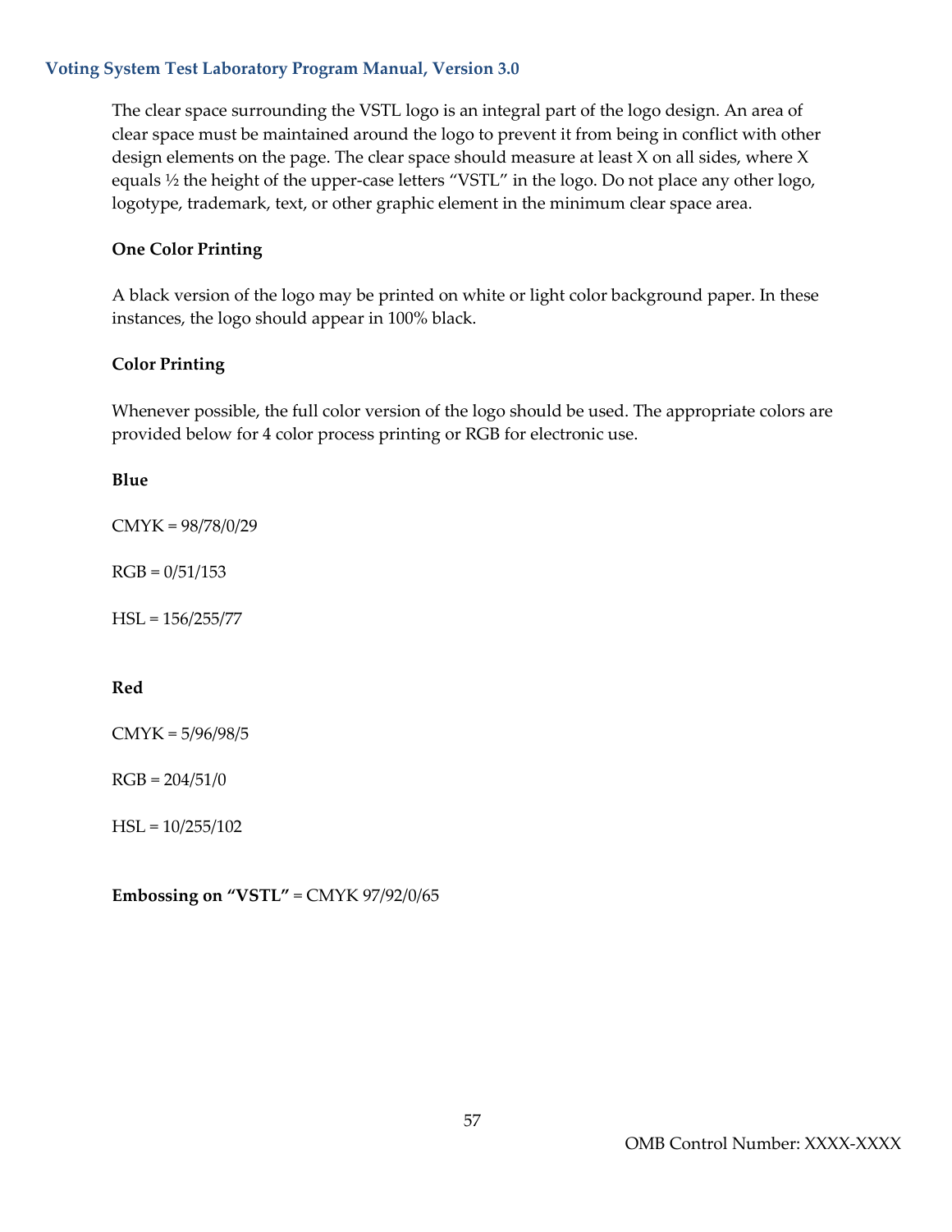The clear space surrounding the VSTL logo is an integral part of the logo design. An area of clear space must be maintained around the logo to prevent it from being in conflict with other design elements on the page. The clear space should measure at least X on all sides, where X equals ½ the height of the upper-case letters "VSTL" in the logo. Do not place any other logo, logotype, trademark, text, or other graphic element in the minimum clear space area.

**One Color Printing**

A black version of the logo may be printed on white or light color background paper. In these instances, the logo should appear in 100% black.

**Color Printing**

Whenever possible, the full color version of the logo should be used. The appropriate colors are provided below for 4 color process printing or RGB for electronic use.

**Blue**

CMYK = 98/78/0/29

RGB = 0/51/153

HSL = 156/255/77

**Red**

CMYK = 5/96/98/5

RGB = 204/51/0

HSL = 10/255/102

**Embossing on "VSTL"** = CMYK 97/92/0/65

OMB Control Number: XXXX-XXXX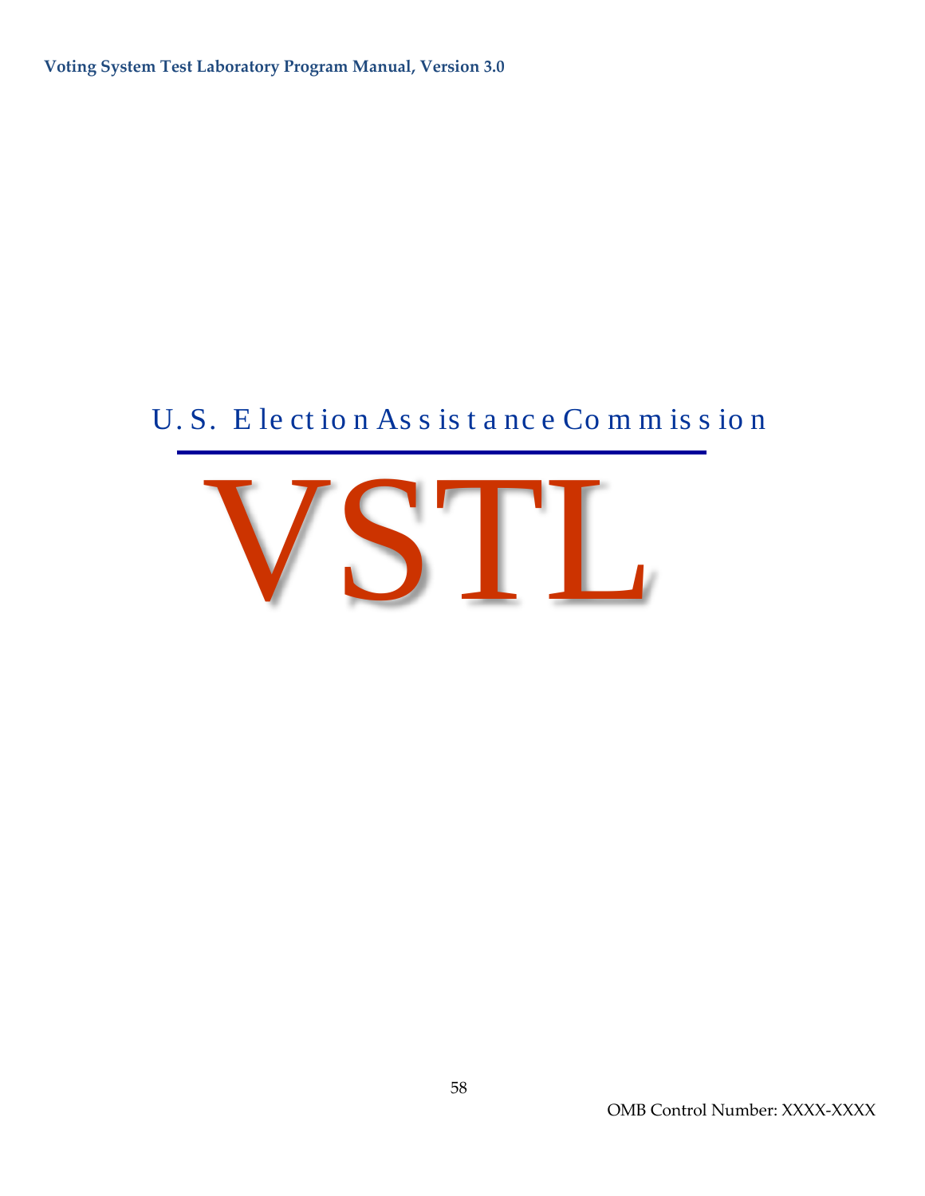U.S. Election Assistance Commission

# VSTL

OMB Control Number: XXXX-XXXX